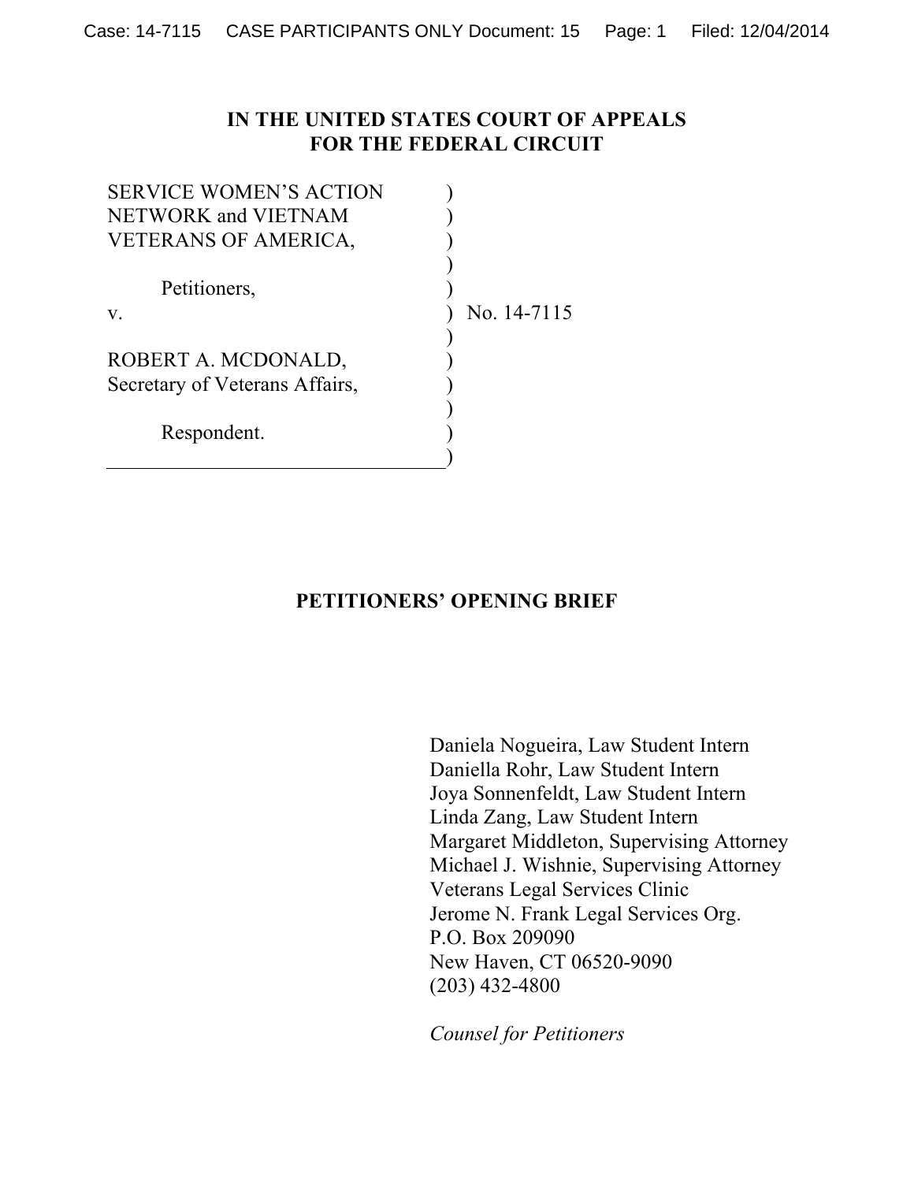**IN THE UNITED STATES COURT OF APPEALS**
**FOR THE FEDERAL CIRCUIT**

SERVICE WOMEN'S ACTION NETWORK and VIETNAM VETERANS OF AMERICA,

Petitioners,

v.

No. 14-7115

ROBERT A. MCDONALD, Secretary of Veterans Affairs,

Respondent.

**PETITIONERS' OPENING BRIEF**

Daniela Nogueira, Law Student Intern
Daniella Rohr, Law Student Intern
Joya Sonnenfeldt, Law Student Intern
Linda Zang, Law Student Intern
Margaret Middleton, Supervising Attorney
Michael J. Wishnie, Supervising Attorney
Veterans Legal Services Clinic
Jerome N. Frank Legal Services Org.
P.O. Box 209090
New Haven, CT 06520-9090
(203) 432-4800

*Counsel for Petitioners*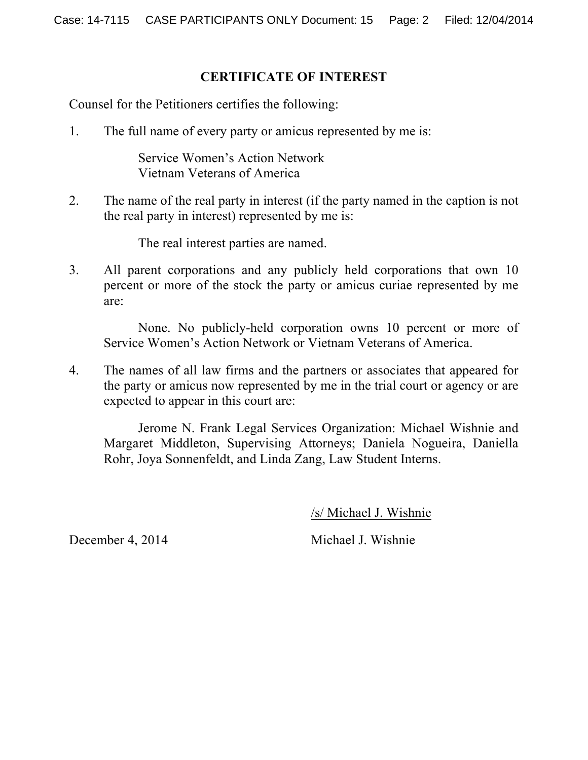## CERTIFICATE OF INTEREST

Counsel for the Petitioners certifies the following:

1. The full name of every party or amicus represented by me is:

   Service Women's Action Network
   Vietnam Veterans of America

2. The name of the real party in interest (if the party named in the caption is not the real party in interest) represented by me is:

   The real interest parties are named.

3. All parent corporations and any publicly held corporations that own 10 percent or more of the stock the party or amicus curiae represented by me are:

   None. No publicly-held corporation owns 10 percent or more of Service Women's Action Network or Vietnam Veterans of America.

4. The names of all law firms and the partners or associates that appeared for the party or amicus now represented by me in the trial court or agency or are expected to appear in this court are:

   Jerome N. Frank Legal Services Organization: Michael Wishnie and Margaret Middleton, Supervising Attorneys; Daniela Nogueira, Daniella Rohr, Joya Sonnenfeldt, and Linda Zang, Law Student Interns.

/s/ Michael J. Wishnie

December 4, 2014

Michael J. Wishnie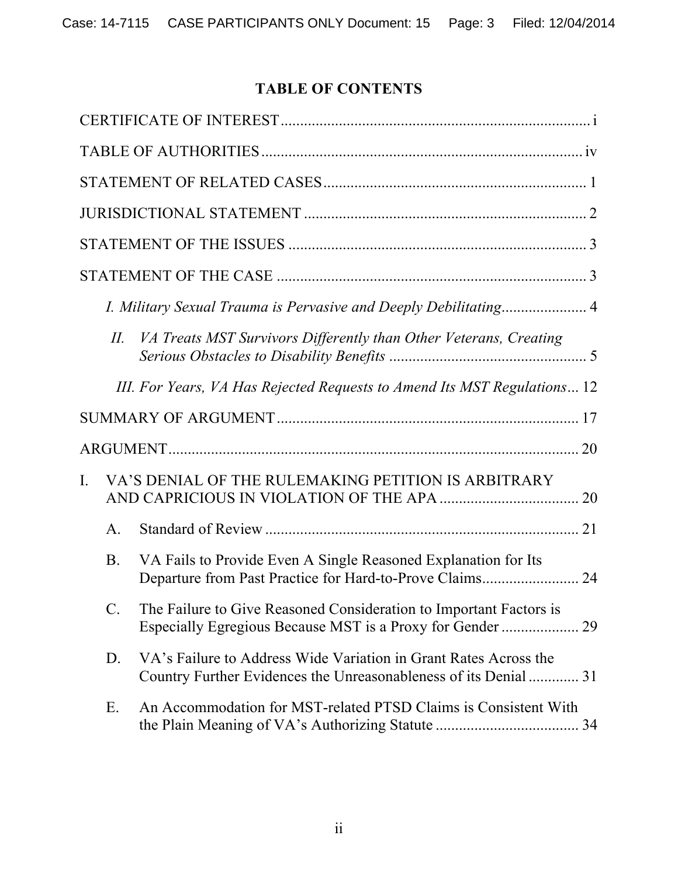# TABLE OF CONTENTS

CERTIFICATE OF INTEREST ... i

TABLE OF AUTHORITIES ... iv

STATEMENT OF RELATED CASES ... 1

JURISDICTIONAL STATEMENT ... 2

STATEMENT OF THE ISSUES ... 3

STATEMENT OF THE CASE ... 3

- *I. Military Sexual Trauma is Pervasive and Deeply Debilitating* ... 4
- *II. VA Treats MST Survivors Differently than Other Veterans, Creating Serious Obstacles to Disability Benefits* ... 5
- *III. For Years, VA Has Rejected Requests to Amend Its MST Regulations* ... 12

SUMMARY OF ARGUMENT ... 17

ARGUMENT ... 20

I. VA'S DENIAL OF THE RULEMAKING PETITION IS ARBITRARY AND CAPRICIOUS IN VIOLATION OF THE APA ... 20

- A. Standard of Review ... 21
- B. VA Fails to Provide Even A Single Reasoned Explanation for Its Departure from Past Practice for Hard-to-Prove Claims ... 24
- C. The Failure to Give Reasoned Consideration to Important Factors is Especially Egregious Because MST is a Proxy for Gender ... 29
- D. VA's Failure to Address Wide Variation in Grant Rates Across the Country Further Evidences the Unreasonableness of its Denial ... 31
- E. An Accommodation for MST-related PTSD Claims is Consistent With the Plain Meaning of VA's Authorizing Statute ... 34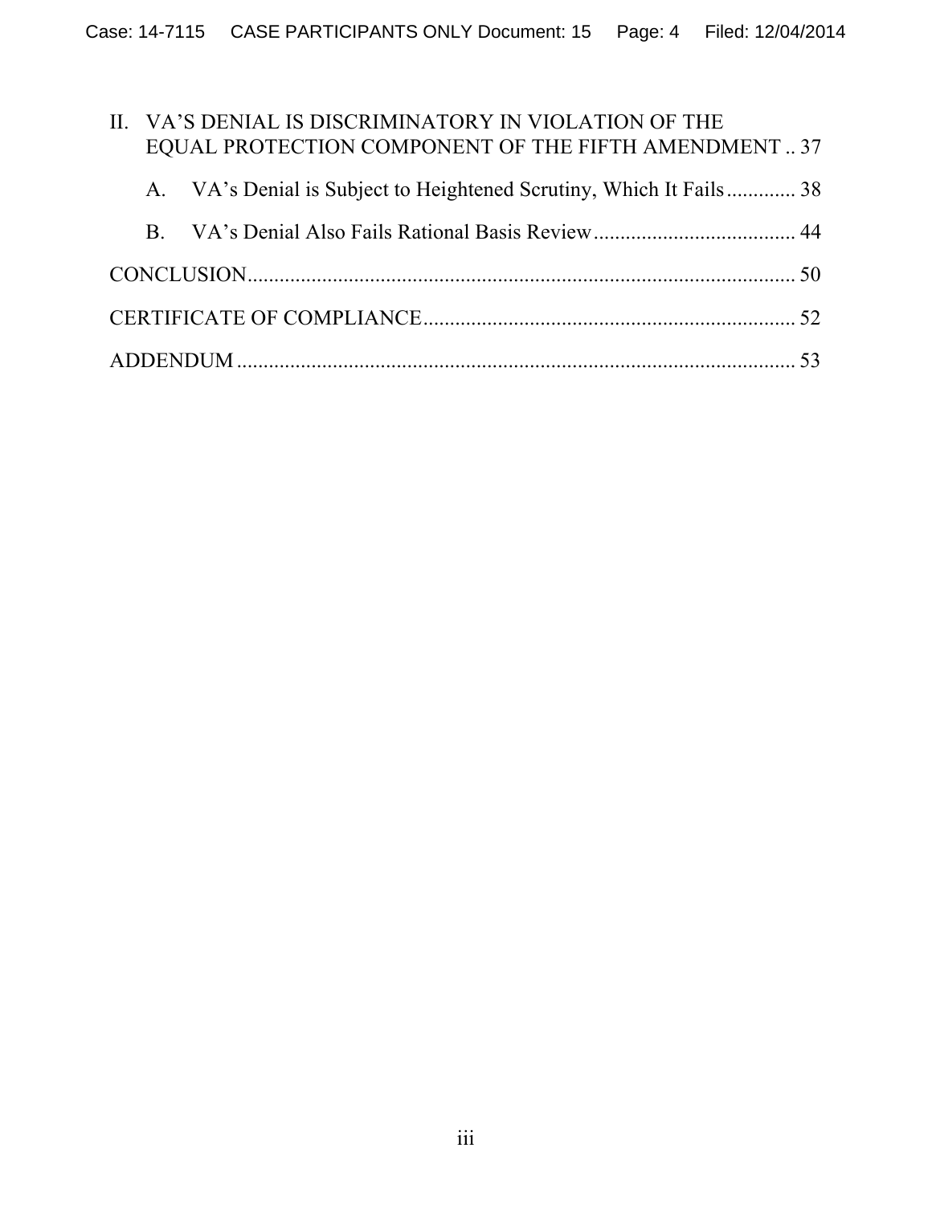II. VA’S DENIAL IS DISCRIMINATORY IN VIOLATION OF THE EQUAL PROTECTION COMPONENT OF THE FIFTH AMENDMENT .. 37

A. VA’s Denial is Subject to Heightened Scrutiny, Which It Fails ............. 38

B. VA’s Denial Also Fails Rational Basis Review ...................................... 44

CONCLUSION ....................................................................................................... 50

CERTIFICATE OF COMPLIANCE ..................................................................... 52

ADDENDUM ......................................................................................................... 53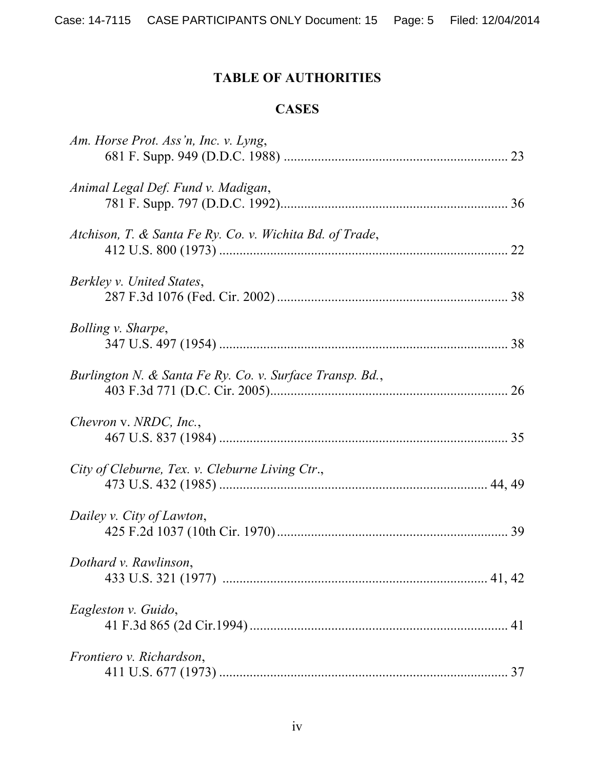# TABLE OF AUTHORITIES

## CASES

*Am. Horse Prot. Ass'n, Inc. v. Lyng*,
681 F. Supp. 949 (D.D.C. 1988) .................................................................. 23

*Animal Legal Def. Fund v. Madigan*,
781 F. Supp. 797 (D.D.C. 1992)................................................................... 36

*Atchison, T. & Santa Fe Ry. Co. v. Wichita Bd. of Trade*,
412 U.S. 800 (1973) ...................................................................................... 22

*Berkley v. United States*,
287 F.3d 1076 (Fed. Cir. 2002) .................................................................... 38

*Bolling v. Sharpe*,
347 U.S. 497 (1954) ...................................................................................... 38

*Burlington N. & Santa Fe Ry. Co. v. Surface Transp. Bd.*,
403 F.3d 771 (D.C. Cir. 2005)...................................................................... 26

*Chevron* v. *NRDC, Inc.*,
467 U.S. 837 (1984) ...................................................................................... 35

*City of Cleburne, Tex. v. Cleburne Living Ctr.*,
473 U.S. 432 (1985) ................................................................................ 44, 49

*Dailey v. City of Lawton*,
425 F.2d 1037 (10th Cir. 1970).................................................................... 39

*Dothard v. Rawlinson*,
433 U.S. 321 (1977) .............................................................................. 41, 42

*Eagleston v. Guido*,
41 F.3d 865 (2d Cir.1994) ............................................................................ 41

*Frontiero v. Richardson*,
411 U.S. 677 (1973) ...................................................................................... 37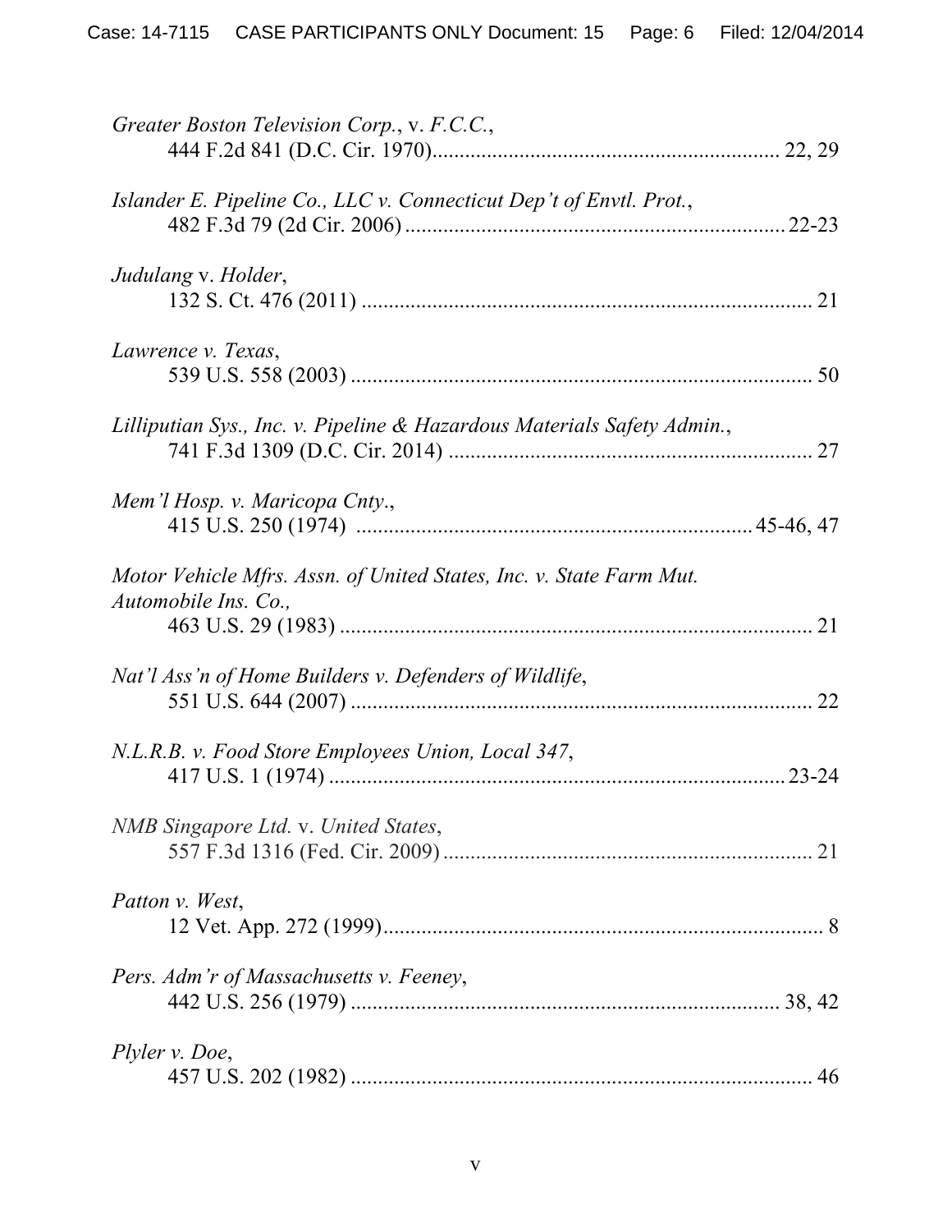*Greater Boston Television Corp.*, v. *F.C.C.*,
444 F.2d 841 (D.C. Cir. 1970)................................................................ 22, 29

*Islander E. Pipeline Co., LLC v. Connecticut Dep't of Envtl. Prot.*,
482 F.3d 79 (2d Cir. 2006)......................................................................22-23

*Judulang* v. *Holder*,
132 S. Ct. 476 (2011) .................................................................................. 21

*Lawrence v. Texas*,
539 U.S. 558 (2003) .................................................................................... 50

*Lilliputian Sys., Inc. v. Pipeline & Hazardous Materials Safety Admin.*,
741 F.3d 1309 (D.C. Cir. 2014) .................................................................. 27

*Mem'l Hosp. v. Maricopa Cnty.*,
415 U.S. 250 (1974) .......................................................................45-46, 47

*Motor Vehicle Mfrs. Assn. of United States, Inc. v. State Farm Mut. Automobile Ins. Co.,*
463 U.S. 29 (1983) ...................................................................................... 21

*Nat'l Ass'n of Home Builders v. Defenders of Wildlife*,
551 U.S. 644 (2007) .................................................................................... 22

*N.L.R.B. v. Food Store Employees Union, Local 347*,
417 U.S. 1 (1974) ....................................................................................23-24

*NMB Singapore Ltd.* v. *United States*,
557 F.3d 1316 (Fed. Cir. 2009) ................................................................... 21

*Patton v. West*,
12 Vet. App. 272 (1999).................................................................................. 8

*Pers. Adm'r of Massachusetts v. Feeney*,
442 U.S. 256 (1979) ............................................................................... 38, 42

*Plyler v. Doe*,
457 U.S. 202 (1982) .................................................................................... 46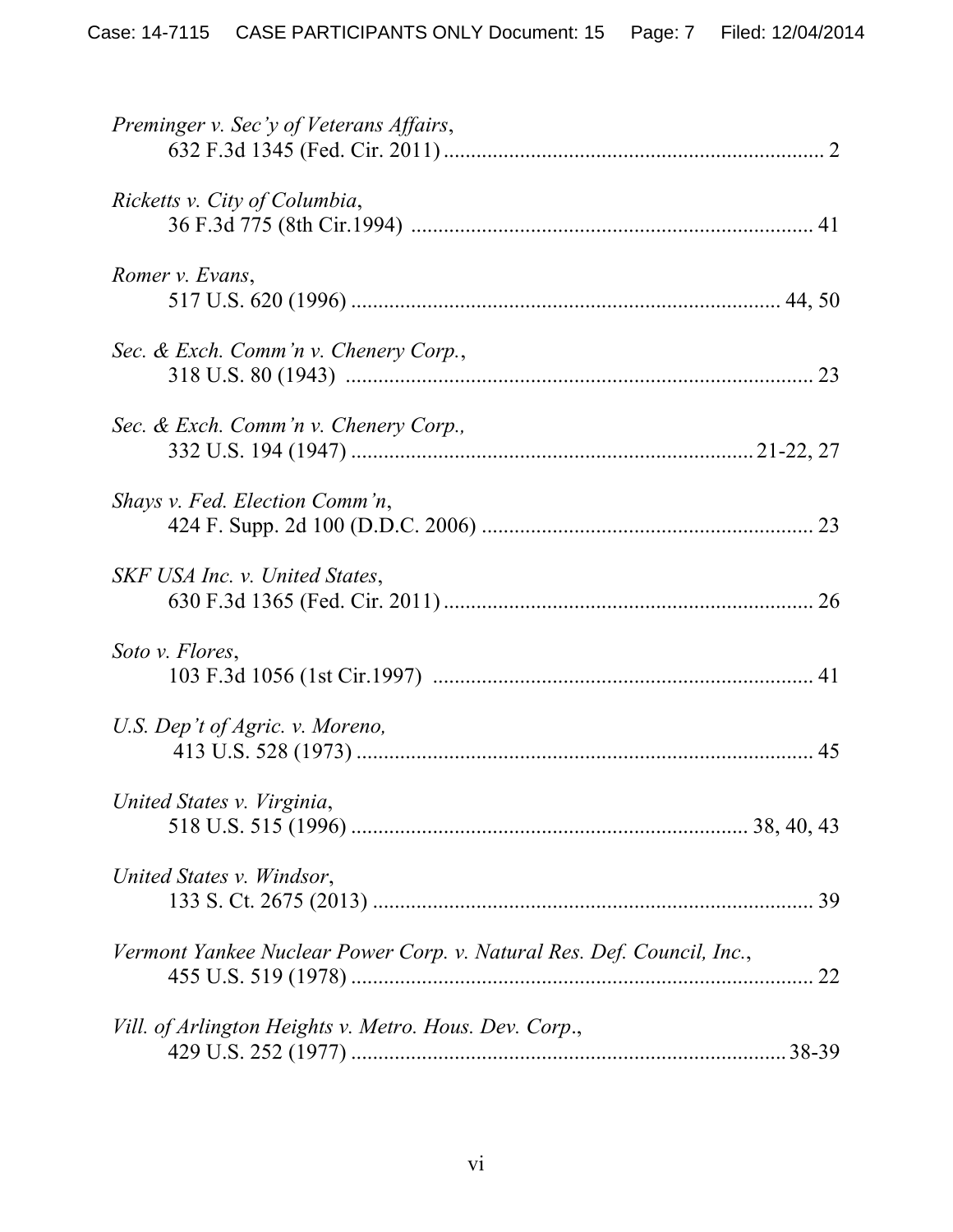*Preminger v. Sec'y of Veterans Affairs*,
632 F.3d 1345 (Fed. Cir. 2011) ..................................................................... 2

*Ricketts v. City of Columbia*,
36 F.3d 775 (8th Cir.1994) .......................................................................... 41

*Romer v. Evans*,
517 U.S. 620 (1996) .............................................................................. 44, 50

*Sec. & Exch. Comm'n v. Chenery Corp.*,
318 U.S. 80 (1943) ..................................................................................... 23

*Sec. & Exch. Comm'n v. Chenery Corp.,*
332 U.S. 194 (1947) ........................................................................ 21-22, 27

*Shays v. Fed. Election Comm'n*,
424 F. Supp. 2d 100 (D.D.C. 2006) ............................................................ 23

*SKF USA Inc. v. United States*,
630 F.3d 1365 (Fed. Cir. 2011) ................................................................... 26

*Soto v. Flores*,
103 F.3d 1056 (1st Cir.1997) ..................................................................... 41

*U.S. Dep't of Agric. v. Moreno,*
413 U.S. 528 (1973) .................................................................................... 45

*United States v. Virginia*,
518 U.S. 515 (1996) ...................................................................... 38, 40, 43

*United States v. Windsor*,
133 S. Ct. 2675 (2013) ................................................................................ 39

*Vermont Yankee Nuclear Power Corp. v. Natural Res. Def. Council, Inc.*,
455 U.S. 519 (1978) .................................................................................... 22

*Vill. of Arlington Heights v. Metro. Hous. Dev. Corp.*,
429 U.S. 252 (1977) ................................................................................ 38-39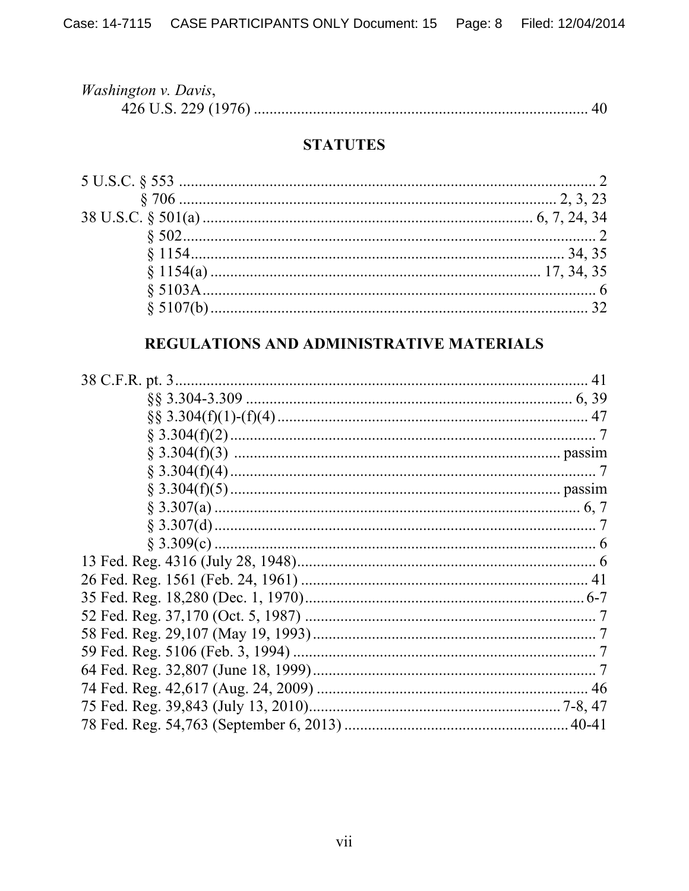*Washington v. Davis*,
426 U.S. 229 (1976) .................................................................................... 40

## STATUTES

5 U.S.C. § 553 ......................................................................................................... 2
§ 706 ....................................................................................................... 2, 3, 23
38 U.S.C. § 501(a) ................................................................................... 6, 7, 24, 34
§ 502.......................................................................................................... 2
§ 1154.............................................................................................. 34, 35
§ 1154(a) ................................................................................... 17, 34, 35
§ 5103A...................................................................................................... 6
§ 5107(b) ................................................................................................ 32

## REGULATIONS AND ADMINISTRATIVE MATERIALS

38 C.F.R. pt. 3 ........................................................................................................ 41
§§ 3.304-3.309 ...................................................................................... 6, 39
§§ 3.304(f)(1)-(f)(4) ................................................................................. 47
§ 3.304(f)(2) ................................................................................................ 7
§ 3.304(f)(3) ....................................................................................... passim
§ 3.304(f)(4) ................................................................................................ 7
§ 3.304(f)(5) ....................................................................................... passim
§ 3.307(a) ............................................................................................... 6, 7
§ 3.307(d) ................................................................................................... 7
§ 3.309(c) ................................................................................................... 6
13 Fed. Reg. 4316 (July 28, 1948)............................................................................ 6
26 Fed. Reg. 1561 (Feb. 24, 1961) ......................................................................... 41
35 Fed. Reg. 18,280 (Dec. 1, 1970)........................................................................ 6-7
52 Fed. Reg. 37,170 (Oct. 5, 1987) .......................................................................... 7
58 Fed. Reg. 29,107 (May 19, 1993) ........................................................................ 7
59 Fed. Reg. 5106 (Feb. 3, 1994) ............................................................................. 7
64 Fed. Reg. 32,807 (June 18, 1999) ........................................................................ 7
74 Fed. Reg. 42,617 (Aug. 24, 2009) ...................................................................... 46
75 Fed. Reg. 39,843 (July 13, 2010)................................................................... 7-8, 47
78 Fed. Reg. 54,763 (September 6, 2013) .......................................................... 40-41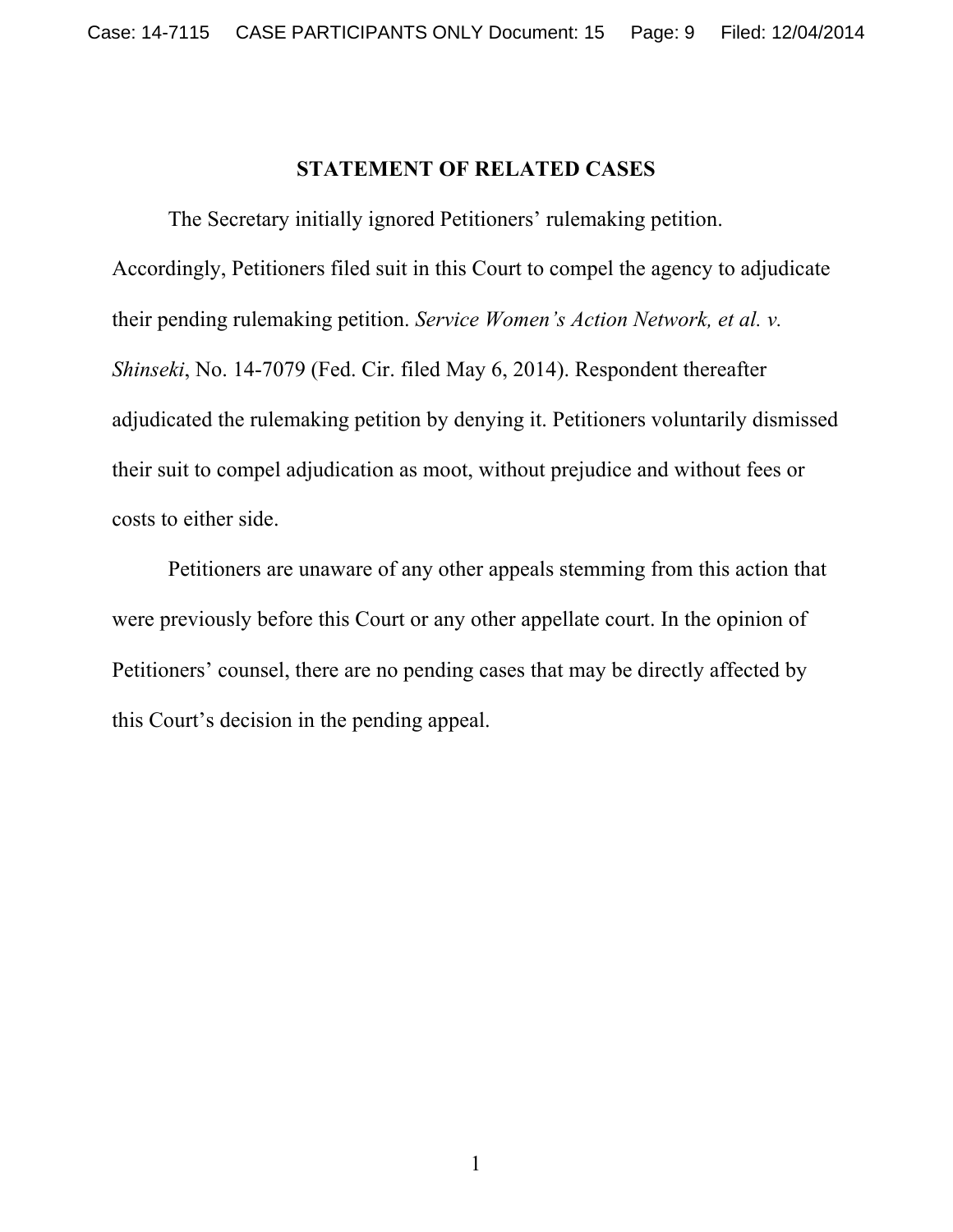## STATEMENT OF RELATED CASES

The Secretary initially ignored Petitioners' rulemaking petition. Accordingly, Petitioners filed suit in this Court to compel the agency to adjudicate their pending rulemaking petition. *Service Women's Action Network, et al. v. Shinseki*, No. 14-7079 (Fed. Cir. filed May 6, 2014). Respondent thereafter adjudicated the rulemaking petition by denying it. Petitioners voluntarily dismissed their suit to compel adjudication as moot, without prejudice and without fees or costs to either side.

Petitioners are unaware of any other appeals stemming from this action that were previously before this Court or any other appellate court. In the opinion of Petitioners' counsel, there are no pending cases that may be directly affected by this Court's decision in the pending appeal.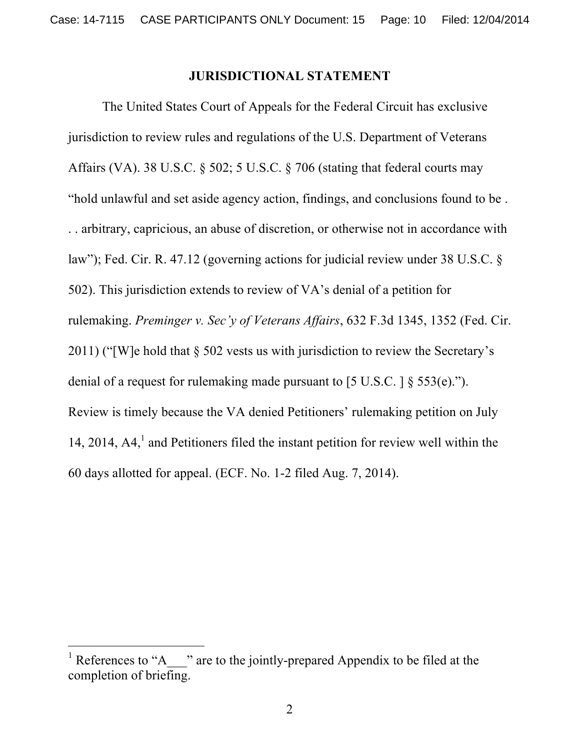## JURISDICTIONAL STATEMENT

The United States Court of Appeals for the Federal Circuit has exclusive jurisdiction to review rules and regulations of the U.S. Department of Veterans Affairs (VA). 38 U.S.C. § 502; 5 U.S.C. § 706 (stating that federal courts may "hold unlawful and set aside agency action, findings, and conclusions found to be . . . arbitrary, capricious, an abuse of discretion, or otherwise not in accordance with law"); Fed. Cir. R. 47.12 (governing actions for judicial review under 38 U.S.C. § 502). This jurisdiction extends to review of VA's denial of a petition for rulemaking. *Preminger v. Sec'y of Veterans Affairs*, 632 F.3d 1345, 1352 (Fed. Cir. 2011) ("[W]e hold that § 502 vests us with jurisdiction to review the Secretary's denial of a request for rulemaking made pursuant to [5 U.S.C. ] § 553(e)."). Review is timely because the VA denied Petitioners' rulemaking petition on July 14, 2014, A4,[1] and Petitioners filed the instant petition for review well within the 60 days allotted for appeal. (ECF. No. 1-2 filed Aug. 7, 2014).

---

[1] References to "A___" are to the jointly-prepared Appendix to be filed at the completion of briefing.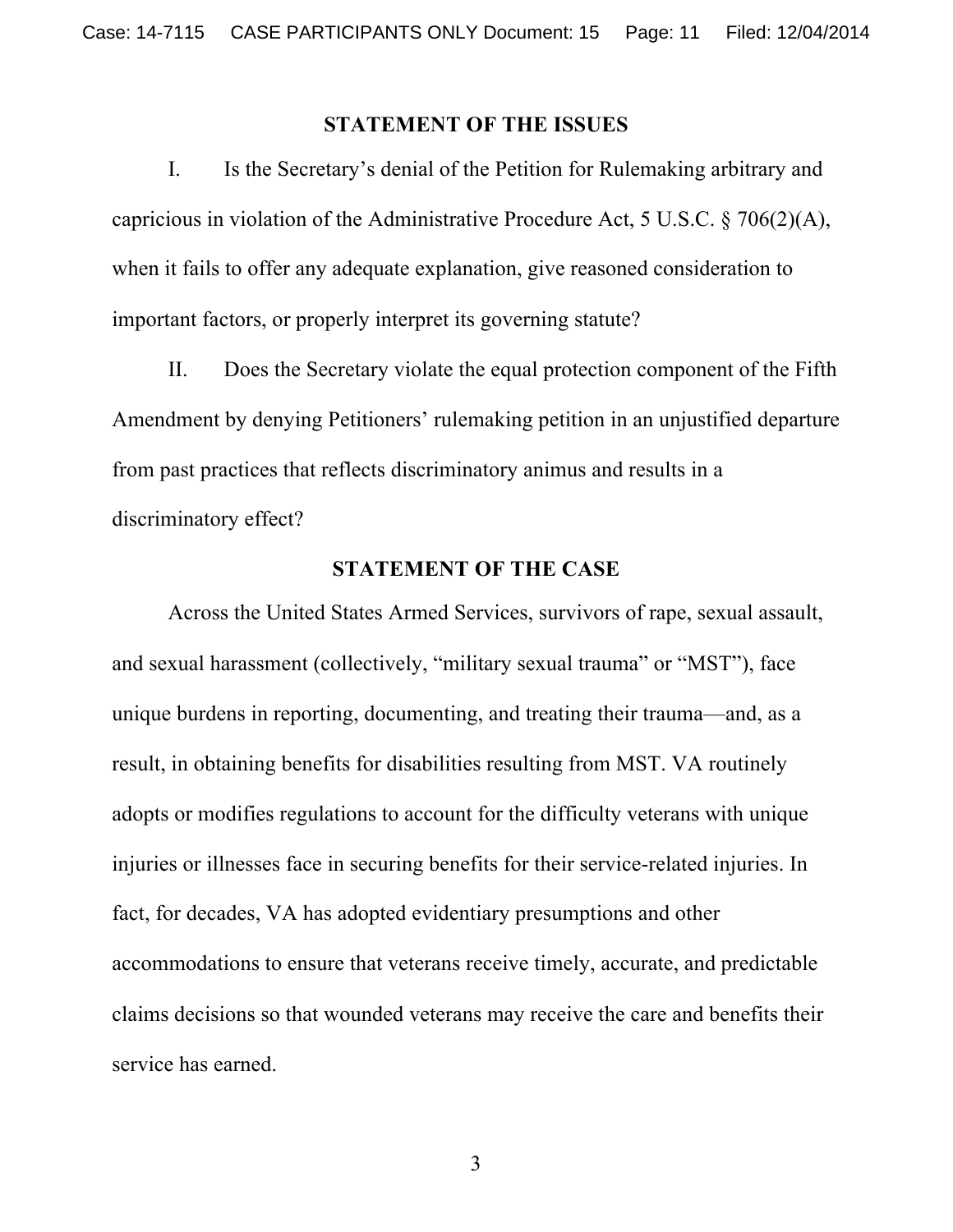## STATEMENT OF THE ISSUES

I. Is the Secretary's denial of the Petition for Rulemaking arbitrary and capricious in violation of the Administrative Procedure Act, 5 U.S.C. § 706(2)(A), when it fails to offer any adequate explanation, give reasoned consideration to important factors, or properly interpret its governing statute?

II. Does the Secretary violate the equal protection component of the Fifth Amendment by denying Petitioners' rulemaking petition in an unjustified departure from past practices that reflects discriminatory animus and results in a discriminatory effect?

## STATEMENT OF THE CASE

Across the United States Armed Services, survivors of rape, sexual assault, and sexual harassment (collectively, "military sexual trauma" or "MST"), face unique burdens in reporting, documenting, and treating their trauma—and, as a result, in obtaining benefits for disabilities resulting from MST. VA routinely adopts or modifies regulations to account for the difficulty veterans with unique injuries or illnesses face in securing benefits for their service-related injuries. In fact, for decades, VA has adopted evidentiary presumptions and other accommodations to ensure that veterans receive timely, accurate, and predictable claims decisions so that wounded veterans may receive the care and benefits their service has earned.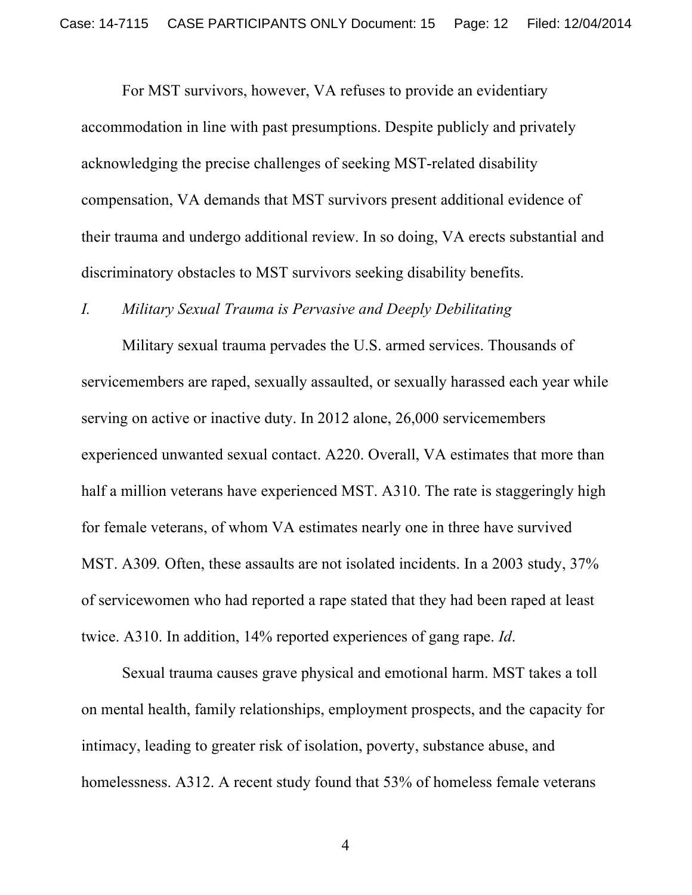For MST survivors, however, VA refuses to provide an evidentiary accommodation in line with past presumptions. Despite publicly and privately acknowledging the precise challenges of seeking MST-related disability compensation, VA demands that MST survivors present additional evidence of their trauma and undergo additional review. In so doing, VA erects substantial and discriminatory obstacles to MST survivors seeking disability benefits.

## *I. Military Sexual Trauma is Pervasive and Deeply Debilitating*

Military sexual trauma pervades the U.S. armed services. Thousands of servicemembers are raped, sexually assaulted, or sexually harassed each year while serving on active or inactive duty. In 2012 alone, 26,000 servicemembers experienced unwanted sexual contact. A220. Overall, VA estimates that more than half a million veterans have experienced MST. A310. The rate is staggeringly high for female veterans, of whom VA estimates nearly one in three have survived MST. A309. Often, these assaults are not isolated incidents. In a 2003 study, 37% of servicewomen who had reported a rape stated that they had been raped at least twice. A310. In addition, 14% reported experiences of gang rape. *Id*.

Sexual trauma causes grave physical and emotional harm. MST takes a toll on mental health, family relationships, employment prospects, and the capacity for intimacy, leading to greater risk of isolation, poverty, substance abuse, and homelessness. A312. A recent study found that 53% of homeless female veterans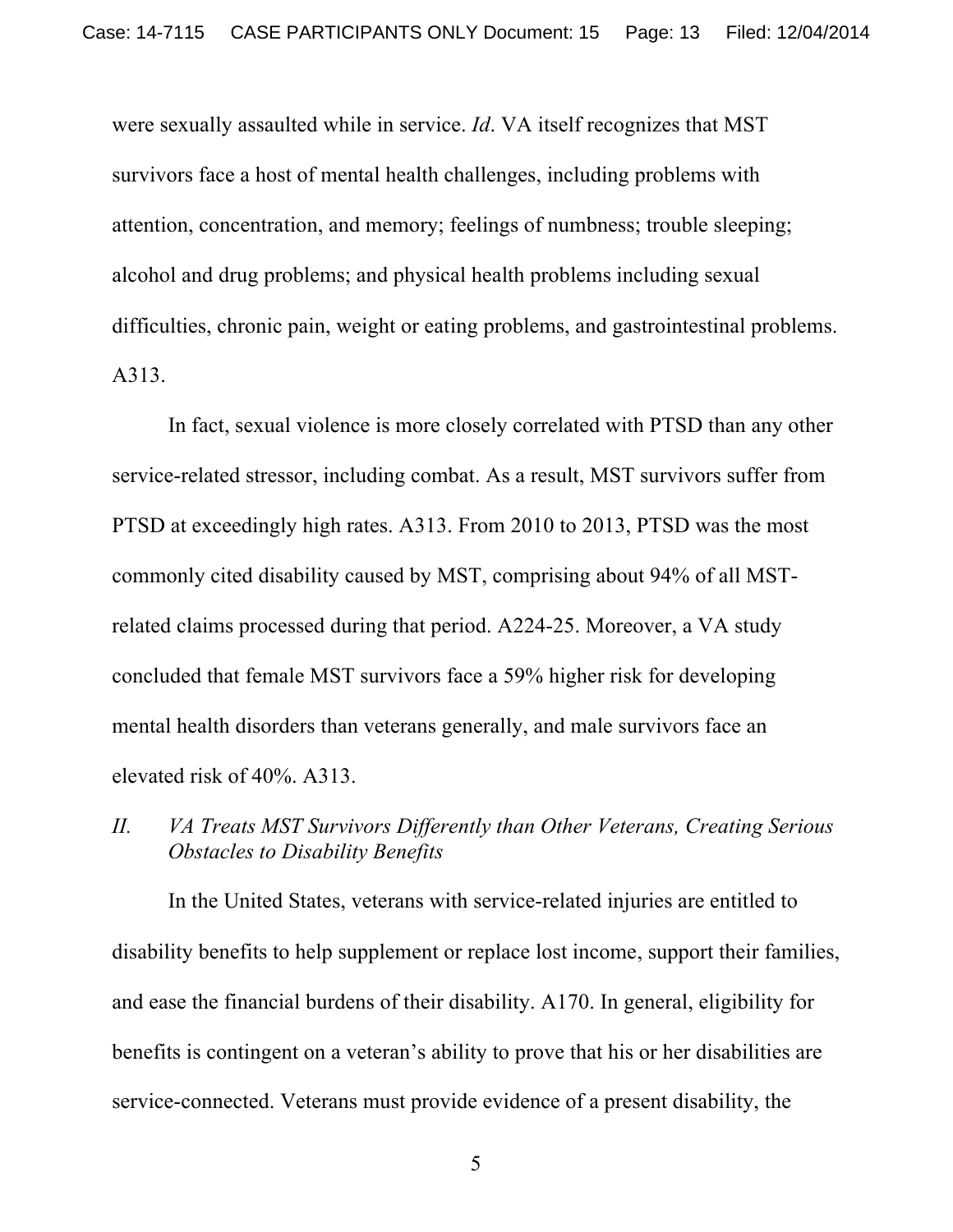were sexually assaulted while in service. *Id*. VA itself recognizes that MST survivors face a host of mental health challenges, including problems with attention, concentration, and memory; feelings of numbness; trouble sleeping; alcohol and drug problems; and physical health problems including sexual difficulties, chronic pain, weight or eating problems, and gastrointestinal problems. A313.

In fact, sexual violence is more closely correlated with PTSD than any other service-related stressor, including combat. As a result, MST survivors suffer from PTSD at exceedingly high rates. A313. From 2010 to 2013, PTSD was the most commonly cited disability caused by MST, comprising about 94% of all MST-related claims processed during that period. A224-25. Moreover, a VA study concluded that female MST survivors face a 59% higher risk for developing mental health disorders than veterans generally, and male survivors face an elevated risk of 40%. A313.

## *II. VA Treats MST Survivors Differently than Other Veterans, Creating Serious Obstacles to Disability Benefits*

In the United States, veterans with service-related injuries are entitled to disability benefits to help supplement or replace lost income, support their families, and ease the financial burdens of their disability. A170. In general, eligibility for benefits is contingent on a veteran's ability to prove that his or her disabilities are service-connected. Veterans must provide evidence of a present disability, the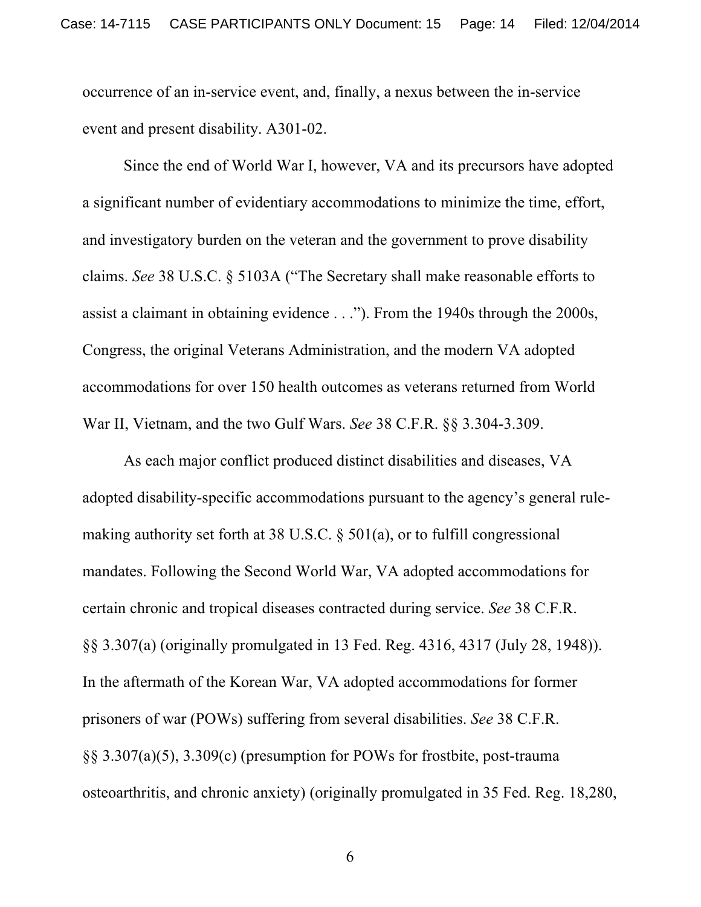occurrence of an in-service event, and, finally, a nexus between the in-service event and present disability. A301-02.

Since the end of World War I, however, VA and its precursors have adopted a significant number of evidentiary accommodations to minimize the time, effort, and investigatory burden on the veteran and the government to prove disability claims. *See* 38 U.S.C. § 5103A ("The Secretary shall make reasonable efforts to assist a claimant in obtaining evidence . . ."). From the 1940s through the 2000s, Congress, the original Veterans Administration, and the modern VA adopted accommodations for over 150 health outcomes as veterans returned from World War II, Vietnam, and the two Gulf Wars. *See* 38 C.F.R. §§ 3.304-3.309.

As each major conflict produced distinct disabilities and diseases, VA adopted disability-specific accommodations pursuant to the agency's general rule-making authority set forth at 38 U.S.C. § 501(a), or to fulfill congressional mandates. Following the Second World War, VA adopted accommodations for certain chronic and tropical diseases contracted during service. *See* 38 C.F.R. §§ 3.307(a) (originally promulgated in 13 Fed. Reg. 4316, 4317 (July 28, 1948)). In the aftermath of the Korean War, VA adopted accommodations for former prisoners of war (POWs) suffering from several disabilities. *See* 38 C.F.R. §§ 3.307(a)(5), 3.309(c) (presumption for POWs for frostbite, post-trauma osteoarthritis, and chronic anxiety) (originally promulgated in 35 Fed. Reg. 18,280,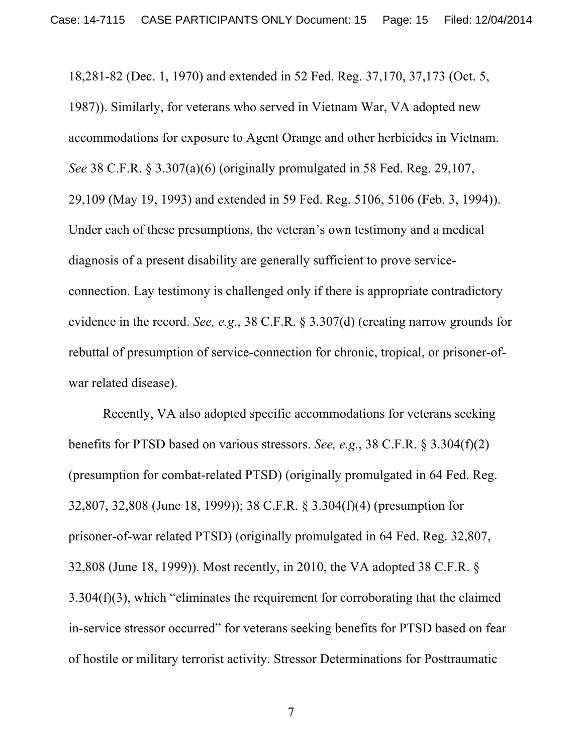18,281-82 (Dec. 1, 1970) and extended in 52 Fed. Reg. 37,170, 37,173 (Oct. 5, 1987)). Similarly, for veterans who served in Vietnam War, VA adopted new accommodations for exposure to Agent Orange and other herbicides in Vietnam. *See* 38 C.F.R. § 3.307(a)(6) (originally promulgated in 58 Fed. Reg. 29,107, 29,109 (May 19, 1993) and extended in 59 Fed. Reg. 5106, 5106 (Feb. 3, 1994)). Under each of these presumptions, the veteran's own testimony and a medical diagnosis of a present disability are generally sufficient to prove service-connection. Lay testimony is challenged only if there is appropriate contradictory evidence in the record. *See, e.g.*, 38 C.F.R. § 3.307(d) (creating narrow grounds for rebuttal of presumption of service-connection for chronic, tropical, or prisoner-of-war related disease).

Recently, VA also adopted specific accommodations for veterans seeking benefits for PTSD based on various stressors. *See, e.g.*, 38 C.F.R. § 3.304(f)(2) (presumption for combat-related PTSD) (originally promulgated in 64 Fed. Reg. 32,807, 32,808 (June 18, 1999)); 38 C.F.R. § 3.304(f)(4) (presumption for prisoner-of-war related PTSD) (originally promulgated in 64 Fed. Reg. 32,807, 32,808 (June 18, 1999)). Most recently, in 2010, the VA adopted 38 C.F.R. § 3.304(f)(3), which "eliminates the requirement for corroborating that the claimed in-service stressor occurred" for veterans seeking benefits for PTSD based on fear of hostile or military terrorist activity. Stressor Determinations for Posttraumatic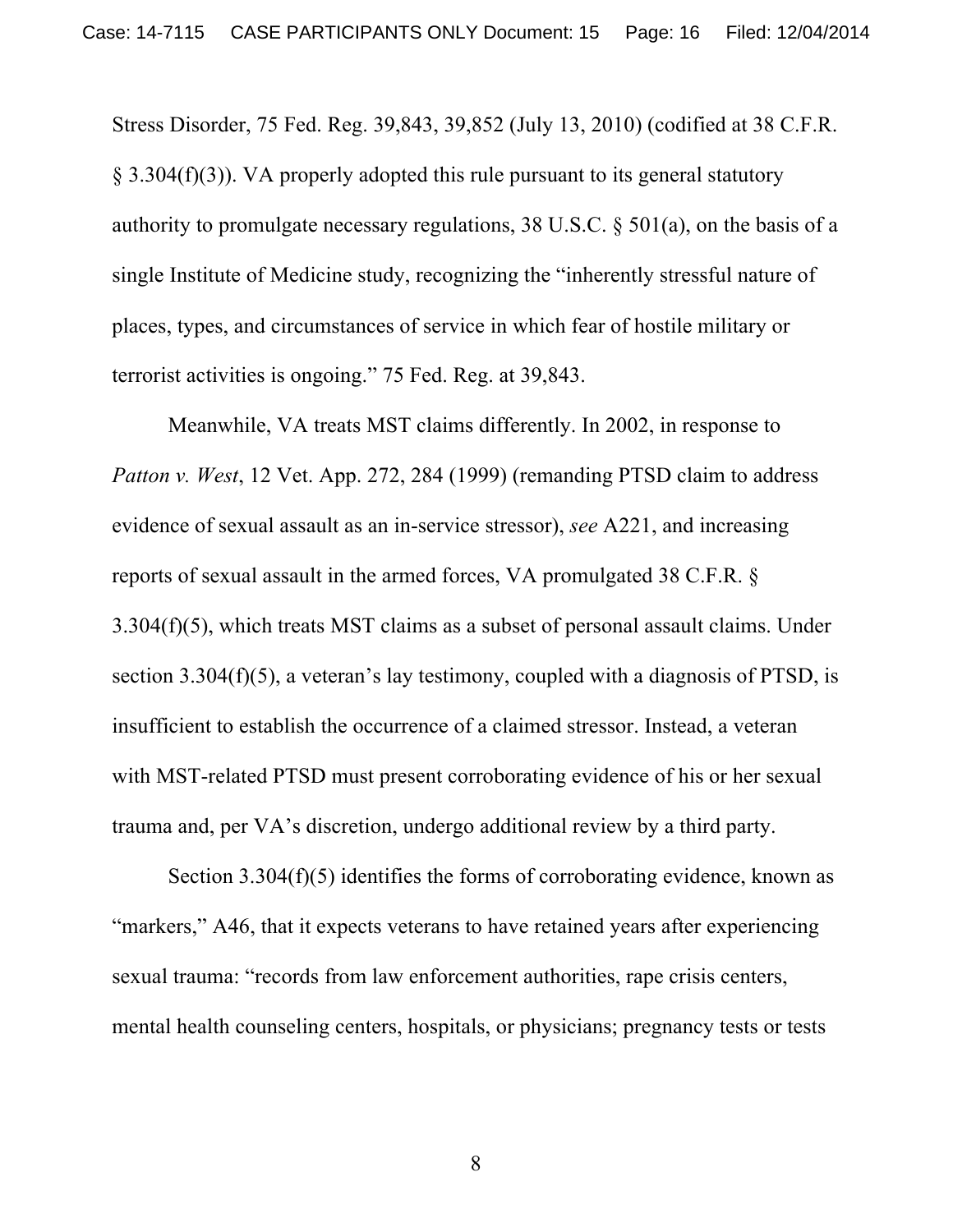Stress Disorder, 75 Fed. Reg. 39,843, 39,852 (July 13, 2010) (codified at 38 C.F.R. § 3.304(f)(3)). VA properly adopted this rule pursuant to its general statutory authority to promulgate necessary regulations, 38 U.S.C. § 501(a), on the basis of a single Institute of Medicine study, recognizing the "inherently stressful nature of places, types, and circumstances of service in which fear of hostile military or terrorist activities is ongoing." 75 Fed. Reg. at 39,843.

Meanwhile, VA treats MST claims differently. In 2002, in response to *Patton v. West*, 12 Vet. App. 272, 284 (1999) (remanding PTSD claim to address evidence of sexual assault as an in-service stressor), *see* A221, and increasing reports of sexual assault in the armed forces, VA promulgated 38 C.F.R. § 3.304(f)(5), which treats MST claims as a subset of personal assault claims. Under section 3.304(f)(5), a veteran's lay testimony, coupled with a diagnosis of PTSD, is insufficient to establish the occurrence of a claimed stressor. Instead, a veteran with MST-related PTSD must present corroborating evidence of his or her sexual trauma and, per VA's discretion, undergo additional review by a third party.

Section 3.304(f)(5) identifies the forms of corroborating evidence, known as "markers," A46, that it expects veterans to have retained years after experiencing sexual trauma: "records from law enforcement authorities, rape crisis centers, mental health counseling centers, hospitals, or physicians; pregnancy tests or tests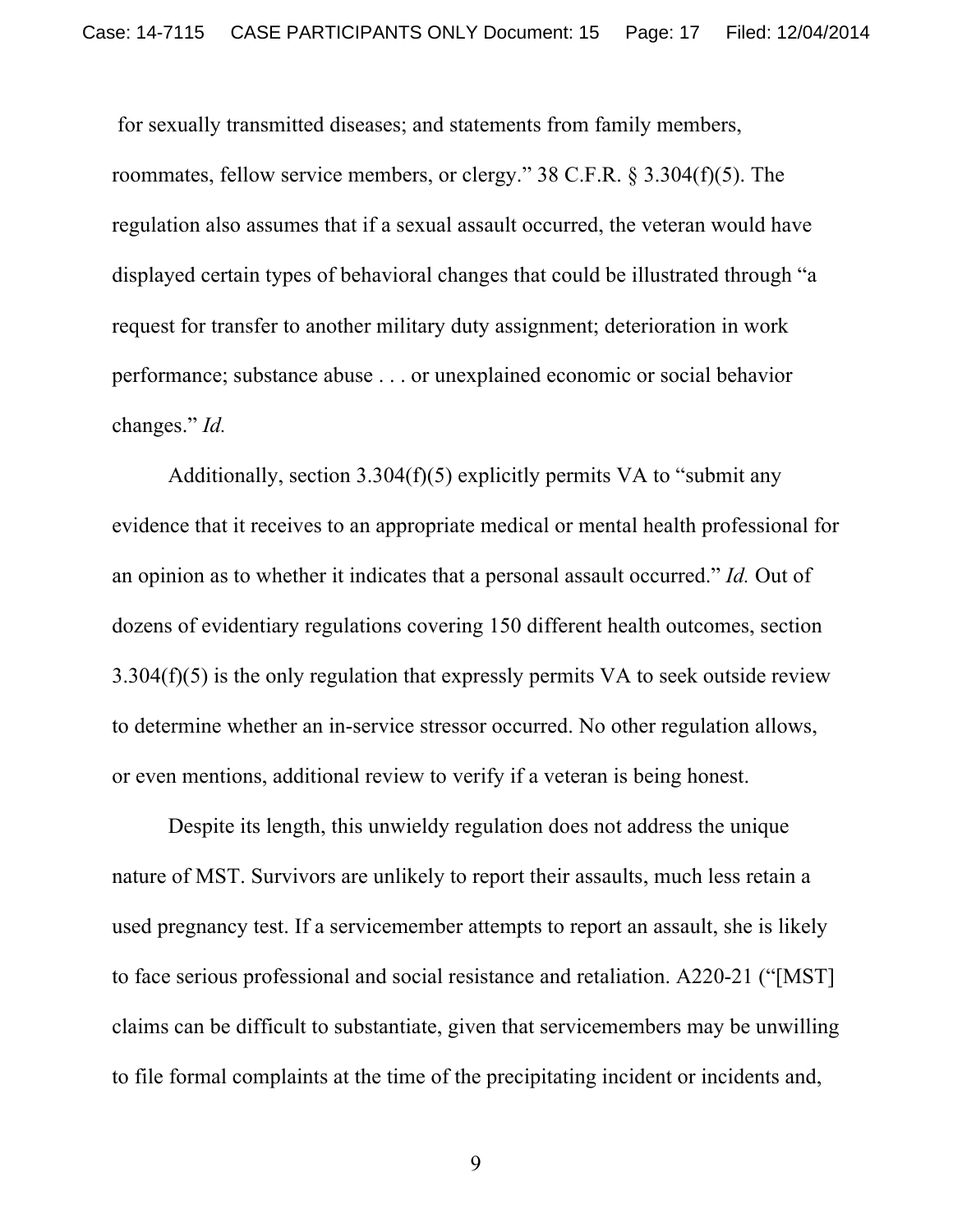for sexually transmitted diseases; and statements from family members, roommates, fellow service members, or clergy." 38 C.F.R. § 3.304(f)(5). The regulation also assumes that if a sexual assault occurred, the veteran would have displayed certain types of behavioral changes that could be illustrated through "a request for transfer to another military duty assignment; deterioration in work performance; substance abuse . . . or unexplained economic or social behavior changes." *Id.*

Additionally, section 3.304(f)(5) explicitly permits VA to "submit any evidence that it receives to an appropriate medical or mental health professional for an opinion as to whether it indicates that a personal assault occurred." *Id.* Out of dozens of evidentiary regulations covering 150 different health outcomes, section 3.304(f)(5) is the only regulation that expressly permits VA to seek outside review to determine whether an in-service stressor occurred. No other regulation allows, or even mentions, additional review to verify if a veteran is being honest.

Despite its length, this unwieldy regulation does not address the unique nature of MST. Survivors are unlikely to report their assaults, much less retain a used pregnancy test. If a servicemember attempts to report an assault, she is likely to face serious professional and social resistance and retaliation. A220-21 ("[MST] claims can be difficult to substantiate, given that servicemembers may be unwilling to file formal complaints at the time of the precipitating incident or incidents and,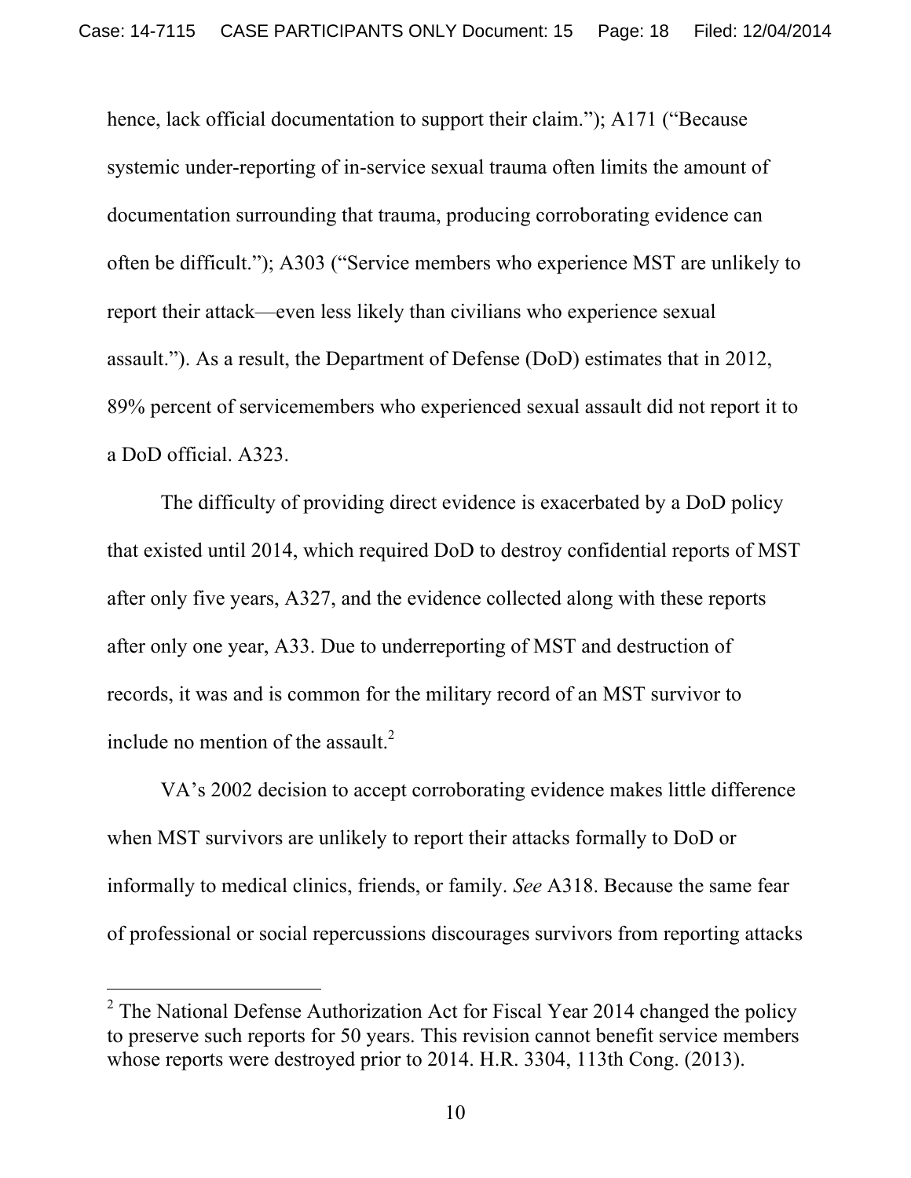hence, lack official documentation to support their claim."); A171 ("Because systemic under-reporting of in-service sexual trauma often limits the amount of documentation surrounding that trauma, producing corroborating evidence can often be difficult."); A303 ("Service members who experience MST are unlikely to report their attack—even less likely than civilians who experience sexual assault."). As a result, the Department of Defense (DoD) estimates that in 2012, 89% percent of servicemembers who experienced sexual assault did not report it to a DoD official. A323.

The difficulty of providing direct evidence is exacerbated by a DoD policy that existed until 2014, which required DoD to destroy confidential reports of MST after only five years, A327, and the evidence collected along with these reports after only one year, A33. Due to underreporting of MST and destruction of records, it was and is common for the military record of an MST survivor to include no mention of the assault.[2]

VA's 2002 decision to accept corroborating evidence makes little difference when MST survivors are unlikely to report their attacks formally to DoD or informally to medical clinics, friends, or family. *See* A318. Because the same fear of professional or social repercussions discourages survivors from reporting attacks

---

[2] The National Defense Authorization Act for Fiscal Year 2014 changed the policy to preserve such reports for 50 years. This revision cannot benefit service members whose reports were destroyed prior to 2014. H.R. 3304, 113th Cong. (2013).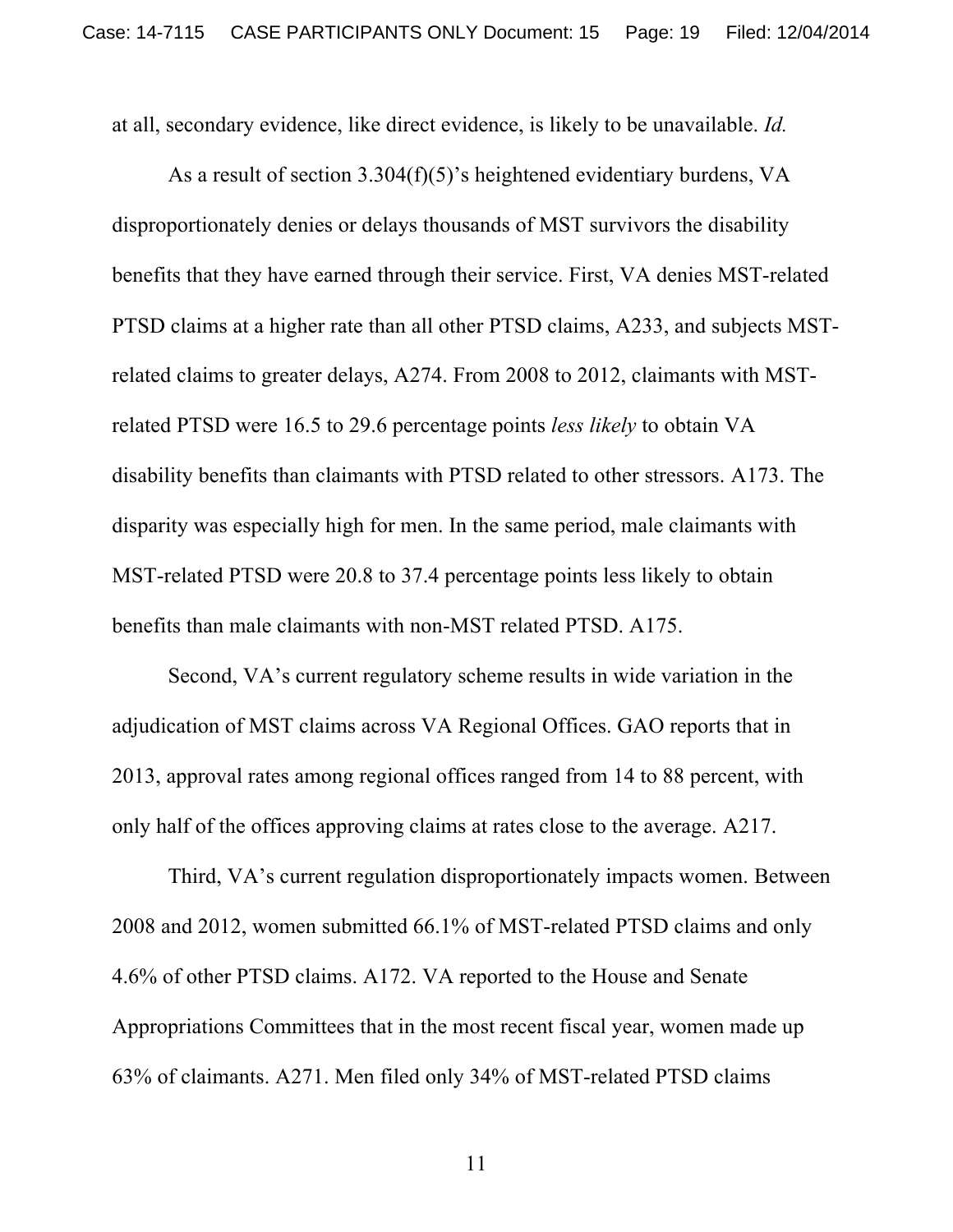at all, secondary evidence, like direct evidence, is likely to be unavailable. *Id.*

As a result of section 3.304(f)(5)'s heightened evidentiary burdens, VA disproportionately denies or delays thousands of MST survivors the disability benefits that they have earned through their service. First, VA denies MST-related PTSD claims at a higher rate than all other PTSD claims, A233, and subjects MST-related claims to greater delays, A274. From 2008 to 2012, claimants with MST-related PTSD were 16.5 to 29.6 percentage points *less likely* to obtain VA disability benefits than claimants with PTSD related to other stressors. A173. The disparity was especially high for men. In the same period, male claimants with MST-related PTSD were 20.8 to 37.4 percentage points less likely to obtain benefits than male claimants with non-MST related PTSD. A175.

Second, VA's current regulatory scheme results in wide variation in the adjudication of MST claims across VA Regional Offices. GAO reports that in 2013, approval rates among regional offices ranged from 14 to 88 percent, with only half of the offices approving claims at rates close to the average. A217.

Third, VA's current regulation disproportionately impacts women. Between 2008 and 2012, women submitted 66.1% of MST-related PTSD claims and only 4.6% of other PTSD claims. A172. VA reported to the House and Senate Appropriations Committees that in the most recent fiscal year, women made up 63% of claimants. A271. Men filed only 34% of MST-related PTSD claims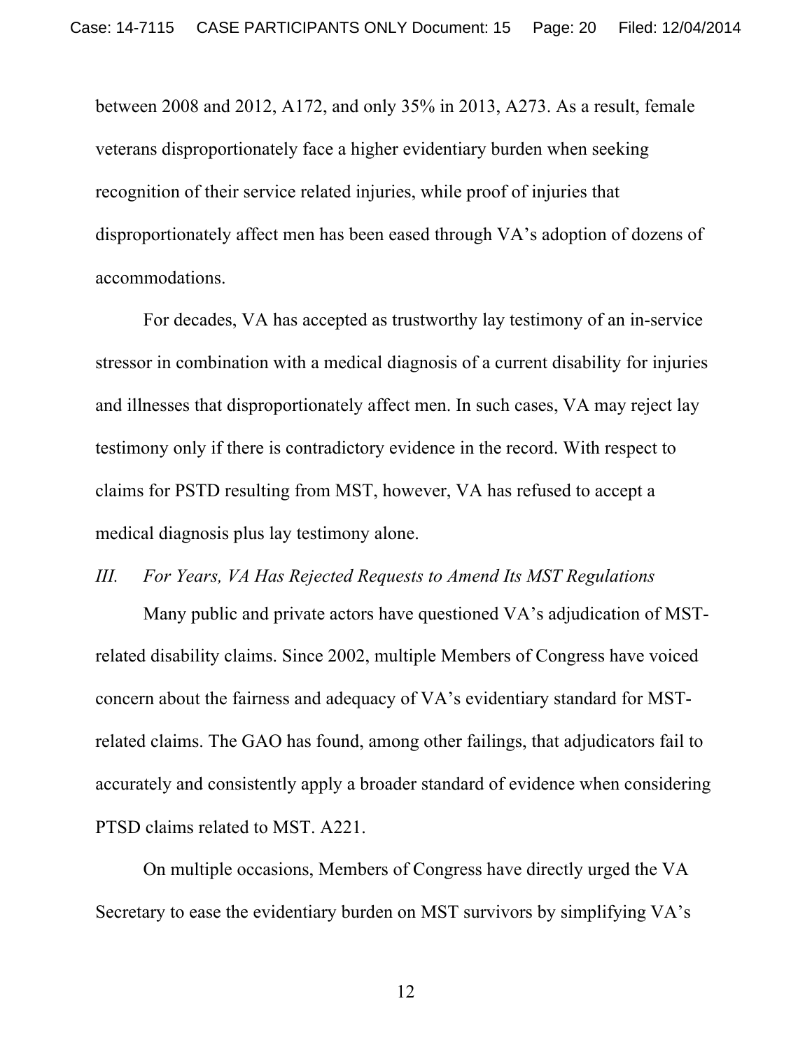between 2008 and 2012, A172, and only 35% in 2013, A273. As a result, female veterans disproportionately face a higher evidentiary burden when seeking recognition of their service related injuries, while proof of injuries that disproportionately affect men has been eased through VA's adoption of dozens of accommodations.

For decades, VA has accepted as trustworthy lay testimony of an in-service stressor in combination with a medical diagnosis of a current disability for injuries and illnesses that disproportionately affect men. In such cases, VA may reject lay testimony only if there is contradictory evidence in the record. With respect to claims for PSTD resulting from MST, however, VA has refused to accept a medical diagnosis plus lay testimony alone.

### *III. For Years, VA Has Rejected Requests to Amend Its MST Regulations*

Many public and private actors have questioned VA's adjudication of MST-related disability claims. Since 2002, multiple Members of Congress have voiced concern about the fairness and adequacy of VA's evidentiary standard for MST-related claims. The GAO has found, among other failings, that adjudicators fail to accurately and consistently apply a broader standard of evidence when considering PTSD claims related to MST. A221.

On multiple occasions, Members of Congress have directly urged the VA Secretary to ease the evidentiary burden on MST survivors by simplifying VA's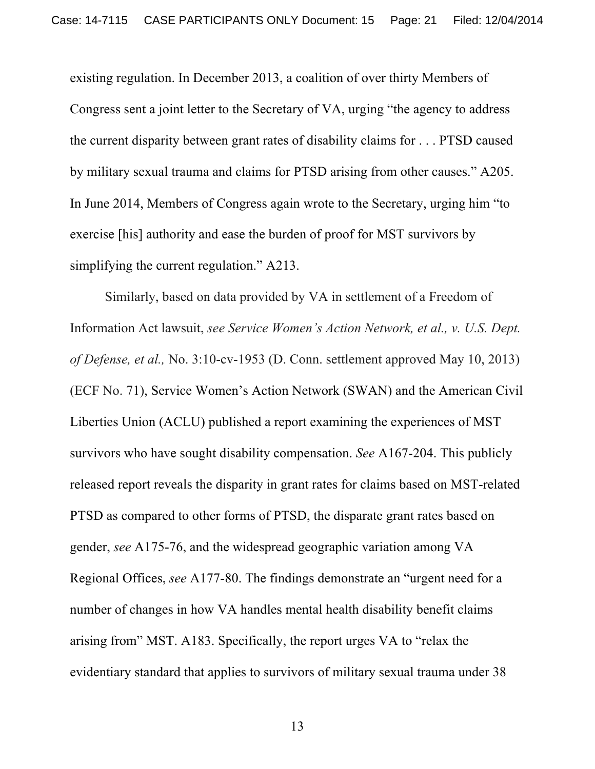existing regulation. In December 2013, a coalition of over thirty Members of Congress sent a joint letter to the Secretary of VA, urging "the agency to address the current disparity between grant rates of disability claims for . . . PTSD caused by military sexual trauma and claims for PTSD arising from other causes." A205. In June 2014, Members of Congress again wrote to the Secretary, urging him "to exercise [his] authority and ease the burden of proof for MST survivors by simplifying the current regulation." A213.

Similarly, based on data provided by VA in settlement of a Freedom of Information Act lawsuit, *see Service Women's Action Network, et al., v. U.S. Dept. of Defense, et al.,* No. 3:10-cv-1953 (D. Conn. settlement approved May 10, 2013) (ECF No. 71), Service Women's Action Network (SWAN) and the American Civil Liberties Union (ACLU) published a report examining the experiences of MST survivors who have sought disability compensation. *See* A167-204. This publicly released report reveals the disparity in grant rates for claims based on MST-related PTSD as compared to other forms of PTSD, the disparate grant rates based on gender, *see* A175-76, and the widespread geographic variation among VA Regional Offices, *see* A177-80. The findings demonstrate an "urgent need for a number of changes in how VA handles mental health disability benefit claims arising from" MST. A183. Specifically, the report urges VA to "relax the evidentiary standard that applies to survivors of military sexual trauma under 38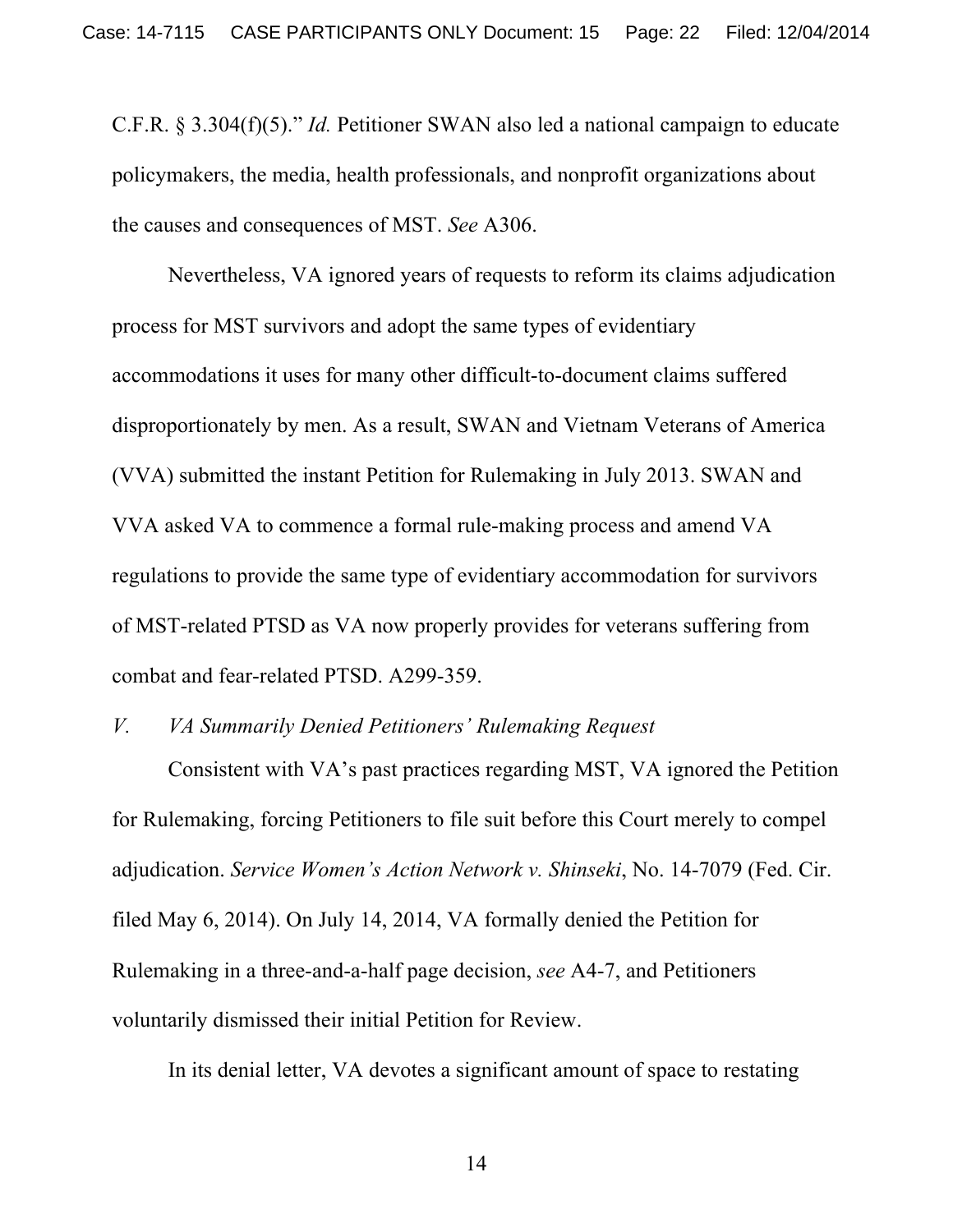C.F.R. § 3.304(f)(5)." *Id.* Petitioner SWAN also led a national campaign to educate policymakers, the media, health professionals, and nonprofit organizations about the causes and consequences of MST. *See* A306.

Nevertheless, VA ignored years of requests to reform its claims adjudication process for MST survivors and adopt the same types of evidentiary accommodations it uses for many other difficult-to-document claims suffered disproportionately by men. As a result, SWAN and Vietnam Veterans of America (VVA) submitted the instant Petition for Rulemaking in July 2013. SWAN and VVA asked VA to commence a formal rule-making process and amend VA regulations to provide the same type of evidentiary accommodation for survivors of MST-related PTSD as VA now properly provides for veterans suffering from combat and fear-related PTSD. A299-359.

### *V. VA Summarily Denied Petitioners' Rulemaking Request*

Consistent with VA's past practices regarding MST, VA ignored the Petition for Rulemaking, forcing Petitioners to file suit before this Court merely to compel adjudication. *Service Women's Action Network v. Shinseki*, No. 14-7079 (Fed. Cir. filed May 6, 2014). On July 14, 2014, VA formally denied the Petition for Rulemaking in a three-and-a-half page decision, *see* A4-7, and Petitioners voluntarily dismissed their initial Petition for Review.

In its denial letter, VA devotes a significant amount of space to restating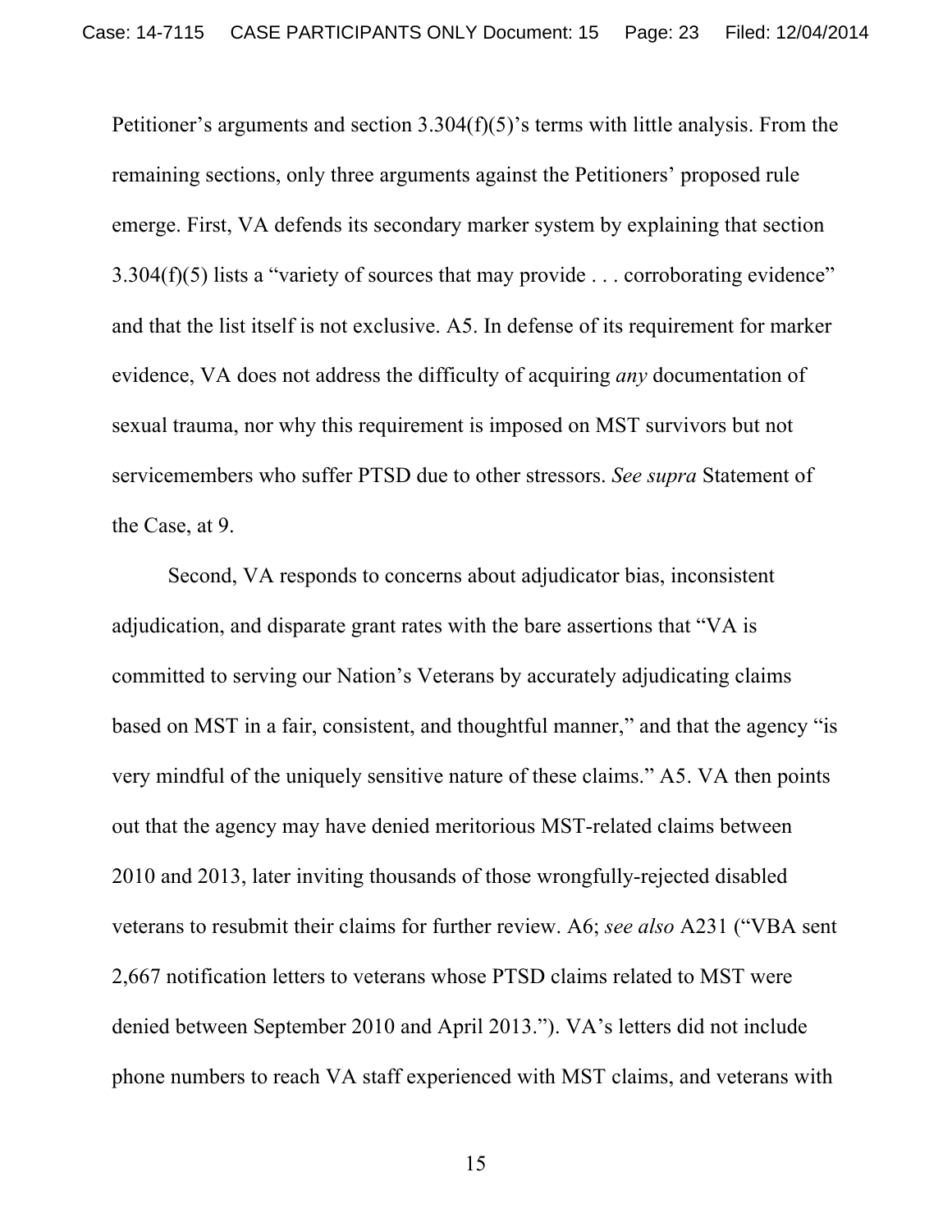Petitioner's arguments and section 3.304(f)(5)'s terms with little analysis. From the remaining sections, only three arguments against the Petitioners' proposed rule emerge. First, VA defends its secondary marker system by explaining that section 3.304(f)(5) lists a "variety of sources that may provide . . . corroborating evidence" and that the list itself is not exclusive. A5. In defense of its requirement for marker evidence, VA does not address the difficulty of acquiring *any* documentation of sexual trauma, nor why this requirement is imposed on MST survivors but not servicemembers who suffer PTSD due to other stressors. *See supra* Statement of the Case, at 9.

Second, VA responds to concerns about adjudicator bias, inconsistent adjudication, and disparate grant rates with the bare assertions that "VA is committed to serving our Nation's Veterans by accurately adjudicating claims based on MST in a fair, consistent, and thoughtful manner," and that the agency "is very mindful of the uniquely sensitive nature of these claims." A5. VA then points out that the agency may have denied meritorious MST-related claims between 2010 and 2013, later inviting thousands of those wrongfully-rejected disabled veterans to resubmit their claims for further review. A6; *see also* A231 ("VBA sent 2,667 notification letters to veterans whose PTSD claims related to MST were denied between September 2010 and April 2013."). VA's letters did not include phone numbers to reach VA staff experienced with MST claims, and veterans with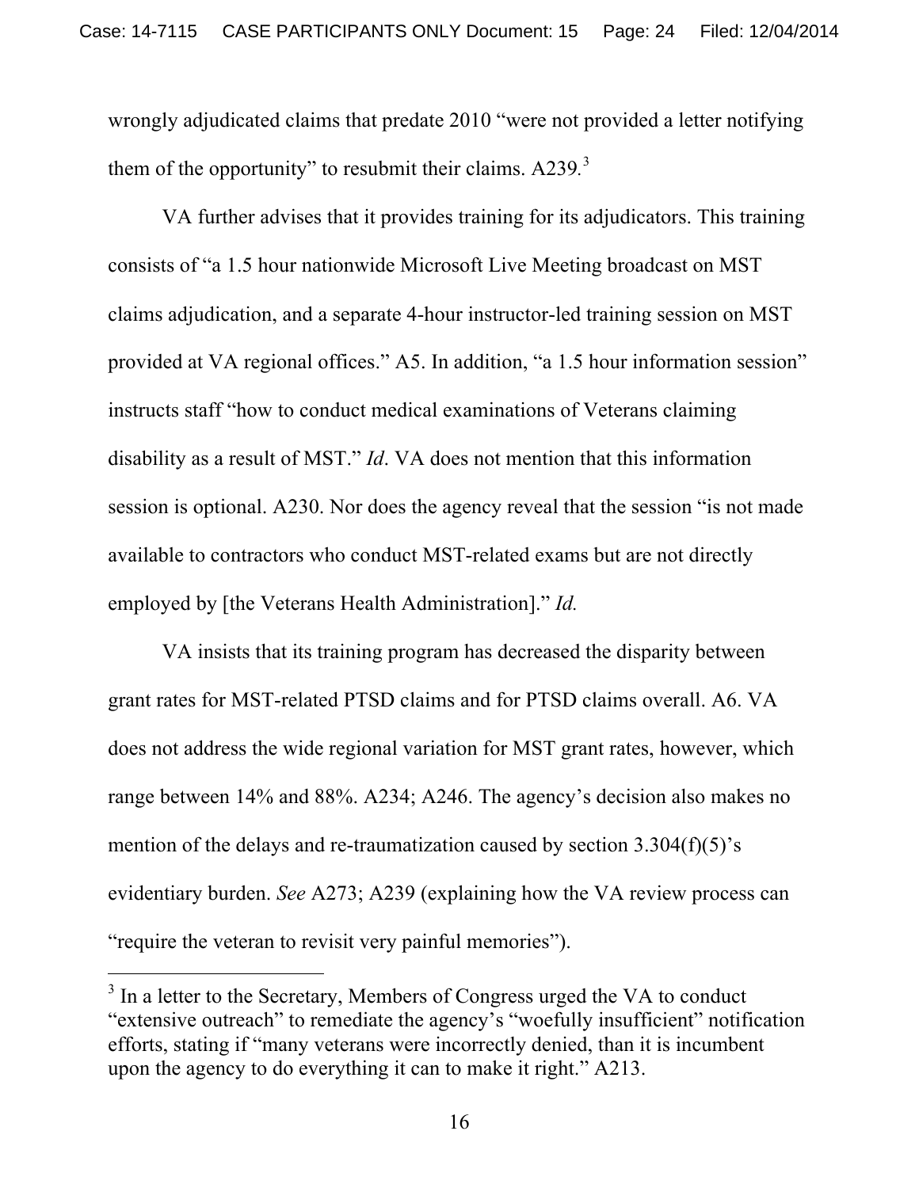wrongly adjudicated claims that predate 2010 "were not provided a letter notifying them of the opportunity" to resubmit their claims. A239.[3]

VA further advises that it provides training for its adjudicators. This training consists of "a 1.5 hour nationwide Microsoft Live Meeting broadcast on MST claims adjudication, and a separate 4-hour instructor-led training session on MST provided at VA regional offices." A5. In addition, "a 1.5 hour information session" instructs staff "how to conduct medical examinations of Veterans claiming disability as a result of MST." *Id*. VA does not mention that this information session is optional. A230. Nor does the agency reveal that the session "is not made available to contractors who conduct MST-related exams but are not directly employed by [the Veterans Health Administration]." *Id.*

VA insists that its training program has decreased the disparity between grant rates for MST-related PTSD claims and for PTSD claims overall. A6. VA does not address the wide regional variation for MST grant rates, however, which range between 14% and 88%. A234; A246. The agency's decision also makes no mention of the delays and re-traumatization caused by section 3.304(f)(5)'s evidentiary burden. *See* A273; A239 (explaining how the VA review process can "require the veteran to revisit very painful memories").

---

[3] In a letter to the Secretary, Members of Congress urged the VA to conduct "extensive outreach" to remediate the agency's "woefully insufficient" notification efforts, stating if "many veterans were incorrectly denied, than it is incumbent upon the agency to do everything it can to make it right." A213.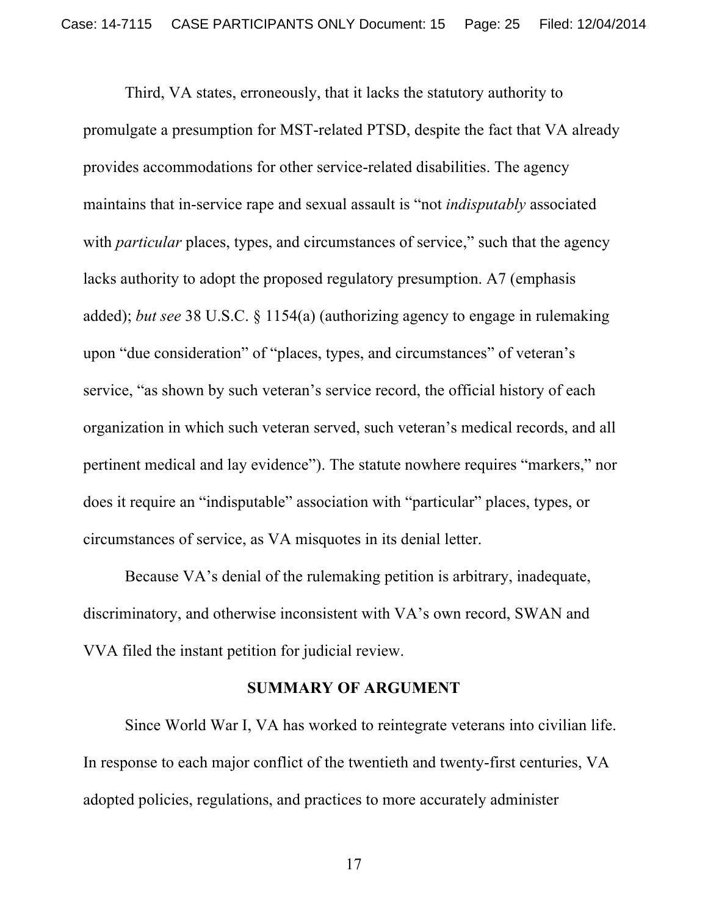Third, VA states, erroneously, that it lacks the statutory authority to promulgate a presumption for MST-related PTSD, despite the fact that VA already provides accommodations for other service-related disabilities. The agency maintains that in-service rape and sexual assault is "not *indisputably* associated with *particular* places, types, and circumstances of service," such that the agency lacks authority to adopt the proposed regulatory presumption. A7 (emphasis added); *but see* 38 U.S.C. § 1154(a) (authorizing agency to engage in rulemaking upon "due consideration" of "places, types, and circumstances" of veteran's service, "as shown by such veteran's service record, the official history of each organization in which such veteran served, such veteran's medical records, and all pertinent medical and lay evidence"). The statute nowhere requires "markers," nor does it require an "indisputable" association with "particular" places, types, or circumstances of service, as VA misquotes in its denial letter.

Because VA's denial of the rulemaking petition is arbitrary, inadequate, discriminatory, and otherwise inconsistent with VA's own record, SWAN and VVA filed the instant petition for judicial review.

## SUMMARY OF ARGUMENT

Since World War I, VA has worked to reintegrate veterans into civilian life. In response to each major conflict of the twentieth and twenty-first centuries, VA adopted policies, regulations, and practices to more accurately administer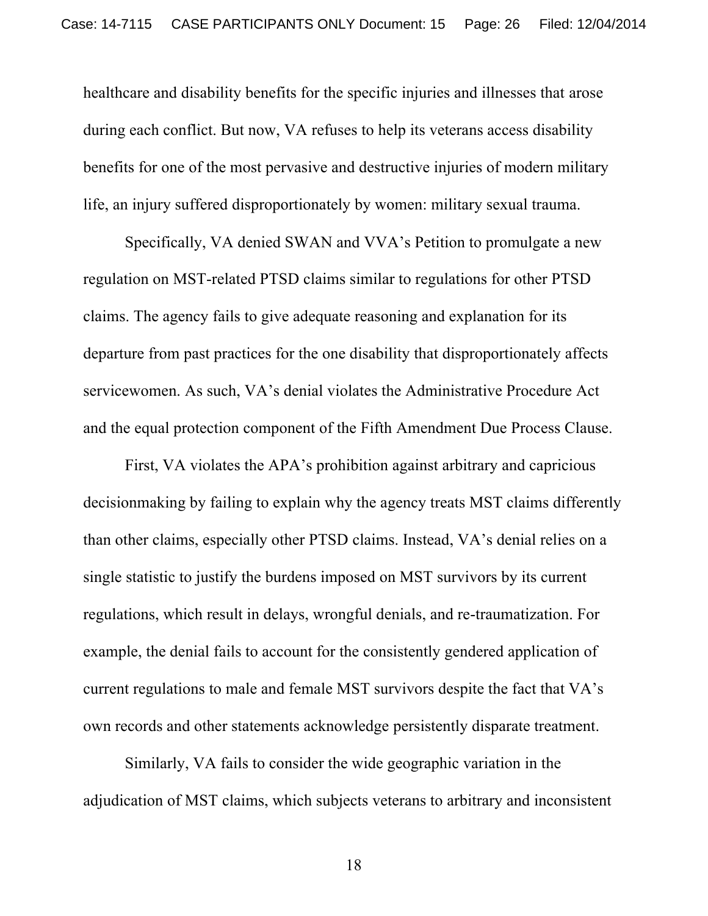healthcare and disability benefits for the specific injuries and illnesses that arose during each conflict. But now, VA refuses to help its veterans access disability benefits for one of the most pervasive and destructive injuries of modern military life, an injury suffered disproportionately by women: military sexual trauma.

Specifically, VA denied SWAN and VVA's Petition to promulgate a new regulation on MST-related PTSD claims similar to regulations for other PTSD claims. The agency fails to give adequate reasoning and explanation for its departure from past practices for the one disability that disproportionately affects servicewomen. As such, VA's denial violates the Administrative Procedure Act and the equal protection component of the Fifth Amendment Due Process Clause.

First, VA violates the APA's prohibition against arbitrary and capricious decisionmaking by failing to explain why the agency treats MST claims differently than other claims, especially other PTSD claims. Instead, VA's denial relies on a single statistic to justify the burdens imposed on MST survivors by its current regulations, which result in delays, wrongful denials, and re-traumatization. For example, the denial fails to account for the consistently gendered application of current regulations to male and female MST survivors despite the fact that VA's own records and other statements acknowledge persistently disparate treatment.

Similarly, VA fails to consider the wide geographic variation in the adjudication of MST claims, which subjects veterans to arbitrary and inconsistent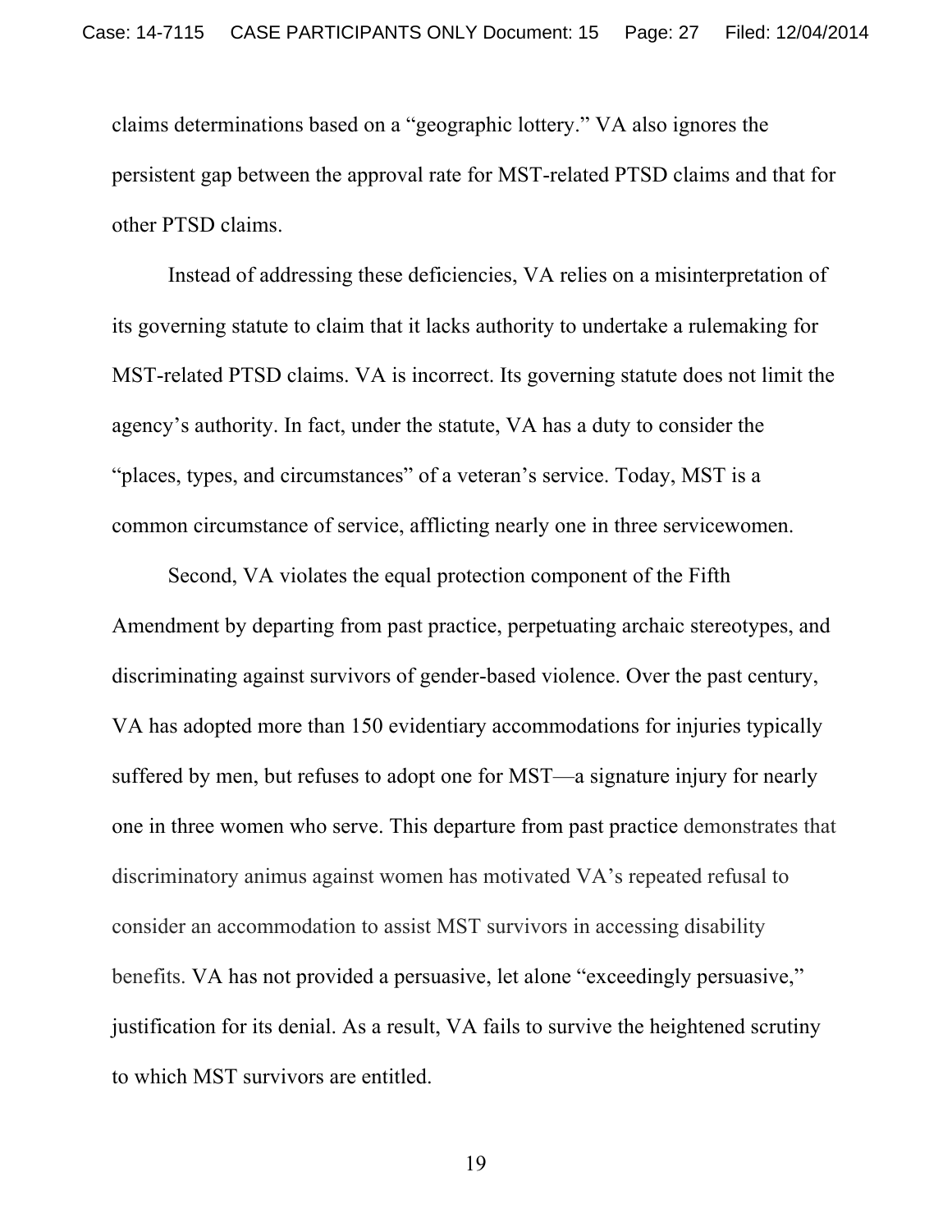claims determinations based on a "geographic lottery." VA also ignores the persistent gap between the approval rate for MST-related PTSD claims and that for other PTSD claims.

Instead of addressing these deficiencies, VA relies on a misinterpretation of its governing statute to claim that it lacks authority to undertake a rulemaking for MST-related PTSD claims. VA is incorrect. Its governing statute does not limit the agency's authority. In fact, under the statute, VA has a duty to consider the "places, types, and circumstances" of a veteran's service. Today, MST is a common circumstance of service, afflicting nearly one in three servicewomen.

Second, VA violates the equal protection component of the Fifth Amendment by departing from past practice, perpetuating archaic stereotypes, and discriminating against survivors of gender-based violence. Over the past century, VA has adopted more than 150 evidentiary accommodations for injuries typically suffered by men, but refuses to adopt one for MST—a signature injury for nearly one in three women who serve. This departure from past practice demonstrates that discriminatory animus against women has motivated VA's repeated refusal to consider an accommodation to assist MST survivors in accessing disability benefits. VA has not provided a persuasive, let alone "exceedingly persuasive," justification for its denial. As a result, VA fails to survive the heightened scrutiny to which MST survivors are entitled.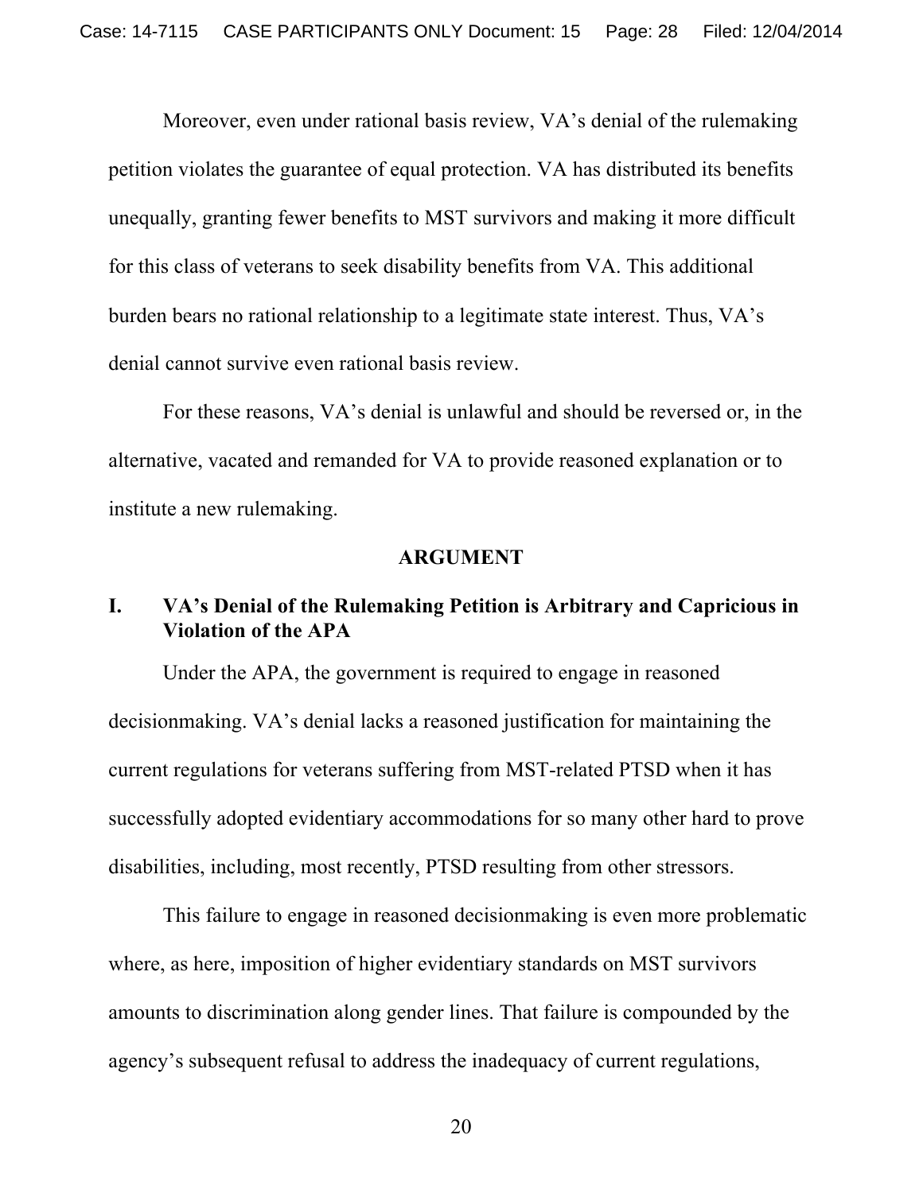Moreover, even under rational basis review, VA's denial of the rulemaking petition violates the guarantee of equal protection. VA has distributed its benefits unequally, granting fewer benefits to MST survivors and making it more difficult for this class of veterans to seek disability benefits from VA. This additional burden bears no rational relationship to a legitimate state interest. Thus, VA's denial cannot survive even rational basis review.

For these reasons, VA's denial is unlawful and should be reversed or, in the alternative, vacated and remanded for VA to provide reasoned explanation or to institute a new rulemaking.

## ARGUMENT

### I. VA's Denial of the Rulemaking Petition is Arbitrary and Capricious in Violation of the APA

Under the APA, the government is required to engage in reasoned decisionmaking. VA's denial lacks a reasoned justification for maintaining the current regulations for veterans suffering from MST-related PTSD when it has successfully adopted evidentiary accommodations for so many other hard to prove disabilities, including, most recently, PTSD resulting from other stressors.

This failure to engage in reasoned decisionmaking is even more problematic where, as here, imposition of higher evidentiary standards on MST survivors amounts to discrimination along gender lines. That failure is compounded by the agency's subsequent refusal to address the inadequacy of current regulations,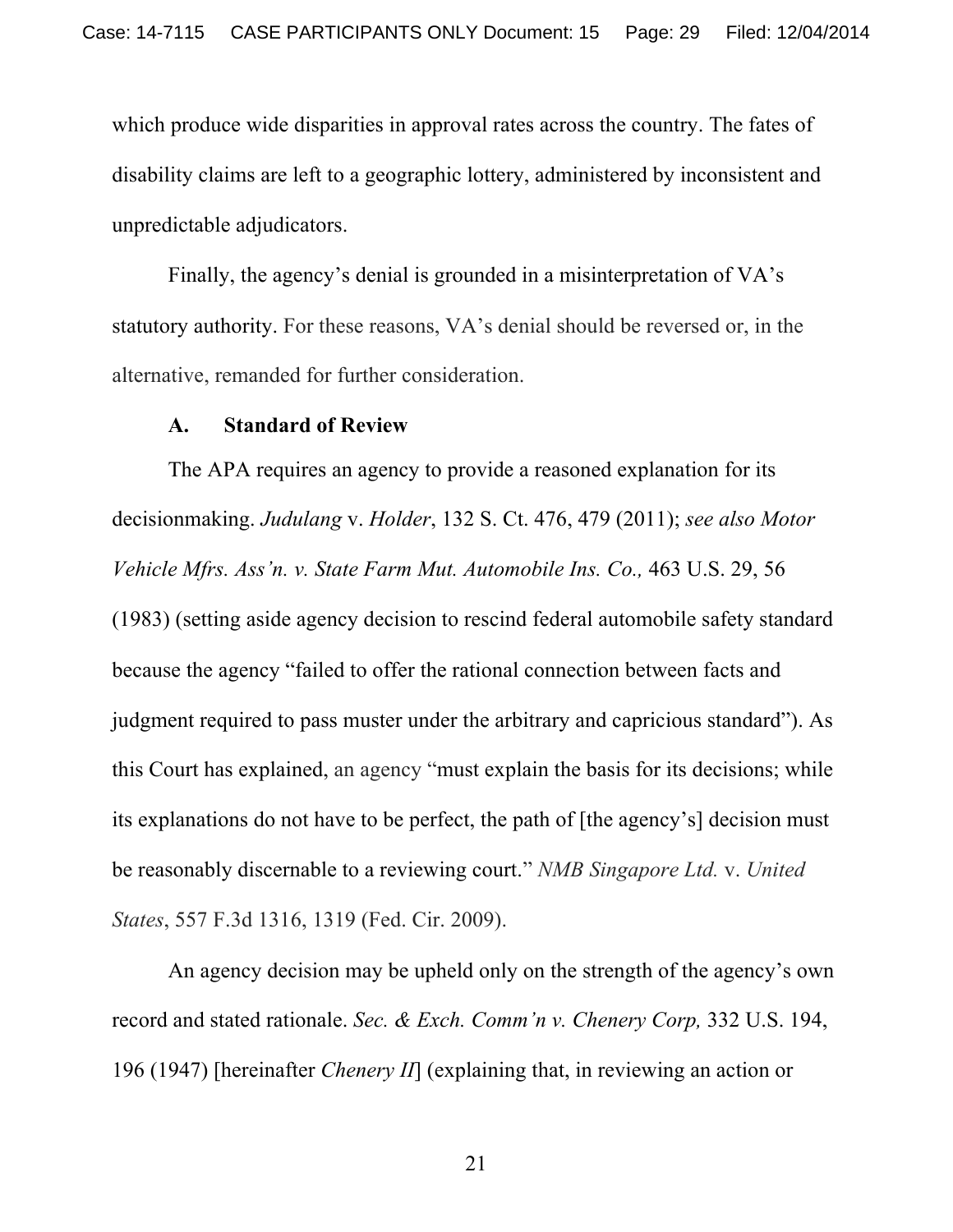which produce wide disparities in approval rates across the country. The fates of disability claims are left to a geographic lottery, administered by inconsistent and unpredictable adjudicators.

Finally, the agency's denial is grounded in a misinterpretation of VA's statutory authority. For these reasons, VA's denial should be reversed or, in the alternative, remanded for further consideration.

### A. Standard of Review

The APA requires an agency to provide a reasoned explanation for its decisionmaking. *Judulang* v. *Holder*, 132 S. Ct. 476, 479 (2011); *see also Motor Vehicle Mfrs. Ass'n. v. State Farm Mut. Automobile Ins. Co.,* 463 U.S. 29, 56 (1983) (setting aside agency decision to rescind federal automobile safety standard because the agency "failed to offer the rational connection between facts and judgment required to pass muster under the arbitrary and capricious standard"). As this Court has explained, an agency "must explain the basis for its decisions; while its explanations do not have to be perfect, the path of [the agency's] decision must be reasonably discernable to a reviewing court." *NMB Singapore Ltd.* v. *United States*, 557 F.3d 1316, 1319 (Fed. Cir. 2009).

An agency decision may be upheld only on the strength of the agency's own record and stated rationale. *Sec. & Exch. Comm'n v. Chenery Corp,* 332 U.S. 194, 196 (1947) [hereinafter *Chenery II*] (explaining that, in reviewing an action or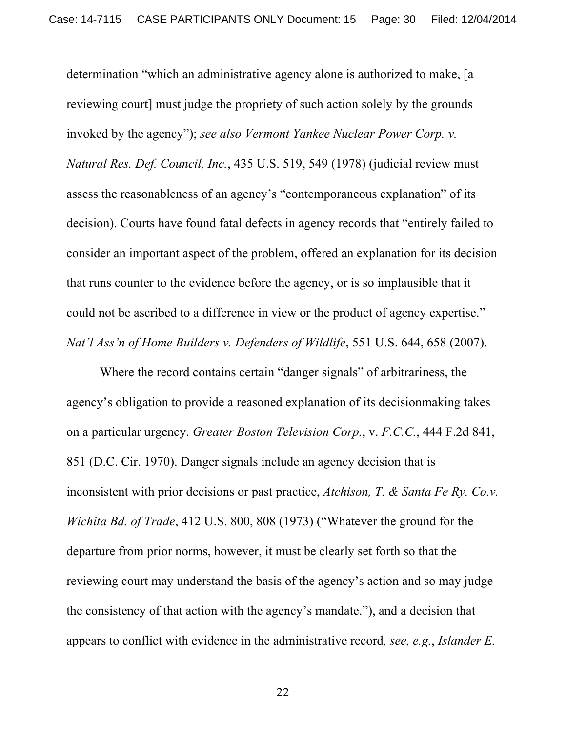determination "which an administrative agency alone is authorized to make, [a reviewing court] must judge the propriety of such action solely by the grounds invoked by the agency"); *see also Vermont Yankee Nuclear Power Corp. v. Natural Res. Def. Council, Inc.*, 435 U.S. 519, 549 (1978) (judicial review must assess the reasonableness of an agency's "contemporaneous explanation" of its decision). Courts have found fatal defects in agency records that "entirely failed to consider an important aspect of the problem, offered an explanation for its decision that runs counter to the evidence before the agency, or is so implausible that it could not be ascribed to a difference in view or the product of agency expertise." *Nat'l Ass'n of Home Builders v. Defenders of Wildlife*, 551 U.S. 644, 658 (2007).

Where the record contains certain "danger signals" of arbitrariness, the agency's obligation to provide a reasoned explanation of its decisionmaking takes on a particular urgency. *Greater Boston Television Corp.*, v. *F.C.C.*, 444 F.2d 841, 851 (D.C. Cir. 1970). Danger signals include an agency decision that is inconsistent with prior decisions or past practice, *Atchison, T. & Santa Fe Ry. Co.v. Wichita Bd. of Trade*, 412 U.S. 800, 808 (1973) ("Whatever the ground for the departure from prior norms, however, it must be clearly set forth so that the reviewing court may understand the basis of the agency's action and so may judge the consistency of that action with the agency's mandate."), and a decision that appears to conflict with evidence in the administrative record*, see, e.g.*, *Islander E.*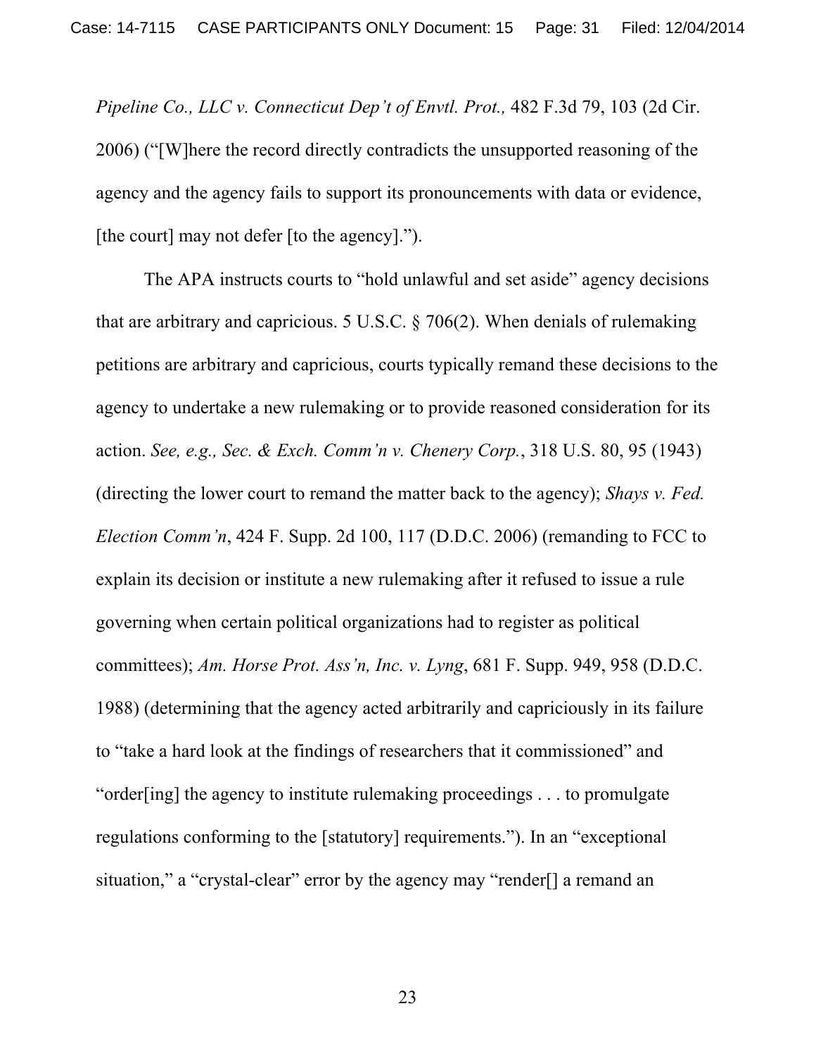*Pipeline Co., LLC v. Connecticut Dep't of Envtl. Prot.,* 482 F.3d 79, 103 (2d Cir. 2006) ("[W]here the record directly contradicts the unsupported reasoning of the agency and the agency fails to support its pronouncements with data or evidence, [the court] may not defer [to the agency].").

The APA instructs courts to "hold unlawful and set aside" agency decisions that are arbitrary and capricious. 5 U.S.C. § 706(2). When denials of rulemaking petitions are arbitrary and capricious, courts typically remand these decisions to the agency to undertake a new rulemaking or to provide reasoned consideration for its action. *See, e.g., Sec. & Exch. Comm'n v. Chenery Corp.*, 318 U.S. 80, 95 (1943) (directing the lower court to remand the matter back to the agency); *Shays v. Fed. Election Comm'n*, 424 F. Supp. 2d 100, 117 (D.D.C. 2006) (remanding to FCC to explain its decision or institute a new rulemaking after it refused to issue a rule governing when certain political organizations had to register as political committees); *Am. Horse Prot. Ass'n, Inc. v. Lyng*, 681 F. Supp. 949, 958 (D.D.C. 1988) (determining that the agency acted arbitrarily and capriciously in its failure to "take a hard look at the findings of researchers that it commissioned" and "order[ing] the agency to institute rulemaking proceedings . . . to promulgate regulations conforming to the [statutory] requirements."). In an "exceptional situation," a "crystal-clear" error by the agency may "render[] a remand an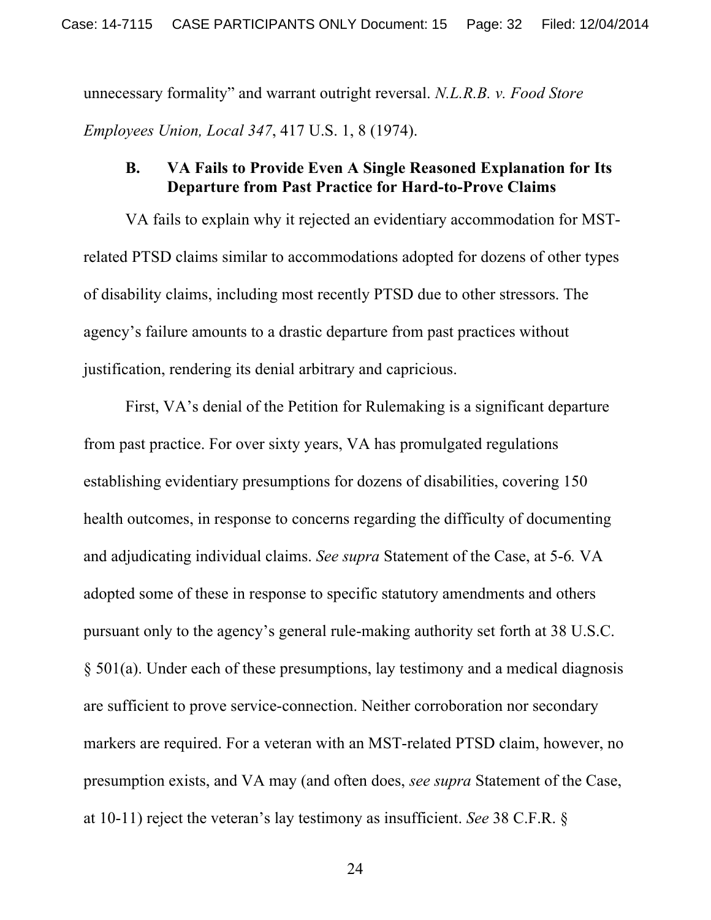unnecessary formality" and warrant outright reversal. *N.L.R.B. v. Food Store Employees Union, Local 347*, 417 U.S. 1, 8 (1974).

### B. VA Fails to Provide Even A Single Reasoned Explanation for Its Departure from Past Practice for Hard-to-Prove Claims

VA fails to explain why it rejected an evidentiary accommodation for MST-related PTSD claims similar to accommodations adopted for dozens of other types of disability claims, including most recently PTSD due to other stressors. The agency's failure amounts to a drastic departure from past practices without justification, rendering its denial arbitrary and capricious.

First, VA's denial of the Petition for Rulemaking is a significant departure from past practice. For over sixty years, VA has promulgated regulations establishing evidentiary presumptions for dozens of disabilities, covering 150 health outcomes, in response to concerns regarding the difficulty of documenting and adjudicating individual claims. *See supra* Statement of the Case, at 5-6. VA adopted some of these in response to specific statutory amendments and others pursuant only to the agency's general rule-making authority set forth at 38 U.S.C. § 501(a). Under each of these presumptions, lay testimony and a medical diagnosis are sufficient to prove service-connection. Neither corroboration nor secondary markers are required. For a veteran with an MST-related PTSD claim, however, no presumption exists, and VA may (and often does, *see supra* Statement of the Case, at 10-11) reject the veteran's lay testimony as insufficient. *See* 38 C.F.R. §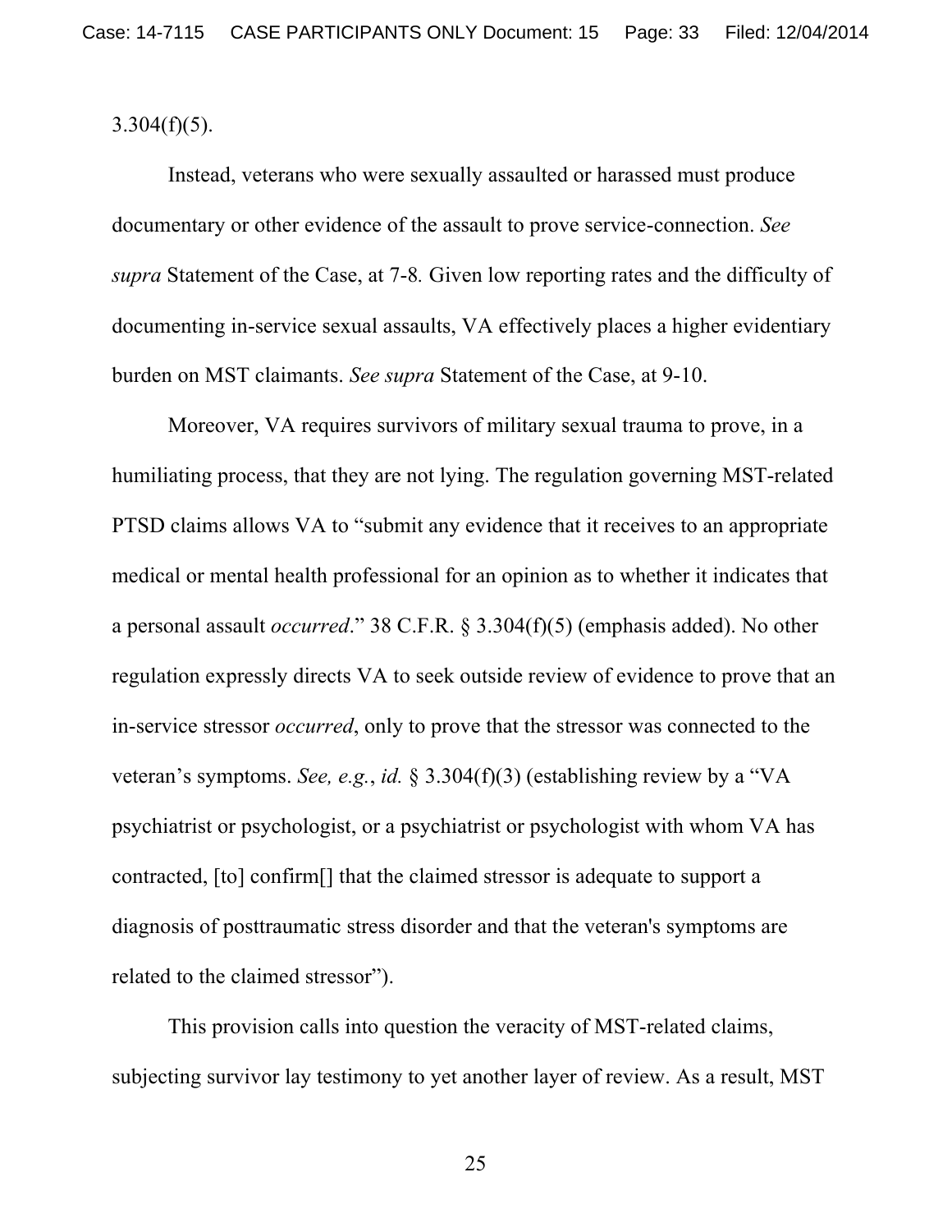3.304(f)(5).

Instead, veterans who were sexually assaulted or harassed must produce documentary or other evidence of the assault to prove service-connection. *See supra* Statement of the Case, at 7-8*.* Given low reporting rates and the difficulty of documenting in-service sexual assaults, VA effectively places a higher evidentiary burden on MST claimants. *See supra* Statement of the Case, at 9-10.

Moreover, VA requires survivors of military sexual trauma to prove, in a humiliating process, that they are not lying. The regulation governing MST-related PTSD claims allows VA to "submit any evidence that it receives to an appropriate medical or mental health professional for an opinion as to whether it indicates that a personal assault *occurred*." 38 C.F.R. § 3.304(f)(5) (emphasis added). No other regulation expressly directs VA to seek outside review of evidence to prove that an in-service stressor *occurred*, only to prove that the stressor was connected to the veteran's symptoms. *See, e.g.*, *id.* § 3.304(f)(3) (establishing review by a "VA psychiatrist or psychologist, or a psychiatrist or psychologist with whom VA has contracted, [to] confirm[] that the claimed stressor is adequate to support a diagnosis of posttraumatic stress disorder and that the veteran's symptoms are related to the claimed stressor").

This provision calls into question the veracity of MST-related claims, subjecting survivor lay testimony to yet another layer of review. As a result, MST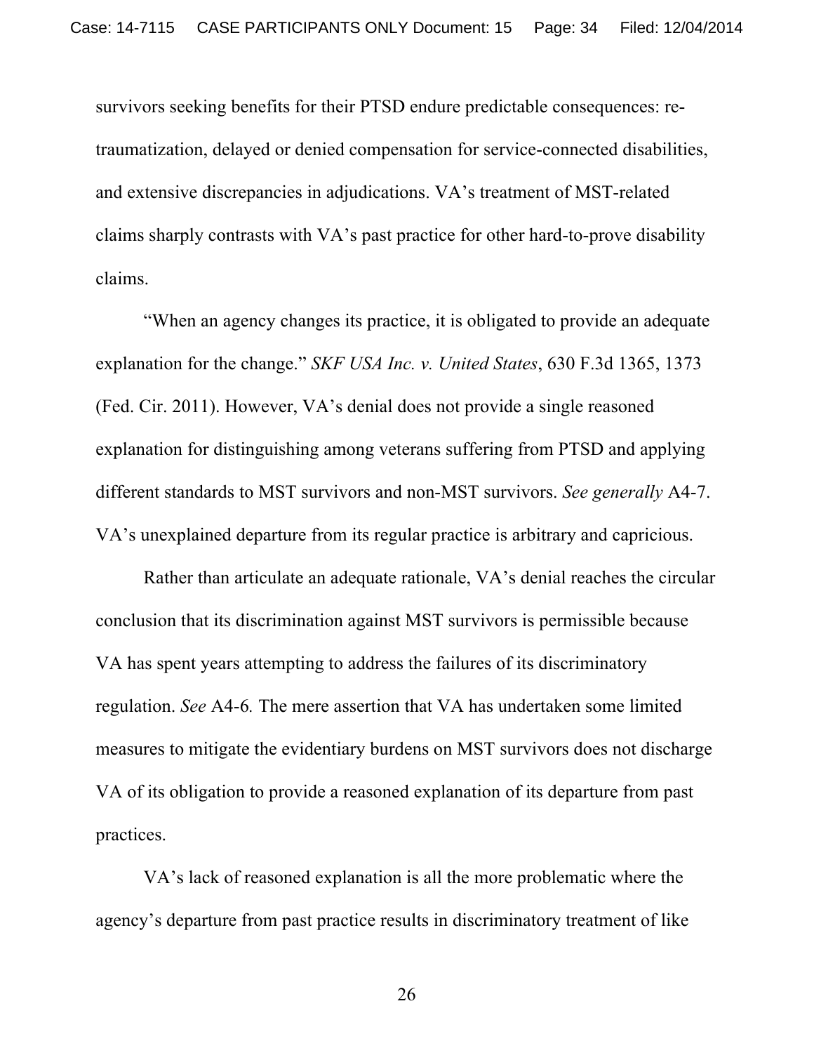survivors seeking benefits for their PTSD endure predictable consequences: re-traumatization, delayed or denied compensation for service-connected disabilities, and extensive discrepancies in adjudications. VA's treatment of MST-related claims sharply contrasts with VA's past practice for other hard-to-prove disability claims.

"When an agency changes its practice, it is obligated to provide an adequate explanation for the change." *SKF USA Inc. v. United States*, 630 F.3d 1365, 1373 (Fed. Cir. 2011). However, VA's denial does not provide a single reasoned explanation for distinguishing among veterans suffering from PTSD and applying different standards to MST survivors and non-MST survivors. *See generally* A4-7. VA's unexplained departure from its regular practice is arbitrary and capricious.

Rather than articulate an adequate rationale, VA's denial reaches the circular conclusion that its discrimination against MST survivors is permissible because VA has spent years attempting to address the failures of its discriminatory regulation. *See* A4-6*.* The mere assertion that VA has undertaken some limited measures to mitigate the evidentiary burdens on MST survivors does not discharge VA of its obligation to provide a reasoned explanation of its departure from past practices.

VA's lack of reasoned explanation is all the more problematic where the agency's departure from past practice results in discriminatory treatment of like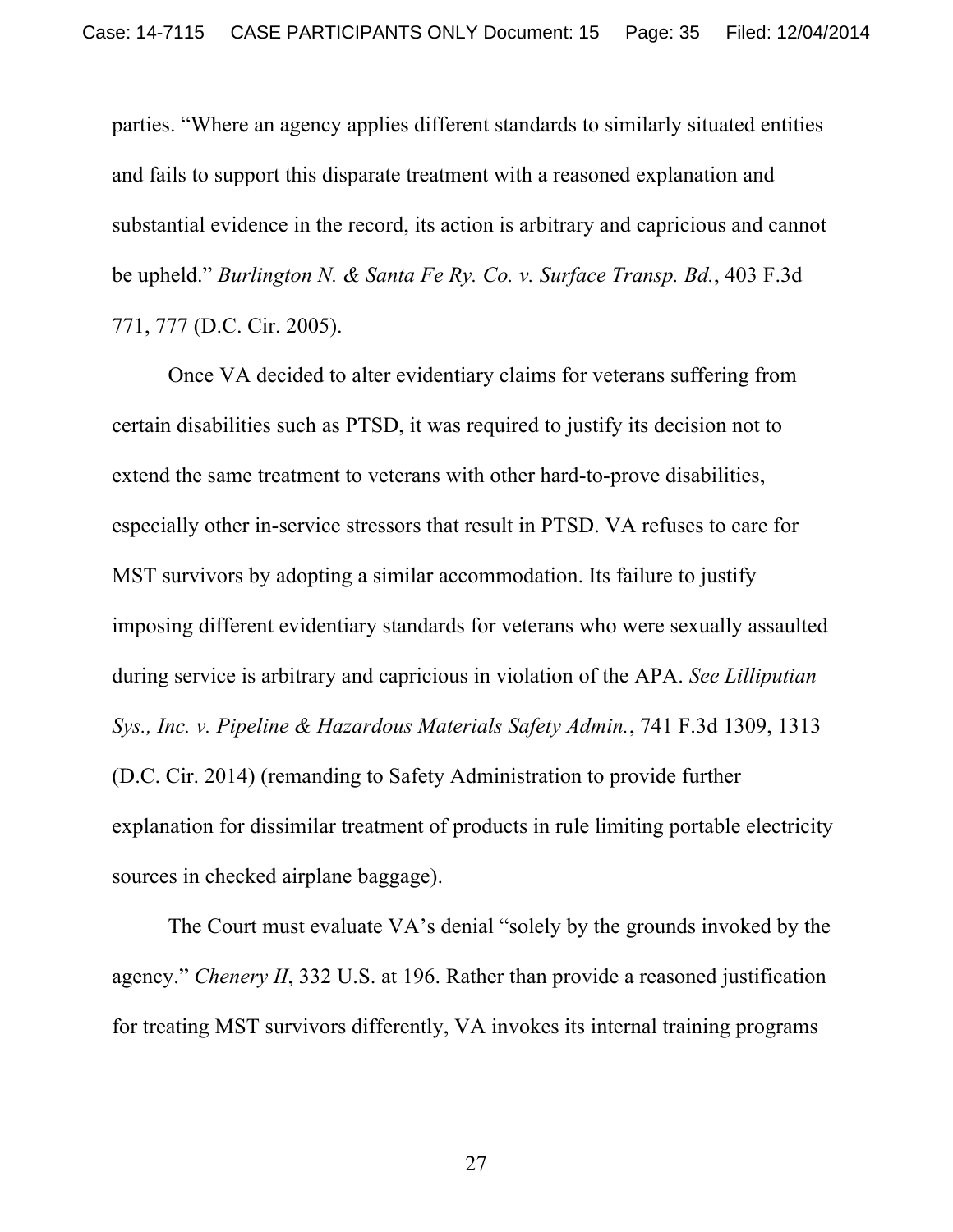parties. "Where an agency applies different standards to similarly situated entities and fails to support this disparate treatment with a reasoned explanation and substantial evidence in the record, its action is arbitrary and capricious and cannot be upheld." *Burlington N. & Santa Fe Ry. Co. v. Surface Transp. Bd.*, 403 F.3d 771, 777 (D.C. Cir. 2005).

Once VA decided to alter evidentiary claims for veterans suffering from certain disabilities such as PTSD, it was required to justify its decision not to extend the same treatment to veterans with other hard-to-prove disabilities, especially other in-service stressors that result in PTSD. VA refuses to care for MST survivors by adopting a similar accommodation. Its failure to justify imposing different evidentiary standards for veterans who were sexually assaulted during service is arbitrary and capricious in violation of the APA. *See Lilliputian Sys., Inc. v. Pipeline & Hazardous Materials Safety Admin.*, 741 F.3d 1309, 1313 (D.C. Cir. 2014) (remanding to Safety Administration to provide further explanation for dissimilar treatment of products in rule limiting portable electricity sources in checked airplane baggage).

The Court must evaluate VA's denial "solely by the grounds invoked by the agency." *Chenery II*, 332 U.S. at 196. Rather than provide a reasoned justification for treating MST survivors differently, VA invokes its internal training programs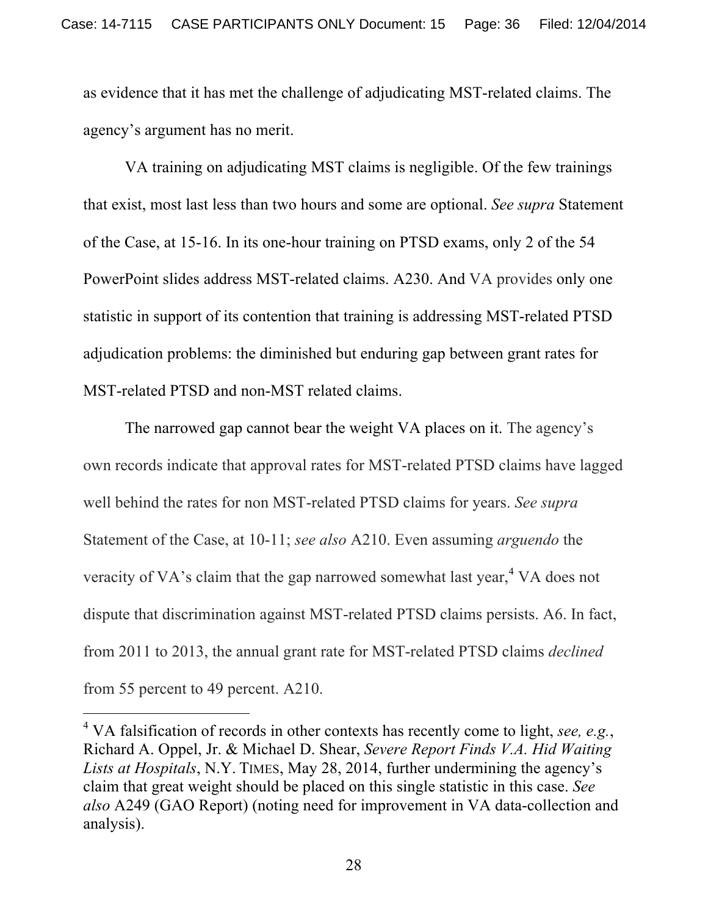as evidence that it has met the challenge of adjudicating MST-related claims. The agency's argument has no merit.

VA training on adjudicating MST claims is negligible. Of the few trainings that exist, most last less than two hours and some are optional. *See supra* Statement of the Case, at 15-16. In its one-hour training on PTSD exams, only 2 of the 54 PowerPoint slides address MST-related claims. A230. And VA provides only one statistic in support of its contention that training is addressing MST-related PTSD adjudication problems: the diminished but enduring gap between grant rates for MST-related PTSD and non-MST related claims.

The narrowed gap cannot bear the weight VA places on it. The agency's own records indicate that approval rates for MST-related PTSD claims have lagged well behind the rates for non MST-related PTSD claims for years. *See supra* Statement of the Case, at 10-11; *see also* A210. Even assuming *arguendo* the veracity of VA's claim that the gap narrowed somewhat last year,[4] VA does not dispute that discrimination against MST-related PTSD claims persists. A6. In fact, from 2011 to 2013, the annual grant rate for MST-related PTSD claims *declined* from 55 percent to 49 percent. A210.

---

[4] VA falsification of records in other contexts has recently come to light, *see, e.g.*, Richard A. Oppel, Jr. & Michael D. Shear, *Severe Report Finds V.A. Hid Waiting Lists at Hospitals*, N.Y. TIMES, May 28, 2014, further undermining the agency's claim that great weight should be placed on this single statistic in this case. *See also* A249 (GAO Report) (noting need for improvement in VA data-collection and analysis).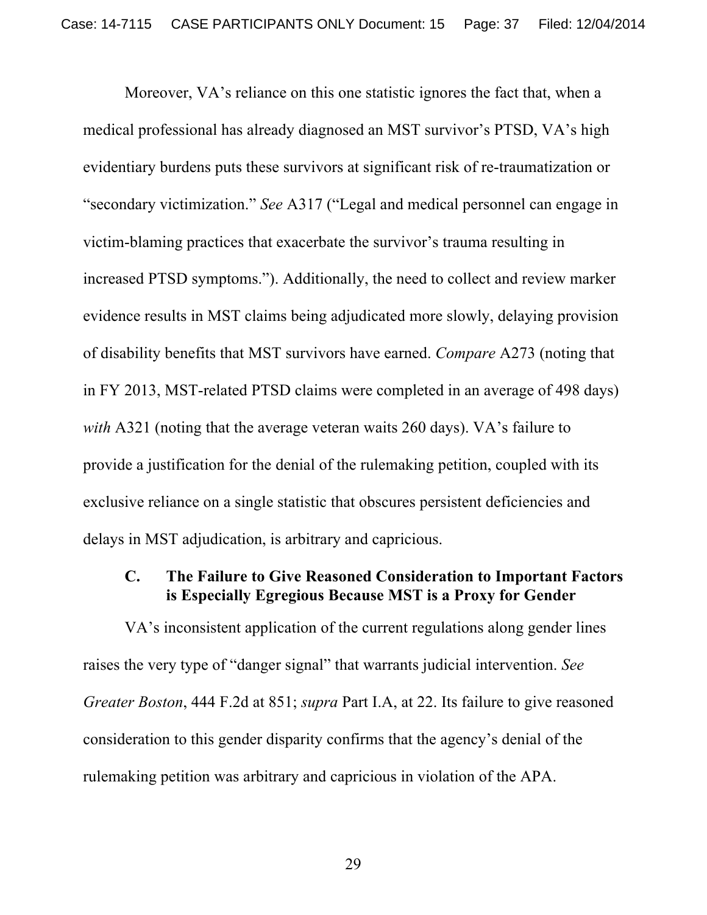Moreover, VA's reliance on this one statistic ignores the fact that, when a medical professional has already diagnosed an MST survivor's PTSD, VA's high evidentiary burdens puts these survivors at significant risk of re-traumatization or "secondary victimization." *See* A317 ("Legal and medical personnel can engage in victim-blaming practices that exacerbate the survivor's trauma resulting in increased PTSD symptoms."). Additionally, the need to collect and review marker evidence results in MST claims being adjudicated more slowly, delaying provision of disability benefits that MST survivors have earned. *Compare* A273 (noting that in FY 2013, MST-related PTSD claims were completed in an average of 498 days) *with* A321 (noting that the average veteran waits 260 days). VA's failure to provide a justification for the denial of the rulemaking petition, coupled with its exclusive reliance on a single statistic that obscures persistent deficiencies and delays in MST adjudication, is arbitrary and capricious.

### C. The Failure to Give Reasoned Consideration to Important Factors is Especially Egregious Because MST is a Proxy for Gender

VA's inconsistent application of the current regulations along gender lines raises the very type of "danger signal" that warrants judicial intervention. *See Greater Boston*, 444 F.2d at 851; *supra* Part I.A, at 22. Its failure to give reasoned consideration to this gender disparity confirms that the agency's denial of the rulemaking petition was arbitrary and capricious in violation of the APA.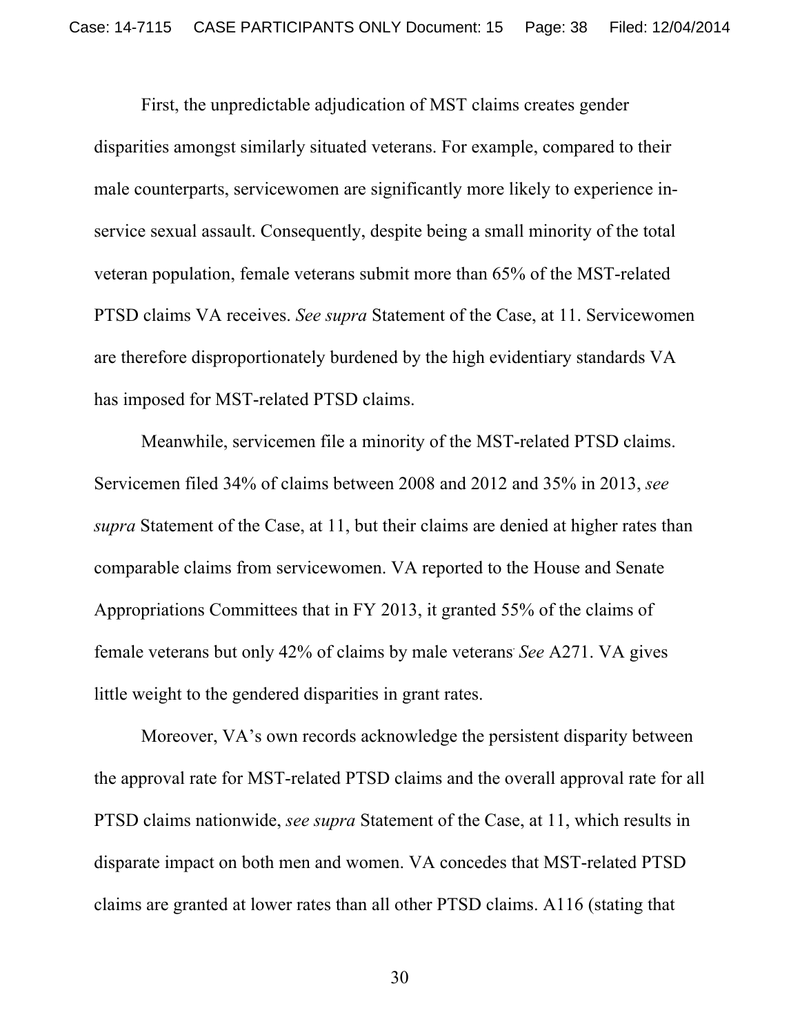First, the unpredictable adjudication of MST claims creates gender disparities amongst similarly situated veterans. For example, compared to their male counterparts, servicewomen are significantly more likely to experience in-service sexual assault. Consequently, despite being a small minority of the total veteran population, female veterans submit more than 65% of the MST-related PTSD claims VA receives. *See supra* Statement of the Case, at 11. Servicewomen are therefore disproportionately burdened by the high evidentiary standards VA has imposed for MST-related PTSD claims.

Meanwhile, servicemen file a minority of the MST-related PTSD claims. Servicemen filed 34% of claims between 2008 and 2012 and 35% in 2013, *see supra* Statement of the Case, at 11, but their claims are denied at higher rates than comparable claims from servicewomen. VA reported to the House and Senate Appropriations Committees that in FY 2013, it granted 55% of the claims of female veterans but only 42% of claims by male veterans. *See* A271. VA gives little weight to the gendered disparities in grant rates.

Moreover, VA's own records acknowledge the persistent disparity between the approval rate for MST-related PTSD claims and the overall approval rate for all PTSD claims nationwide, *see supra* Statement of the Case, at 11, which results in disparate impact on both men and women. VA concedes that MST-related PTSD claims are granted at lower rates than all other PTSD claims. A116 (stating that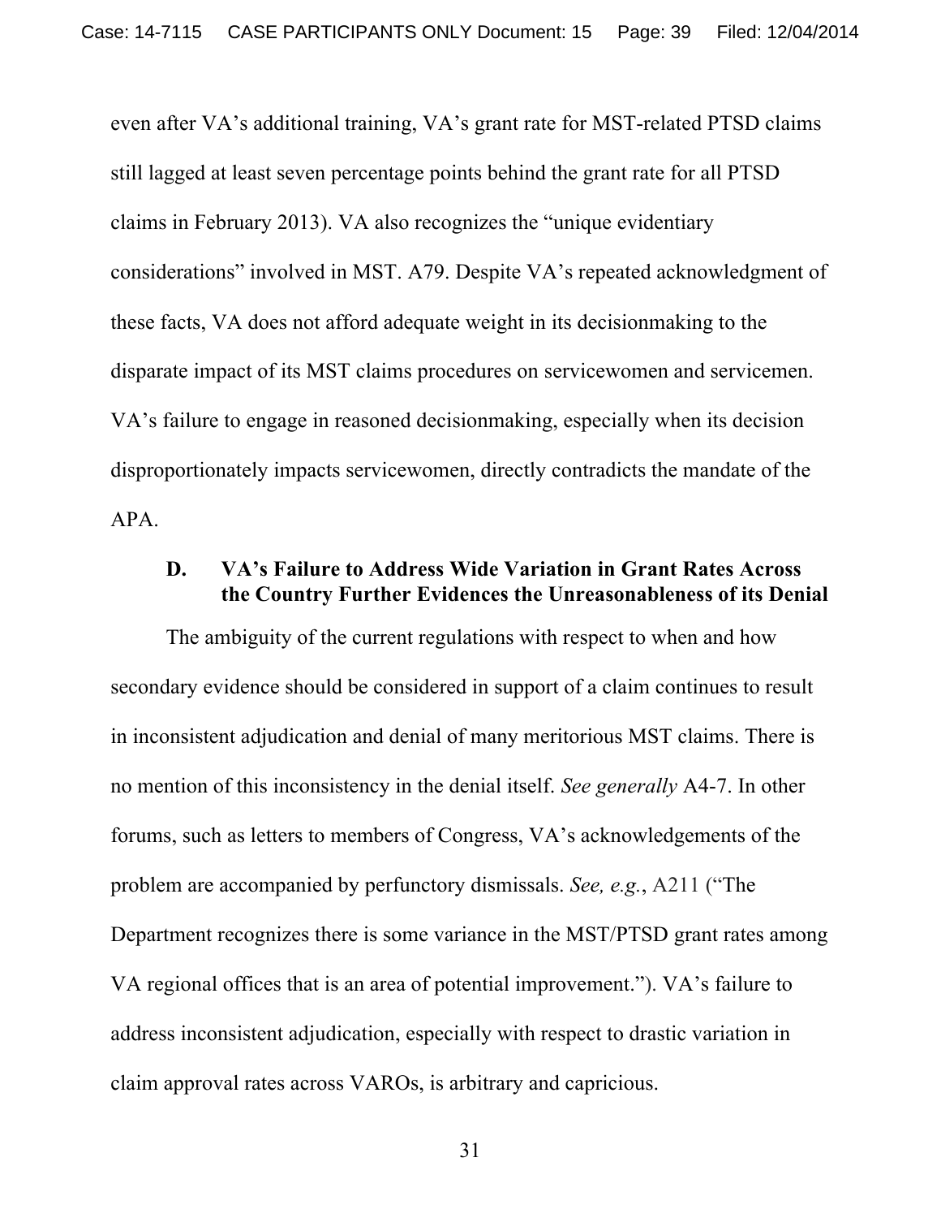even after VA's additional training, VA's grant rate for MST-related PTSD claims still lagged at least seven percentage points behind the grant rate for all PTSD claims in February 2013). VA also recognizes the "unique evidentiary considerations" involved in MST. A79. Despite VA's repeated acknowledgment of these facts, VA does not afford adequate weight in its decisionmaking to the disparate impact of its MST claims procedures on servicewomen and servicemen. VA's failure to engage in reasoned decisionmaking, especially when its decision disproportionately impacts servicewomen, directly contradicts the mandate of the APA.

### D. VA's Failure to Address Wide Variation in Grant Rates Across the Country Further Evidences the Unreasonableness of its Denial

The ambiguity of the current regulations with respect to when and how secondary evidence should be considered in support of a claim continues to result in inconsistent adjudication and denial of many meritorious MST claims. There is no mention of this inconsistency in the denial itself. *See generally* A4-7. In other forums, such as letters to members of Congress, VA's acknowledgements of the problem are accompanied by perfunctory dismissals. *See, e.g.*, A211 ("The Department recognizes there is some variance in the MST/PTSD grant rates among VA regional offices that is an area of potential improvement."). VA's failure to address inconsistent adjudication, especially with respect to drastic variation in claim approval rates across VAROs, is arbitrary and capricious.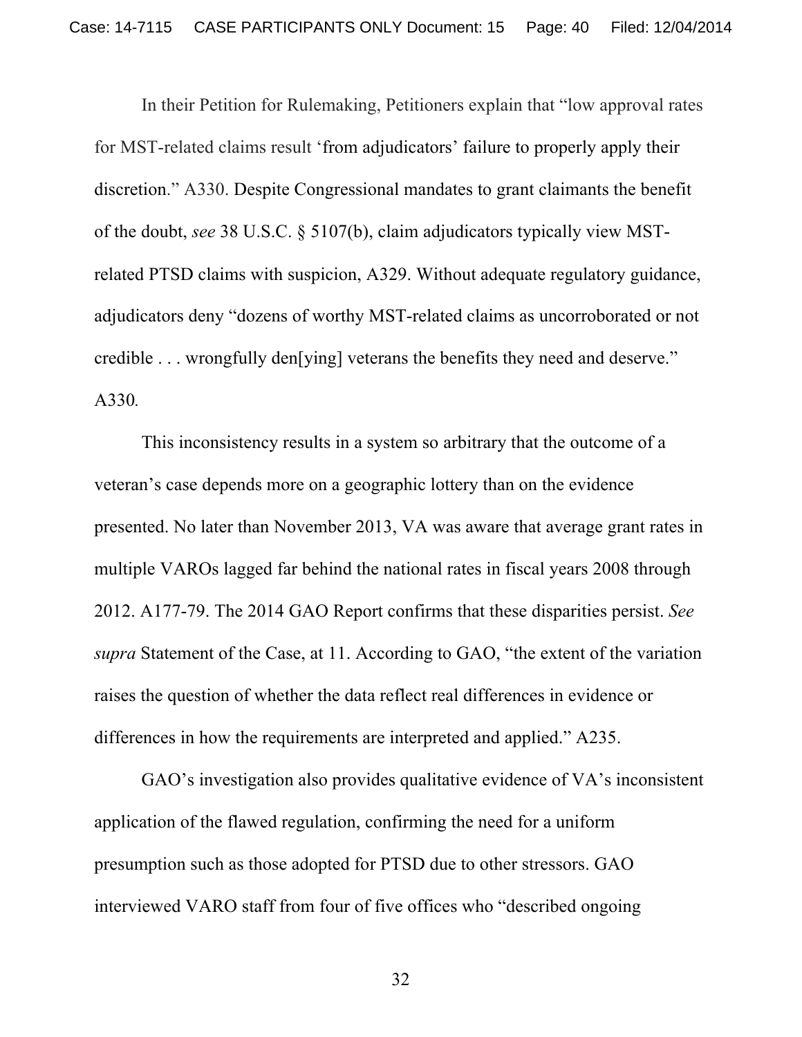In their Petition for Rulemaking, Petitioners explain that "low approval rates for MST-related claims result 'from adjudicators' failure to properly apply their discretion." A330. Despite Congressional mandates to grant claimants the benefit of the doubt, *see* 38 U.S.C. § 5107(b), claim adjudicators typically view MST-related PTSD claims with suspicion, A329. Without adequate regulatory guidance, adjudicators deny "dozens of worthy MST-related claims as uncorroborated or not credible . . . wrongfully den[ying] veterans the benefits they need and deserve." A330.

This inconsistency results in a system so arbitrary that the outcome of a veteran's case depends more on a geographic lottery than on the evidence presented. No later than November 2013, VA was aware that average grant rates in multiple VAROs lagged far behind the national rates in fiscal years 2008 through 2012. A177-79. The 2014 GAO Report confirms that these disparities persist. *See supra* Statement of the Case, at 11. According to GAO, "the extent of the variation raises the question of whether the data reflect real differences in evidence or differences in how the requirements are interpreted and applied." A235.

GAO's investigation also provides qualitative evidence of VA's inconsistent application of the flawed regulation, confirming the need for a uniform presumption such as those adopted for PTSD due to other stressors. GAO interviewed VARO staff from four of five offices who "described ongoing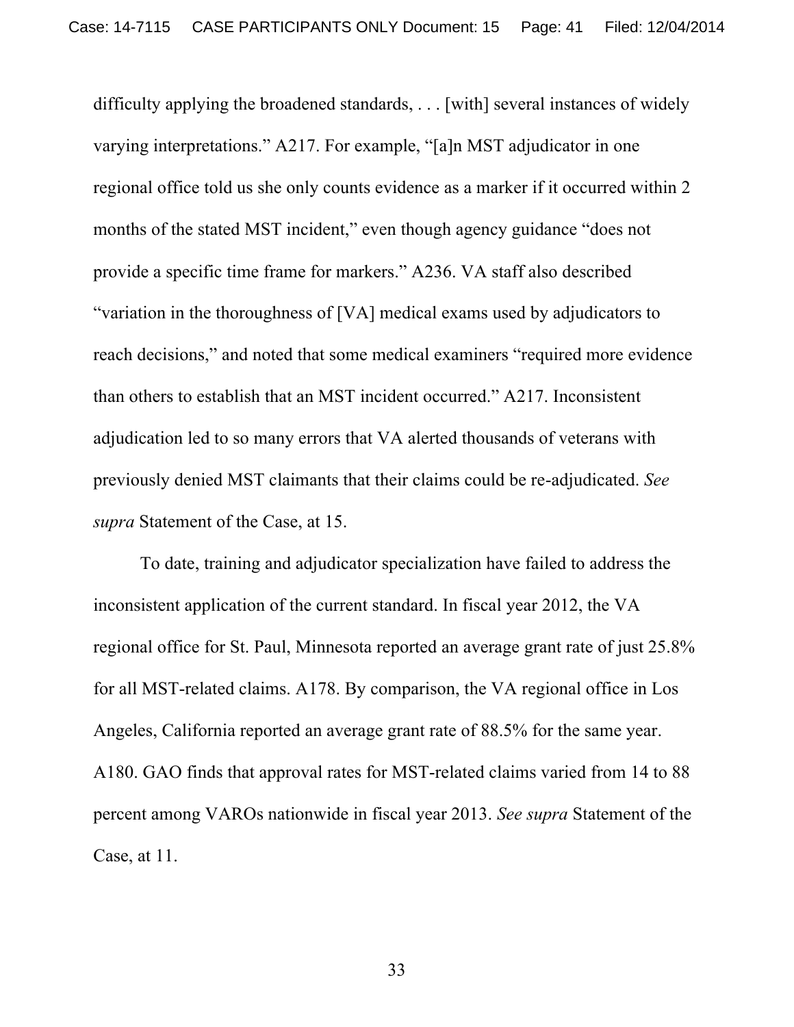difficulty applying the broadened standards, . . . [with] several instances of widely varying interpretations." A217. For example, "[a]n MST adjudicator in one regional office told us she only counts evidence as a marker if it occurred within 2 months of the stated MST incident," even though agency guidance "does not provide a specific time frame for markers." A236. VA staff also described "variation in the thoroughness of [VA] medical exams used by adjudicators to reach decisions," and noted that some medical examiners "required more evidence than others to establish that an MST incident occurred." A217. Inconsistent adjudication led to so many errors that VA alerted thousands of veterans with previously denied MST claimants that their claims could be re-adjudicated. *See supra* Statement of the Case, at 15.

To date, training and adjudicator specialization have failed to address the inconsistent application of the current standard. In fiscal year 2012, the VA regional office for St. Paul, Minnesota reported an average grant rate of just 25.8% for all MST-related claims. A178. By comparison, the VA regional office in Los Angeles, California reported an average grant rate of 88.5% for the same year. A180. GAO finds that approval rates for MST-related claims varied from 14 to 88 percent among VAROs nationwide in fiscal year 2013. *See supra* Statement of the Case, at 11.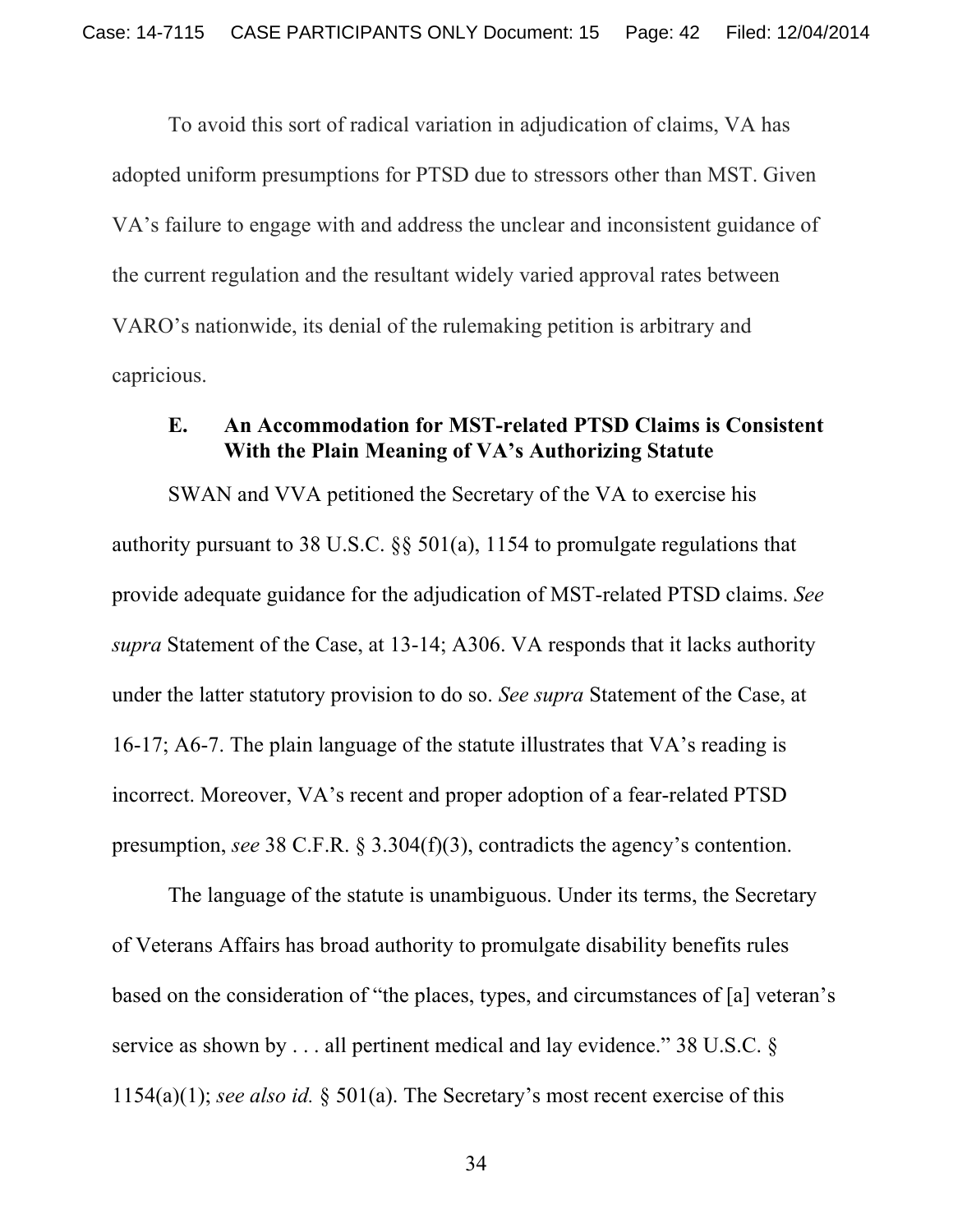To avoid this sort of radical variation in adjudication of claims, VA has adopted uniform presumptions for PTSD due to stressors other than MST. Given VA's failure to engage with and address the unclear and inconsistent guidance of the current regulation and the resultant widely varied approval rates between VARO's nationwide, its denial of the rulemaking petition is arbitrary and capricious.

### E. An Accommodation for MST-related PTSD Claims is Consistent With the Plain Meaning of VA's Authorizing Statute

SWAN and VVA petitioned the Secretary of the VA to exercise his authority pursuant to 38 U.S.C. §§ 501(a), 1154 to promulgate regulations that provide adequate guidance for the adjudication of MST-related PTSD claims. *See supra* Statement of the Case, at 13-14; A306. VA responds that it lacks authority under the latter statutory provision to do so. *See supra* Statement of the Case, at 16-17; A6-7. The plain language of the statute illustrates that VA's reading is incorrect. Moreover, VA's recent and proper adoption of a fear-related PTSD presumption, *see* 38 C.F.R. § 3.304(f)(3), contradicts the agency's contention.

The language of the statute is unambiguous. Under its terms, the Secretary of Veterans Affairs has broad authority to promulgate disability benefits rules based on the consideration of "the places, types, and circumstances of [a] veteran's service as shown by . . . all pertinent medical and lay evidence." 38 U.S.C. § 1154(a)(1); *see also id.* § 501(a). The Secretary's most recent exercise of this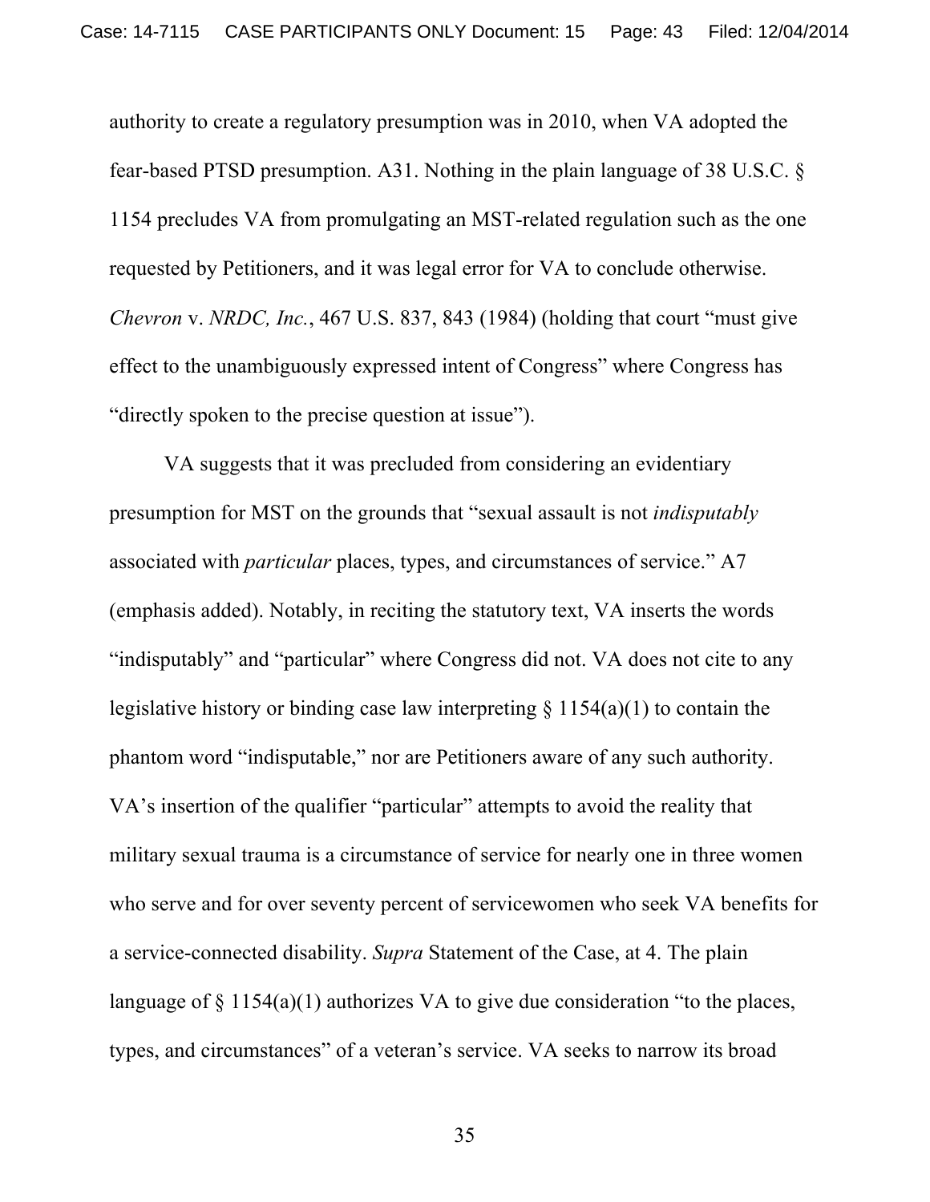authority to create a regulatory presumption was in 2010, when VA adopted the fear-based PTSD presumption. A31. Nothing in the plain language of 38 U.S.C. § 1154 precludes VA from promulgating an MST-related regulation such as the one requested by Petitioners, and it was legal error for VA to conclude otherwise. *Chevron* v. *NRDC, Inc.*, 467 U.S. 837, 843 (1984) (holding that court "must give effect to the unambiguously expressed intent of Congress" where Congress has "directly spoken to the precise question at issue").

VA suggests that it was precluded from considering an evidentiary presumption for MST on the grounds that "sexual assault is not *indisputably* associated with *particular* places, types, and circumstances of service." A7 (emphasis added). Notably, in reciting the statutory text, VA inserts the words "indisputably" and "particular" where Congress did not. VA does not cite to any legislative history or binding case law interpreting § 1154(a)(1) to contain the phantom word "indisputable," nor are Petitioners aware of any such authority. VA's insertion of the qualifier "particular" attempts to avoid the reality that military sexual trauma is a circumstance of service for nearly one in three women who serve and for over seventy percent of servicewomen who seek VA benefits for a service-connected disability. *Supra* Statement of the Case, at 4. The plain language of § 1154(a)(1) authorizes VA to give due consideration "to the places, types, and circumstances" of a veteran's service. VA seeks to narrow its broad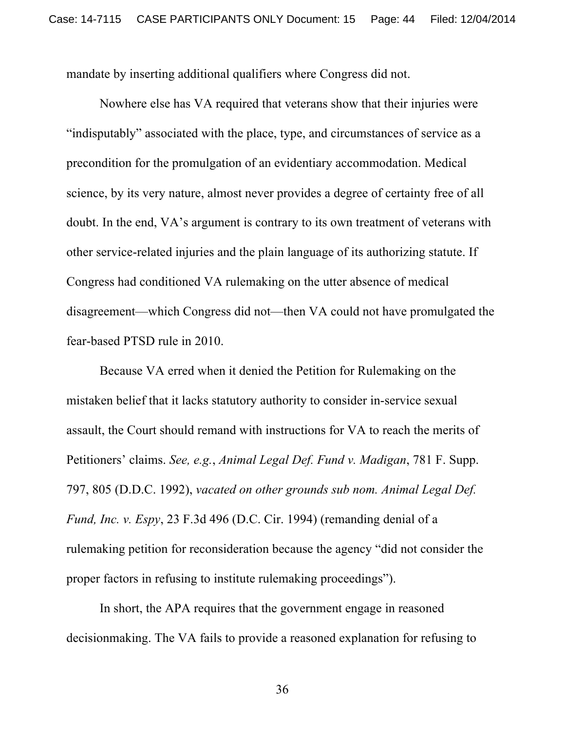mandate by inserting additional qualifiers where Congress did not.

Nowhere else has VA required that veterans show that their injuries were "indisputably" associated with the place, type, and circumstances of service as a precondition for the promulgation of an evidentiary accommodation. Medical science, by its very nature, almost never provides a degree of certainty free of all doubt. In the end, VA's argument is contrary to its own treatment of veterans with other service-related injuries and the plain language of its authorizing statute. If Congress had conditioned VA rulemaking on the utter absence of medical disagreement—which Congress did not—then VA could not have promulgated the fear-based PTSD rule in 2010.

Because VA erred when it denied the Petition for Rulemaking on the mistaken belief that it lacks statutory authority to consider in-service sexual assault, the Court should remand with instructions for VA to reach the merits of Petitioners' claims. *See, e.g.*, *Animal Legal Def. Fund v. Madigan*, 781 F. Supp. 797, 805 (D.D.C. 1992), *vacated on other grounds sub nom. Animal Legal Def. Fund, Inc. v. Espy*, 23 F.3d 496 (D.C. Cir. 1994) (remanding denial of a rulemaking petition for reconsideration because the agency "did not consider the proper factors in refusing to institute rulemaking proceedings").

In short, the APA requires that the government engage in reasoned decisionmaking. The VA fails to provide a reasoned explanation for refusing to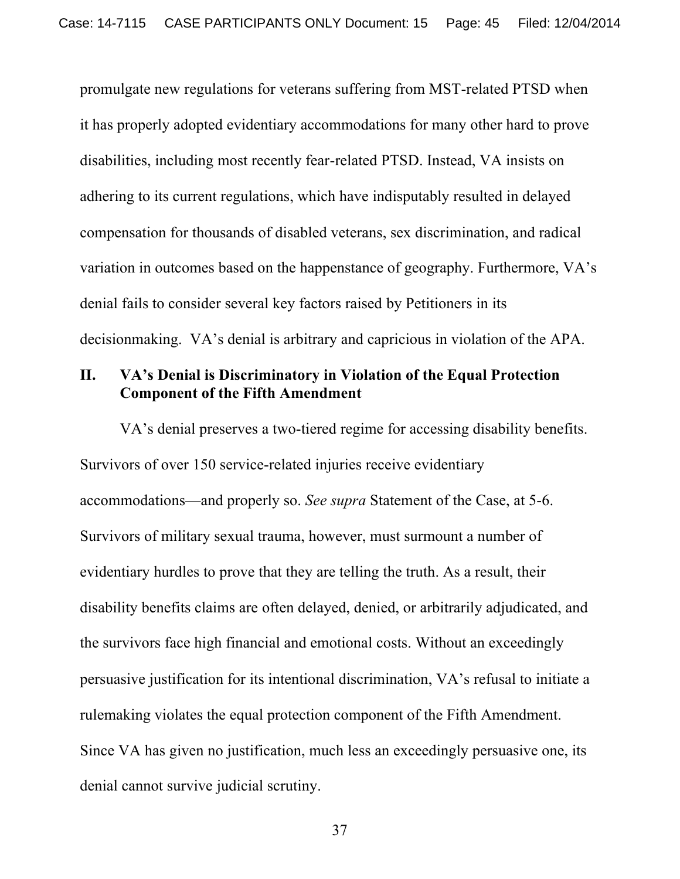promulgate new regulations for veterans suffering from MST-related PTSD when it has properly adopted evidentiary accommodations for many other hard to prove disabilities, including most recently fear-related PTSD. Instead, VA insists on adhering to its current regulations, which have indisputably resulted in delayed compensation for thousands of disabled veterans, sex discrimination, and radical variation in outcomes based on the happenstance of geography. Furthermore, VA's denial fails to consider several key factors raised by Petitioners in its decisionmaking. VA's denial is arbitrary and capricious in violation of the APA.

## II. VA's Denial is Discriminatory in Violation of the Equal Protection Component of the Fifth Amendment

VA's denial preserves a two-tiered regime for accessing disability benefits. Survivors of over 150 service-related injuries receive evidentiary accommodations—and properly so. *See supra* Statement of the Case, at 5-6. Survivors of military sexual trauma, however, must surmount a number of evidentiary hurdles to prove that they are telling the truth. As a result, their disability benefits claims are often delayed, denied, or arbitrarily adjudicated, and the survivors face high financial and emotional costs. Without an exceedingly persuasive justification for its intentional discrimination, VA's refusal to initiate a rulemaking violates the equal protection component of the Fifth Amendment. Since VA has given no justification, much less an exceedingly persuasive one, its denial cannot survive judicial scrutiny.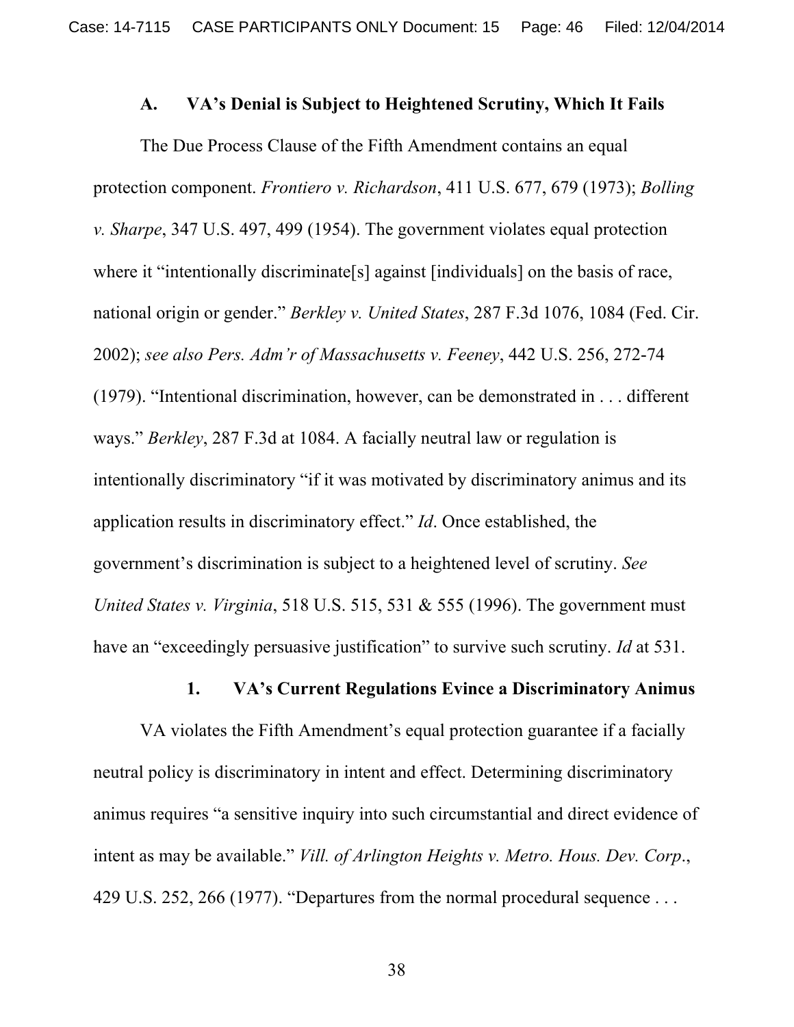### A. VA's Denial is Subject to Heightened Scrutiny, Which It Fails

The Due Process Clause of the Fifth Amendment contains an equal protection component. *Frontiero v. Richardson*, 411 U.S. 677, 679 (1973); *Bolling v. Sharpe*, 347 U.S. 497, 499 (1954). The government violates equal protection where it "intentionally discriminate[s] against [individuals] on the basis of race, national origin or gender." *Berkley v. United States*, 287 F.3d 1076, 1084 (Fed. Cir. 2002); *see also Pers. Adm'r of Massachusetts v. Feeney*, 442 U.S. 256, 272-74 (1979). "Intentional discrimination, however, can be demonstrated in . . . different ways." *Berkley*, 287 F.3d at 1084. A facially neutral law or regulation is intentionally discriminatory "if it was motivated by discriminatory animus and its application results in discriminatory effect." *Id*. Once established, the government's discrimination is subject to a heightened level of scrutiny. *See United States v. Virginia*, 518 U.S. 515, 531 & 555 (1996). The government must have an "exceedingly persuasive justification" to survive such scrutiny. *Id* at 531.

#### 1. VA's Current Regulations Evince a Discriminatory Animus

VA violates the Fifth Amendment's equal protection guarantee if a facially neutral policy is discriminatory in intent and effect. Determining discriminatory animus requires "a sensitive inquiry into such circumstantial and direct evidence of intent as may be available." *Vill. of Arlington Heights v. Metro. Hous. Dev. Corp.*, 429 U.S. 252, 266 (1977). "Departures from the normal procedural sequence . . .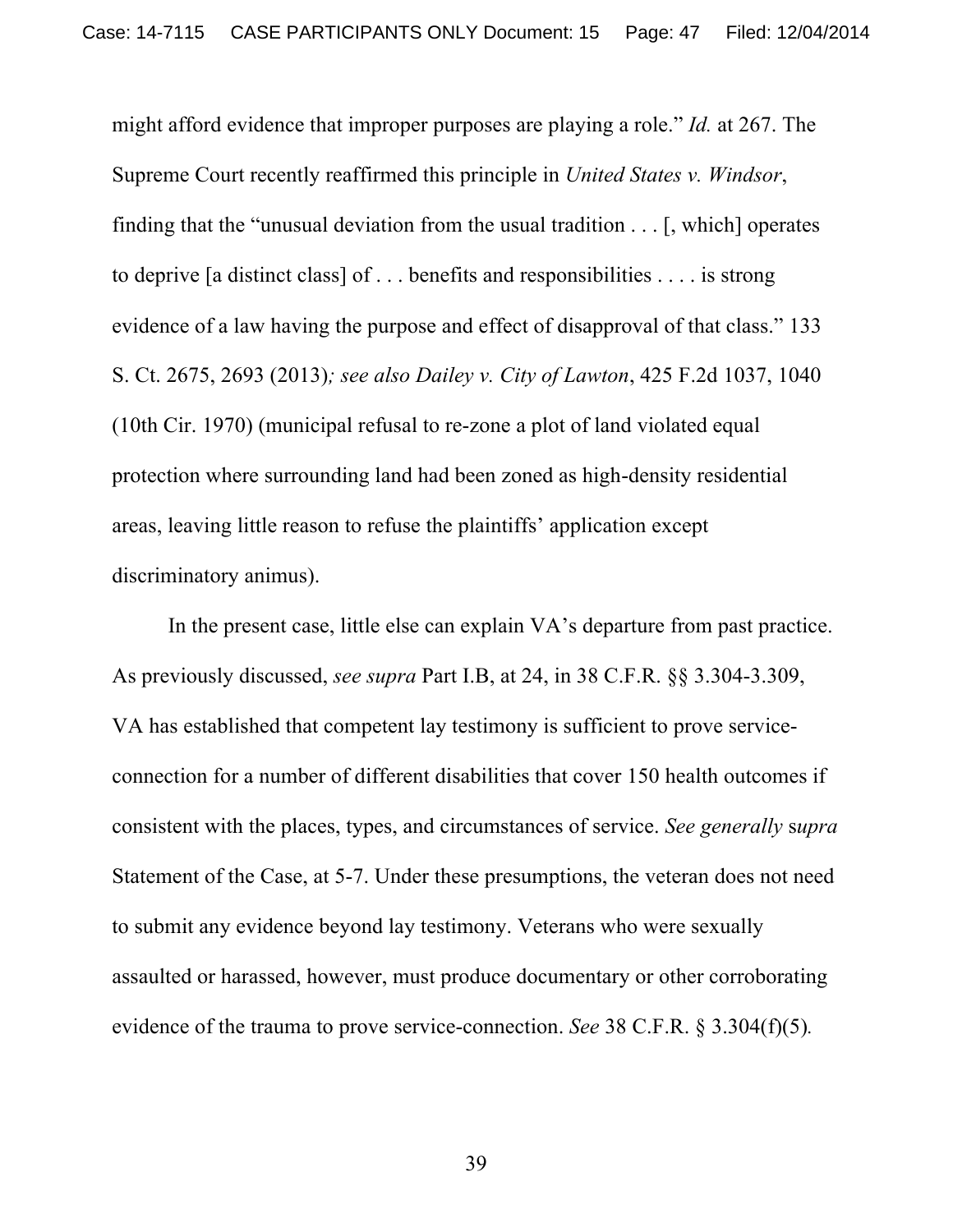might afford evidence that improper purposes are playing a role." *Id.* at 267. The Supreme Court recently reaffirmed this principle in *United States v. Windsor*, finding that the "unusual deviation from the usual tradition . . . [, which] operates to deprive [a distinct class] of . . . benefits and responsibilities . . . . is strong evidence of a law having the purpose and effect of disapproval of that class." 133 S. Ct. 2675, 2693 (2013)*; see also Dailey v. City of Lawton*, 425 F.2d 1037, 1040 (10th Cir. 1970) (municipal refusal to re-zone a plot of land violated equal protection where surrounding land had been zoned as high-density residential areas, leaving little reason to refuse the plaintiffs' application except discriminatory animus).

In the present case, little else can explain VA's departure from past practice. As previously discussed, *see supra* Part I.B, at 24, in 38 C.F.R. §§ 3.304-3.309, VA has established that competent lay testimony is sufficient to prove service-connection for a number of different disabilities that cover 150 health outcomes if consistent with the places, types, and circumstances of service. *See generally supra* Statement of the Case, at 5-7. Under these presumptions, the veteran does not need to submit any evidence beyond lay testimony. Veterans who were sexually assaulted or harassed, however, must produce documentary or other corroborating evidence of the trauma to prove service-connection. *See* 38 C.F.R. § 3.304(f)(5).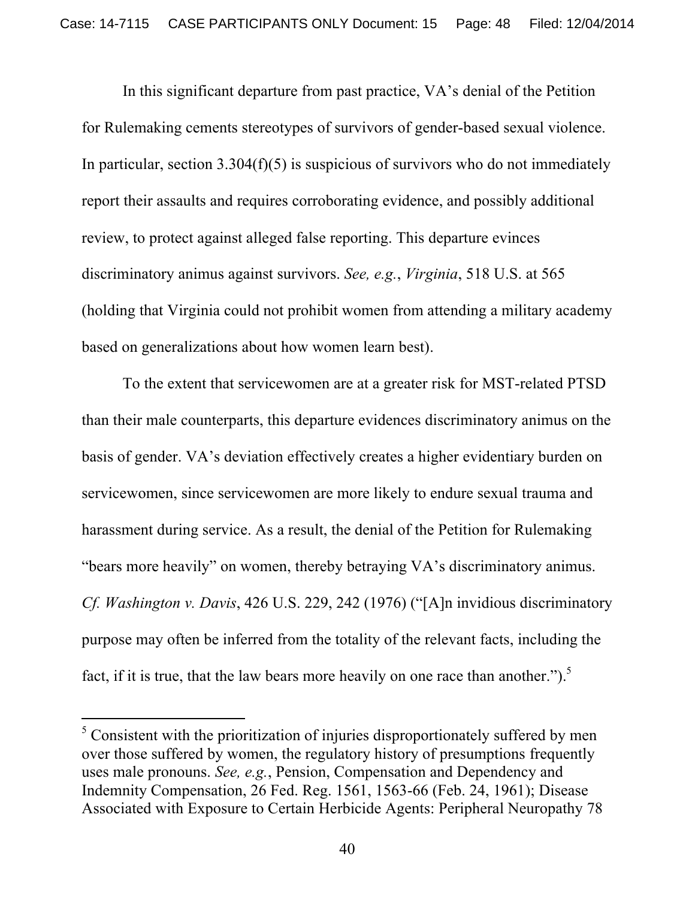In this significant departure from past practice, VA's denial of the Petition for Rulemaking cements stereotypes of survivors of gender-based sexual violence. In particular, section 3.304(f)(5) is suspicious of survivors who do not immediately report their assaults and requires corroborating evidence, and possibly additional review, to protect against alleged false reporting. This departure evinces discriminatory animus against survivors. *See, e.g.*, *Virginia*, 518 U.S. at 565 (holding that Virginia could not prohibit women from attending a military academy based on generalizations about how women learn best).

To the extent that servicewomen are at a greater risk for MST-related PTSD than their male counterparts, this departure evidences discriminatory animus on the basis of gender. VA's deviation effectively creates a higher evidentiary burden on servicewomen, since servicewomen are more likely to endure sexual trauma and harassment during service. As a result, the denial of the Petition for Rulemaking "bears more heavily" on women, thereby betraying VA's discriminatory animus. *Cf. Washington v. Davis*, 426 U.S. 229, 242 (1976) ("[A]n invidious discriminatory purpose may often be inferred from the totality of the relevant facts, including the fact, if it is true, that the law bears more heavily on one race than another.").[5]

---

[5] Consistent with the prioritization of injuries disproportionately suffered by men over those suffered by women, the regulatory history of presumptions frequently uses male pronouns. *See, e.g.*, Pension, Compensation and Dependency and Indemnity Compensation, 26 Fed. Reg. 1561, 1563-66 (Feb. 24, 1961); Disease Associated with Exposure to Certain Herbicide Agents: Peripheral Neuropathy 78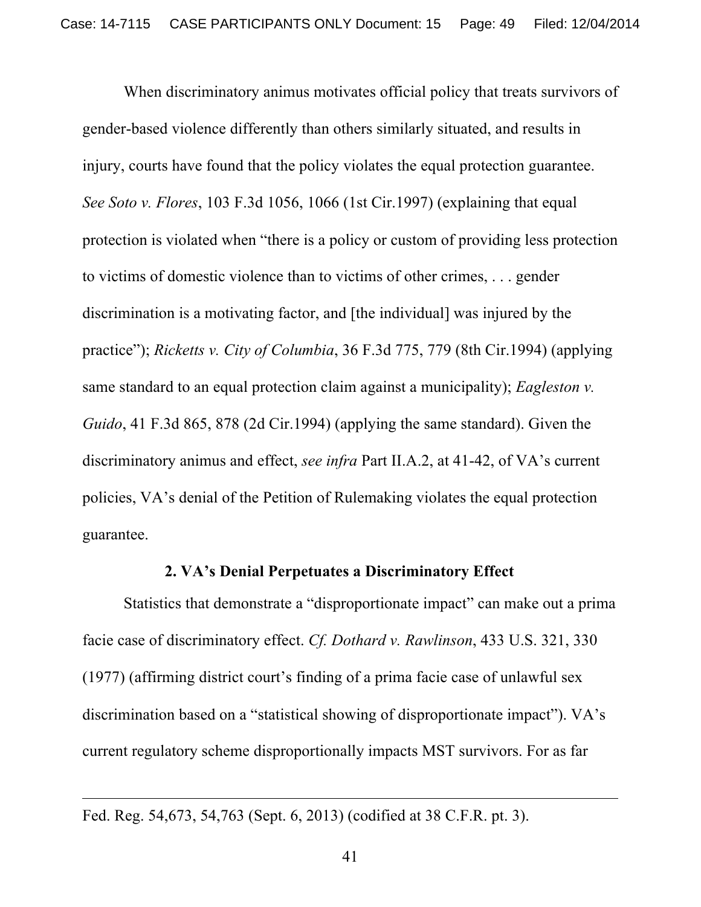When discriminatory animus motivates official policy that treats survivors of gender-based violence differently than others similarly situated, and results in injury, courts have found that the policy violates the equal protection guarantee. *See Soto v. Flores*, 103 F.3d 1056, 1066 (1st Cir.1997) (explaining that equal protection is violated when "there is a policy or custom of providing less protection to victims of domestic violence than to victims of other crimes, . . . gender discrimination is a motivating factor, and [the individual] was injured by the practice"); *Ricketts v. City of Columbia*, 36 F.3d 775, 779 (8th Cir.1994) (applying same standard to an equal protection claim against a municipality); *Eagleston v. Guido*, 41 F.3d 865, 878 (2d Cir.1994) (applying the same standard). Given the discriminatory animus and effect, *see infra* Part II.A.2, at 41-42, of VA's current policies, VA's denial of the Petition of Rulemaking violates the equal protection guarantee.

### 2. VA's Denial Perpetuates a Discriminatory Effect

Statistics that demonstrate a "disproportionate impact" can make out a prima facie case of discriminatory effect. *Cf. Dothard v. Rawlinson*, 433 U.S. 321, 330 (1977) (affirming district court's finding of a prima facie case of unlawful sex discrimination based on a "statistical showing of disproportionate impact"). VA's current regulatory scheme disproportionally impacts MST survivors. For as far

---

Fed. Reg. 54,673, 54,763 (Sept. 6, 2013) (codified at 38 C.F.R. pt. 3).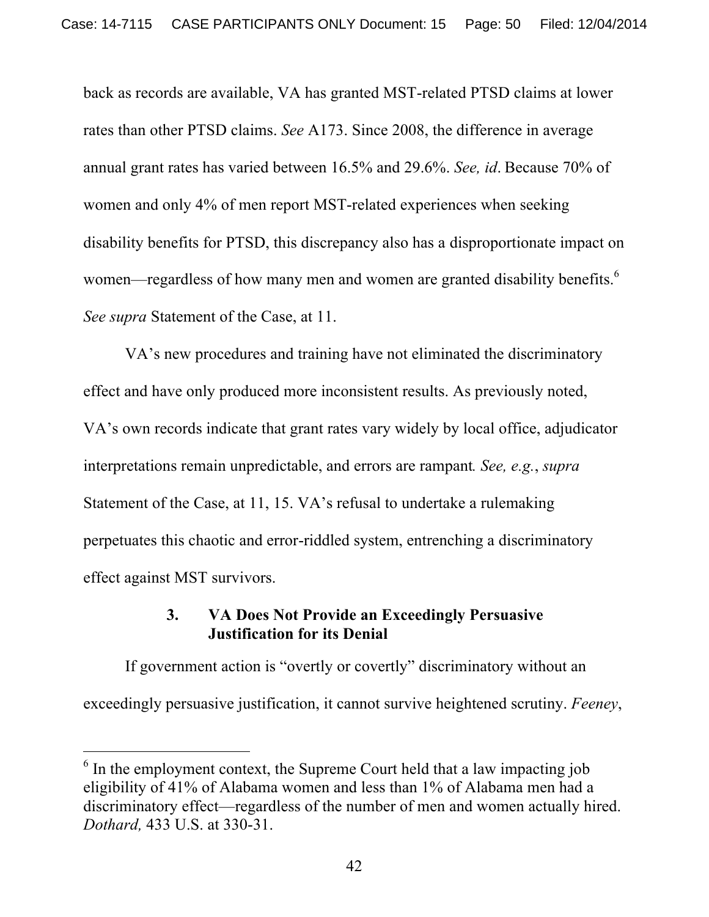back as records are available, VA has granted MST-related PTSD claims at lower rates than other PTSD claims. *See* A173. Since 2008, the difference in average annual grant rates has varied between 16.5% and 29.6%. *See, id*. Because 70% of women and only 4% of men report MST-related experiences when seeking disability benefits for PTSD, this discrepancy also has a disproportionate impact on women—regardless of how many men and women are granted disability benefits.[6] *See supra* Statement of the Case, at 11.

VA's new procedures and training have not eliminated the discriminatory effect and have only produced more inconsistent results. As previously noted, VA's own records indicate that grant rates vary widely by local office, adjudicator interpretations remain unpredictable, and errors are rampant*. See, e.g.*, *supra* Statement of the Case, at 11, 15. VA's refusal to undertake a rulemaking perpetuates this chaotic and error-riddled system, entrenching a discriminatory effect against MST survivors.

### 3. VA Does Not Provide an Exceedingly Persuasive Justification for its Denial

If government action is "overtly or covertly" discriminatory without an exceedingly persuasive justification, it cannot survive heightened scrutiny. *Feeney*,

---

[6] In the employment context, the Supreme Court held that a law impacting job eligibility of 41% of Alabama women and less than 1% of Alabama men had a discriminatory effect—regardless of the number of men and women actually hired. *Dothard,* 433 U.S. at 330-31.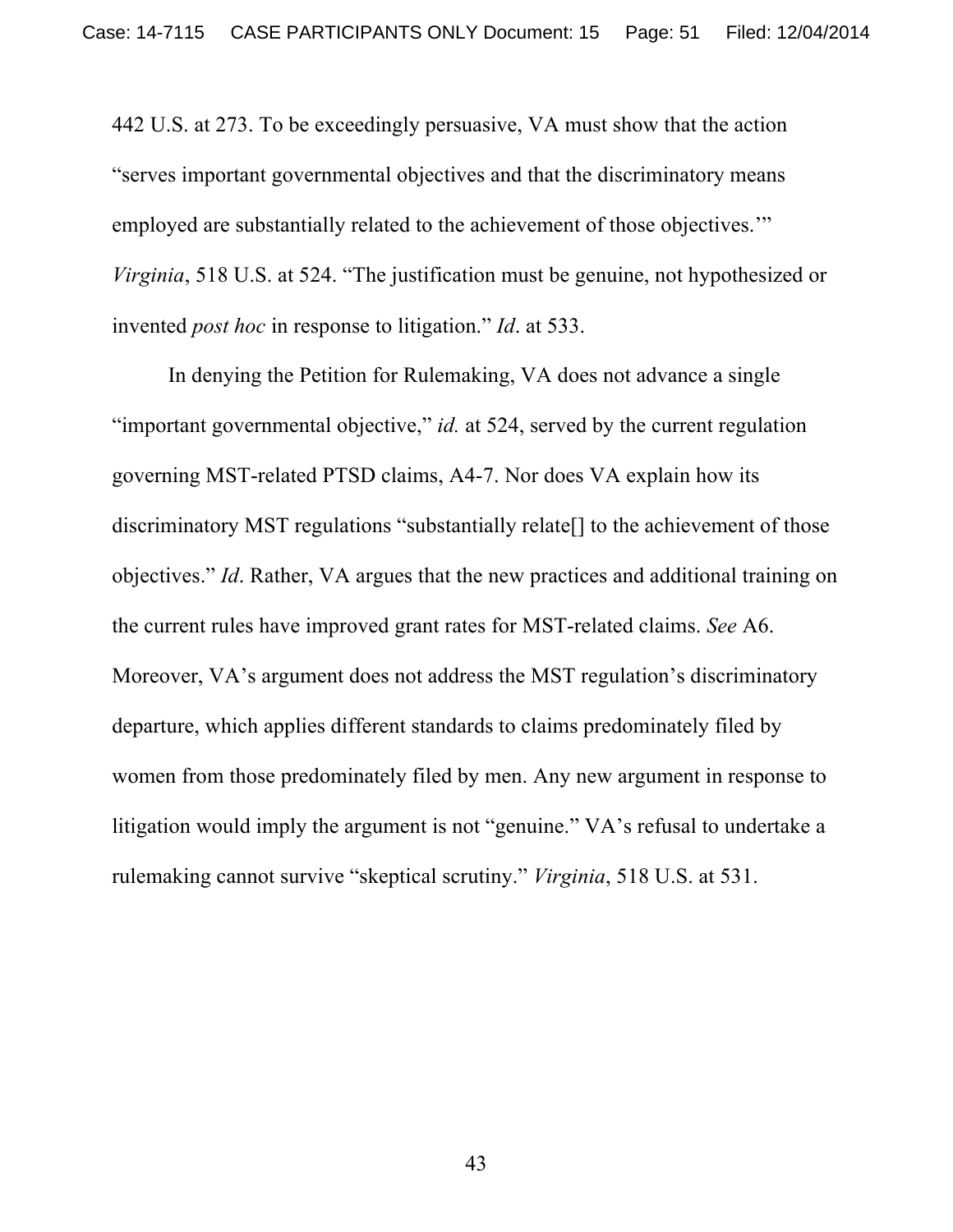442 U.S. at 273. To be exceedingly persuasive, VA must show that the action "serves important governmental objectives and that the discriminatory means employed are substantially related to the achievement of those objectives.'" *Virginia*, 518 U.S. at 524. "The justification must be genuine, not hypothesized or invented *post hoc* in response to litigation." *Id*. at 533.

In denying the Petition for Rulemaking, VA does not advance a single "important governmental objective," *id.* at 524, served by the current regulation governing MST-related PTSD claims, A4-7. Nor does VA explain how its discriminatory MST regulations "substantially relate[] to the achievement of those objectives." *Id*. Rather, VA argues that the new practices and additional training on the current rules have improved grant rates for MST-related claims. *See* A6. Moreover, VA's argument does not address the MST regulation's discriminatory departure, which applies different standards to claims predominately filed by women from those predominately filed by men. Any new argument in response to litigation would imply the argument is not "genuine." VA's refusal to undertake a rulemaking cannot survive "skeptical scrutiny." *Virginia*, 518 U.S. at 531.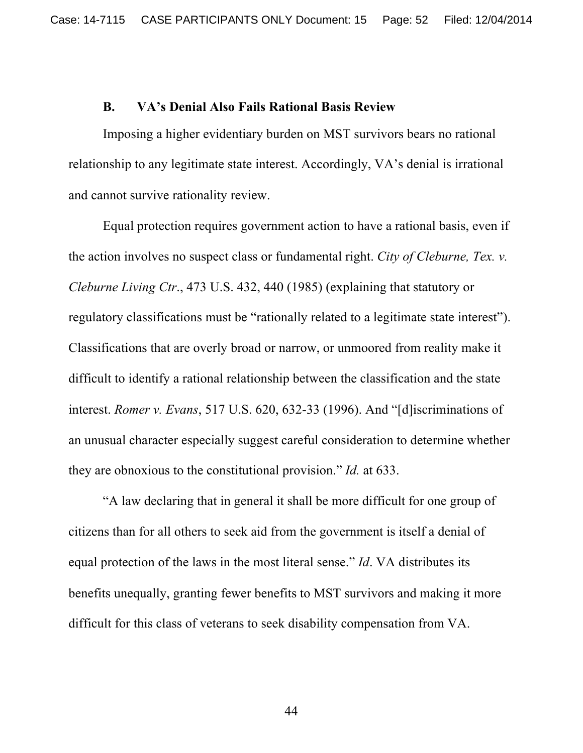### B. VA's Denial Also Fails Rational Basis Review

Imposing a higher evidentiary burden on MST survivors bears no rational relationship to any legitimate state interest. Accordingly, VA's denial is irrational and cannot survive rationality review.

Equal protection requires government action to have a rational basis, even if the action involves no suspect class or fundamental right. *City of Cleburne, Tex. v. Cleburne Living Ctr.*, 473 U.S. 432, 440 (1985) (explaining that statutory or regulatory classifications must be "rationally related to a legitimate state interest"). Classifications that are overly broad or narrow, or unmoored from reality make it difficult to identify a rational relationship between the classification and the state interest. *Romer v. Evans*, 517 U.S. 620, 632-33 (1996). And "[d]iscriminations of an unusual character especially suggest careful consideration to determine whether they are obnoxious to the constitutional provision." *Id.* at 633.

"A law declaring that in general it shall be more difficult for one group of citizens than for all others to seek aid from the government is itself a denial of equal protection of the laws in the most literal sense." *Id*. VA distributes its benefits unequally, granting fewer benefits to MST survivors and making it more difficult for this class of veterans to seek disability compensation from VA.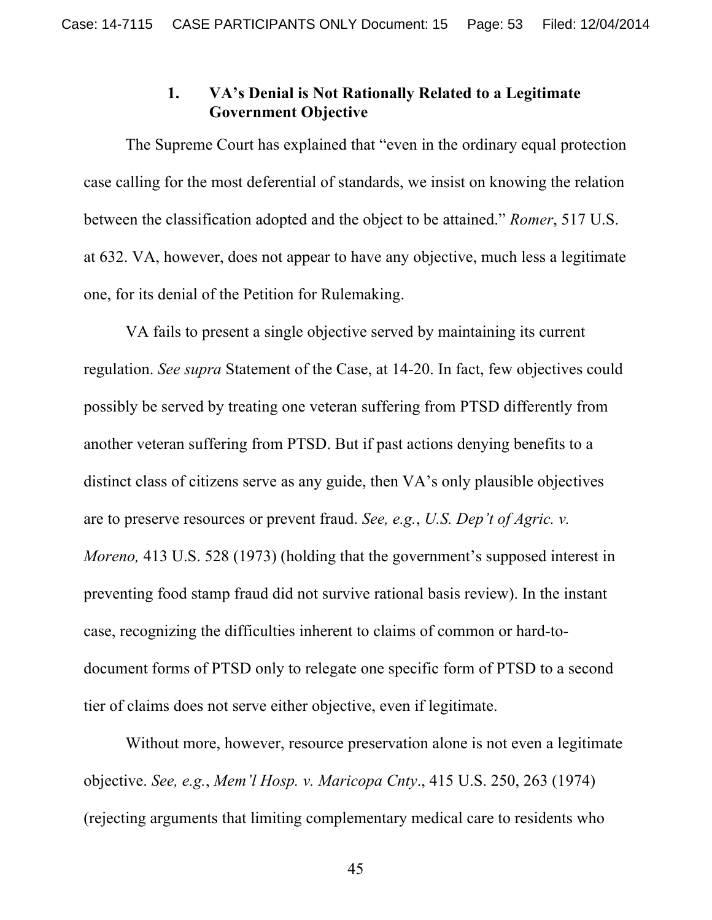### 1. VA's Denial is Not Rationally Related to a Legitimate Government Objective

The Supreme Court has explained that "even in the ordinary equal protection case calling for the most deferential of standards, we insist on knowing the relation between the classification adopted and the object to be attained." *Romer*, 517 U.S. at 632. VA, however, does not appear to have any objective, much less a legitimate one, for its denial of the Petition for Rulemaking.

VA fails to present a single objective served by maintaining its current regulation. *See supra* Statement of the Case, at 14-20. In fact, few objectives could possibly be served by treating one veteran suffering from PTSD differently from another veteran suffering from PTSD. But if past actions denying benefits to a distinct class of citizens serve as any guide, then VA's only plausible objectives are to preserve resources or prevent fraud. *See, e.g.*, *U.S. Dep't of Agric. v. Moreno,* 413 U.S. 528 (1973) (holding that the government's supposed interest in preventing food stamp fraud did not survive rational basis review). In the instant case, recognizing the difficulties inherent to claims of common or hard-to-document forms of PTSD only to relegate one specific form of PTSD to a second tier of claims does not serve either objective, even if legitimate.

Without more, however, resource preservation alone is not even a legitimate objective. *See, e.g.*, *Mem'l Hosp. v. Maricopa Cnty*., 415 U.S. 250, 263 (1974) (rejecting arguments that limiting complementary medical care to residents who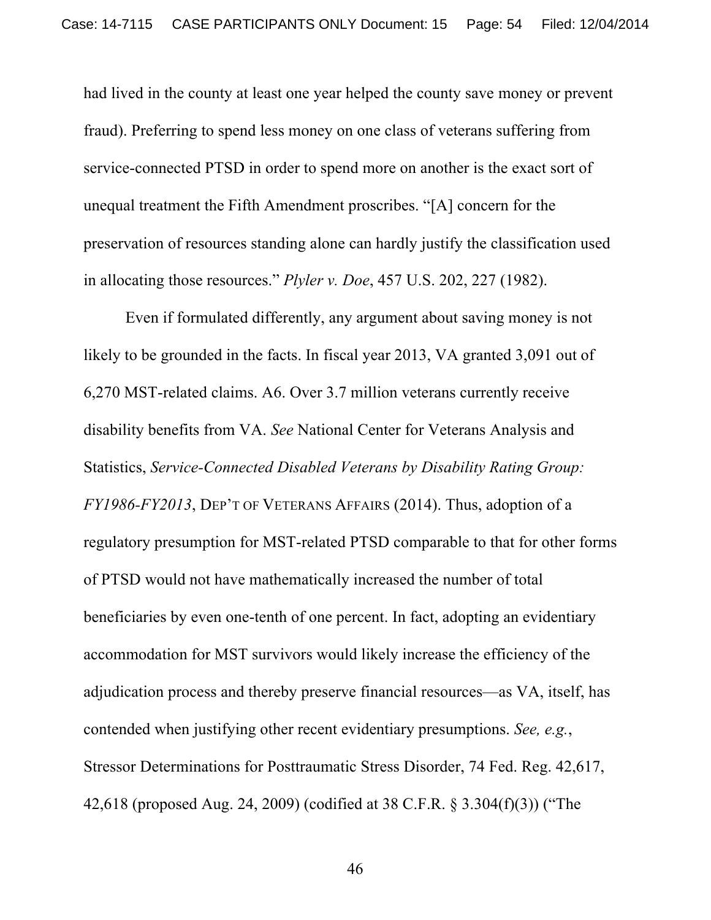had lived in the county at least one year helped the county save money or prevent fraud). Preferring to spend less money on one class of veterans suffering from service-connected PTSD in order to spend more on another is the exact sort of unequal treatment the Fifth Amendment proscribes. "[A] concern for the preservation of resources standing alone can hardly justify the classification used in allocating those resources." *Plyler v. Doe*, 457 U.S. 202, 227 (1982).

Even if formulated differently, any argument about saving money is not likely to be grounded in the facts. In fiscal year 2013, VA granted 3,091 out of 6,270 MST-related claims. A6. Over 3.7 million veterans currently receive disability benefits from VA. *See* National Center for Veterans Analysis and Statistics, *Service-Connected Disabled Veterans by Disability Rating Group: FY1986-FY2013*, DEP'T OF VETERANS AFFAIRS (2014). Thus, adoption of a regulatory presumption for MST-related PTSD comparable to that for other forms of PTSD would not have mathematically increased the number of total beneficiaries by even one-tenth of one percent. In fact, adopting an evidentiary accommodation for MST survivors would likely increase the efficiency of the adjudication process and thereby preserve financial resources—as VA, itself, has contended when justifying other recent evidentiary presumptions. *See, e.g.*, Stressor Determinations for Posttraumatic Stress Disorder, 74 Fed. Reg. 42,617, 42,618 (proposed Aug. 24, 2009) (codified at 38 C.F.R. § 3.304(f)(3)) ("The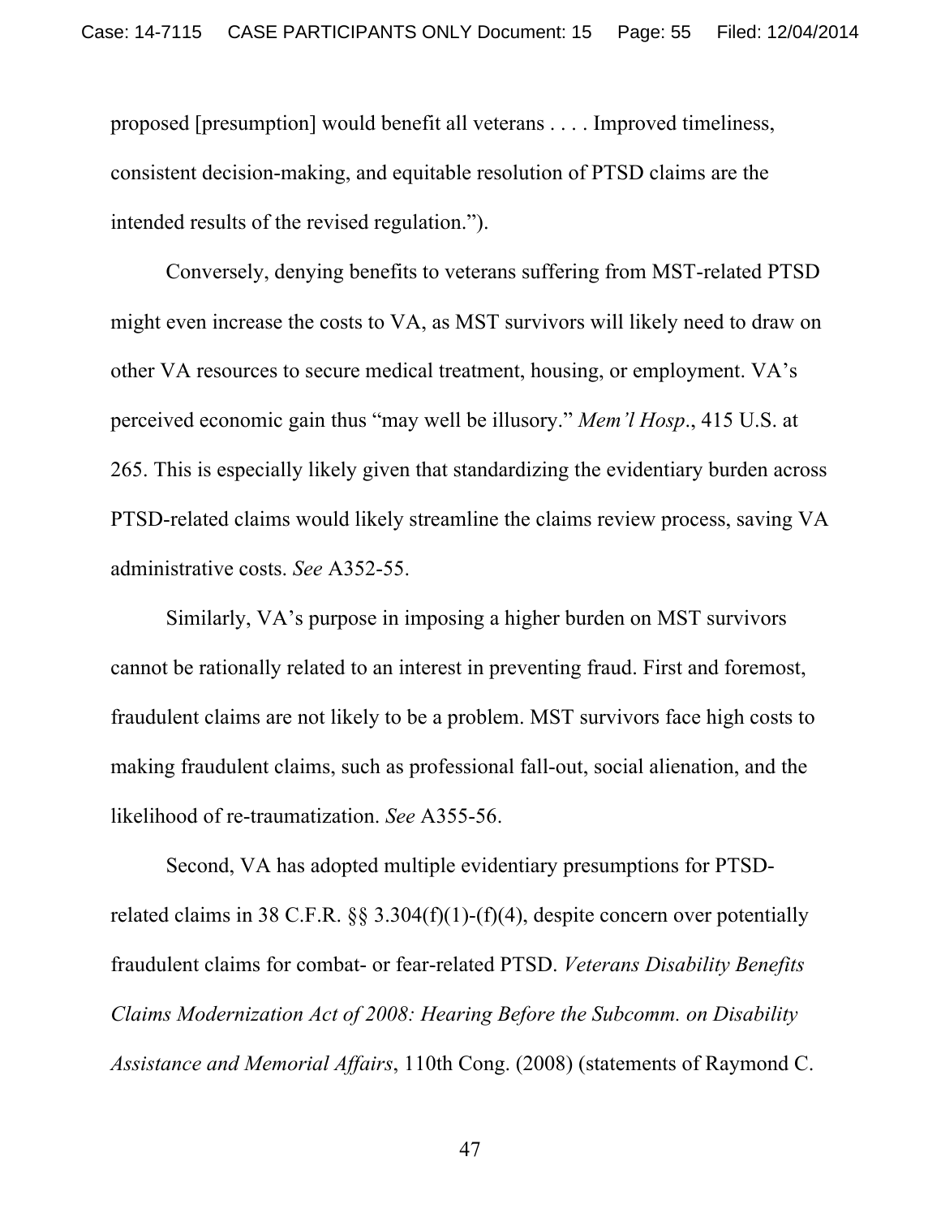proposed [presumption] would benefit all veterans . . . . Improved timeliness, consistent decision-making, and equitable resolution of PTSD claims are the intended results of the revised regulation.").

Conversely, denying benefits to veterans suffering from MST-related PTSD might even increase the costs to VA, as MST survivors will likely need to draw on other VA resources to secure medical treatment, housing, or employment. VA's perceived economic gain thus "may well be illusory." *Mem'l Hosp*., 415 U.S. at 265. This is especially likely given that standardizing the evidentiary burden across PTSD-related claims would likely streamline the claims review process, saving VA administrative costs. *See* A352-55.

Similarly, VA's purpose in imposing a higher burden on MST survivors cannot be rationally related to an interest in preventing fraud. First and foremost, fraudulent claims are not likely to be a problem. MST survivors face high costs to making fraudulent claims, such as professional fall-out, social alienation, and the likelihood of re-traumatization. *See* A355-56.

Second, VA has adopted multiple evidentiary presumptions for PTSD-related claims in 38 C.F.R. §§ 3.304(f)(1)-(f)(4), despite concern over potentially fraudulent claims for combat- or fear-related PTSD. *Veterans Disability Benefits Claims Modernization Act of 2008: Hearing Before the Subcomm. on Disability Assistance and Memorial Affairs*, 110th Cong. (2008) (statements of Raymond C.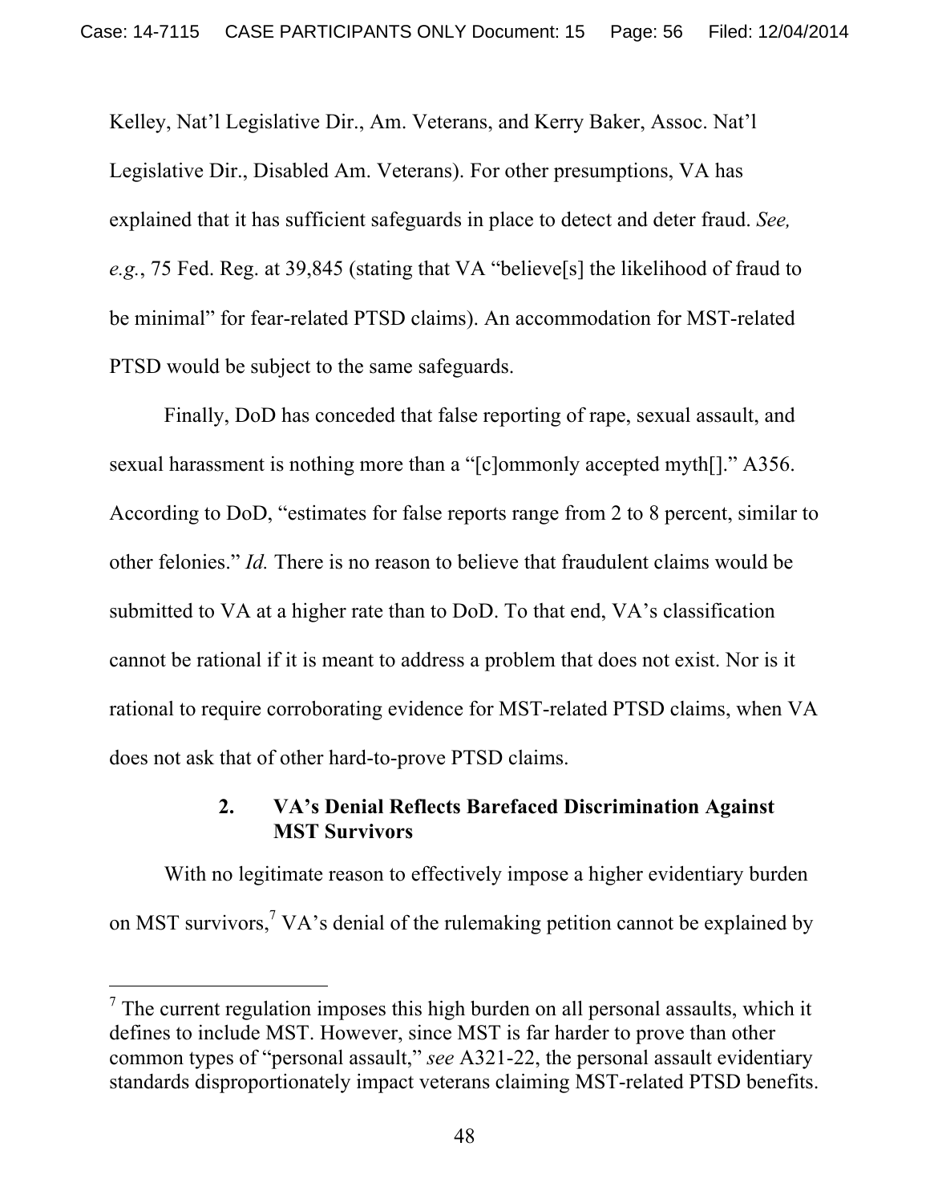Kelley, Nat'l Legislative Dir., Am. Veterans, and Kerry Baker, Assoc. Nat'l Legislative Dir., Disabled Am. Veterans). For other presumptions, VA has explained that it has sufficient safeguards in place to detect and deter fraud. *See, e.g.*, 75 Fed. Reg. at 39,845 (stating that VA "believe[s] the likelihood of fraud to be minimal" for fear-related PTSD claims). An accommodation for MST-related PTSD would be subject to the same safeguards.

Finally, DoD has conceded that false reporting of rape, sexual assault, and sexual harassment is nothing more than a "[c]ommonly accepted myth[]." A356. According to DoD, "estimates for false reports range from 2 to 8 percent, similar to other felonies." *Id.* There is no reason to believe that fraudulent claims would be submitted to VA at a higher rate than to DoD. To that end, VA's classification cannot be rational if it is meant to address a problem that does not exist. Nor is it rational to require corroborating evidence for MST-related PTSD claims, when VA does not ask that of other hard-to-prove PTSD claims.

### 2. VA's Denial Reflects Barefaced Discrimination Against MST Survivors

With no legitimate reason to effectively impose a higher evidentiary burden on MST survivors,[7] VA's denial of the rulemaking petition cannot be explained by

---

[7] The current regulation imposes this high burden on all personal assaults, which it defines to include MST. However, since MST is far harder to prove than other common types of "personal assault," *see* A321-22, the personal assault evidentiary standards disproportionately impact veterans claiming MST-related PTSD benefits.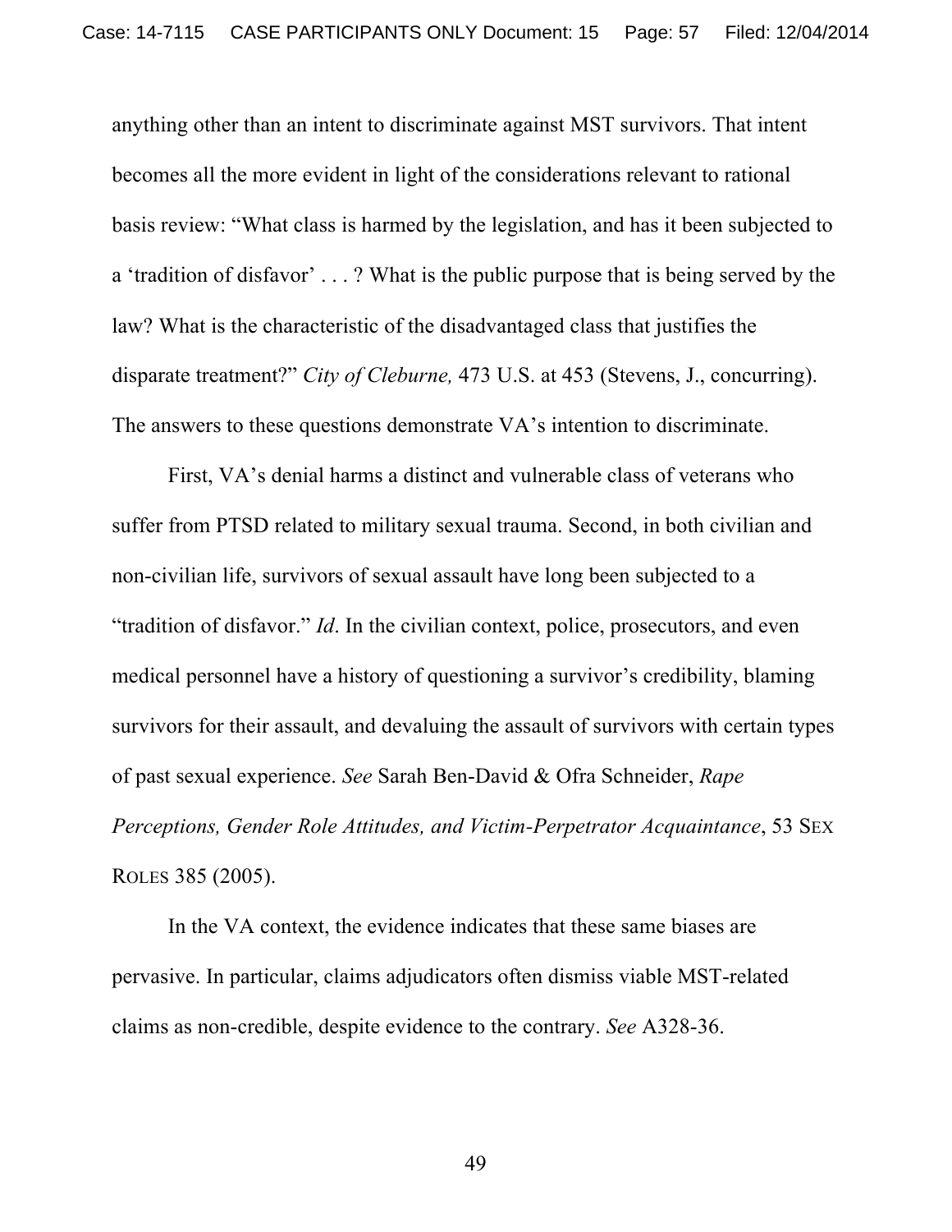anything other than an intent to discriminate against MST survivors. That intent becomes all the more evident in light of the considerations relevant to rational basis review: "What class is harmed by the legislation, and has it been subjected to a 'tradition of disfavor' . . . ? What is the public purpose that is being served by the law? What is the characteristic of the disadvantaged class that justifies the disparate treatment?" *City of Cleburne,* 473 U.S. at 453 (Stevens, J., concurring). The answers to these questions demonstrate VA's intention to discriminate.

First, VA's denial harms a distinct and vulnerable class of veterans who suffer from PTSD related to military sexual trauma. Second, in both civilian and non-civilian life, survivors of sexual assault have long been subjected to a "tradition of disfavor." *Id*. In the civilian context, police, prosecutors, and even medical personnel have a history of questioning a survivor's credibility, blaming survivors for their assault, and devaluing the assault of survivors with certain types of past sexual experience. *See* Sarah Ben-David & Ofra Schneider, *Rape Perceptions, Gender Role Attitudes, and Victim-Perpetrator Acquaintance*, 53 SEX ROLES 385 (2005).

In the VA context, the evidence indicates that these same biases are pervasive. In particular, claims adjudicators often dismiss viable MST-related claims as non-credible, despite evidence to the contrary. *See* A328-36.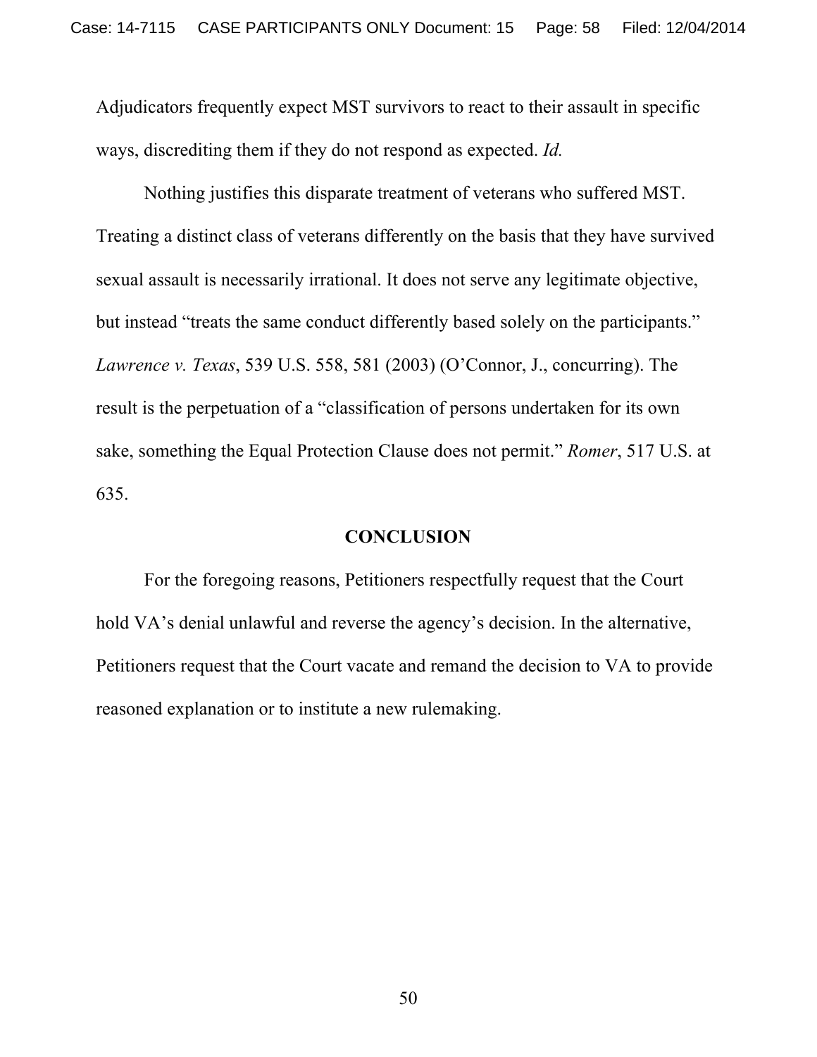Adjudicators frequently expect MST survivors to react to their assault in specific ways, discrediting them if they do not respond as expected. *Id.*

Nothing justifies this disparate treatment of veterans who suffered MST. Treating a distinct class of veterans differently on the basis that they have survived sexual assault is necessarily irrational. It does not serve any legitimate objective, but instead "treats the same conduct differently based solely on the participants." *Lawrence v. Texas*, 539 U.S. 558, 581 (2003) (O'Connor, J., concurring). The result is the perpetuation of a "classification of persons undertaken for its own sake, something the Equal Protection Clause does not permit." *Romer*, 517 U.S. at 635.

## CONCLUSION

For the foregoing reasons, Petitioners respectfully request that the Court hold VA's denial unlawful and reverse the agency's decision. In the alternative, Petitioners request that the Court vacate and remand the decision to VA to provide reasoned explanation or to institute a new rulemaking.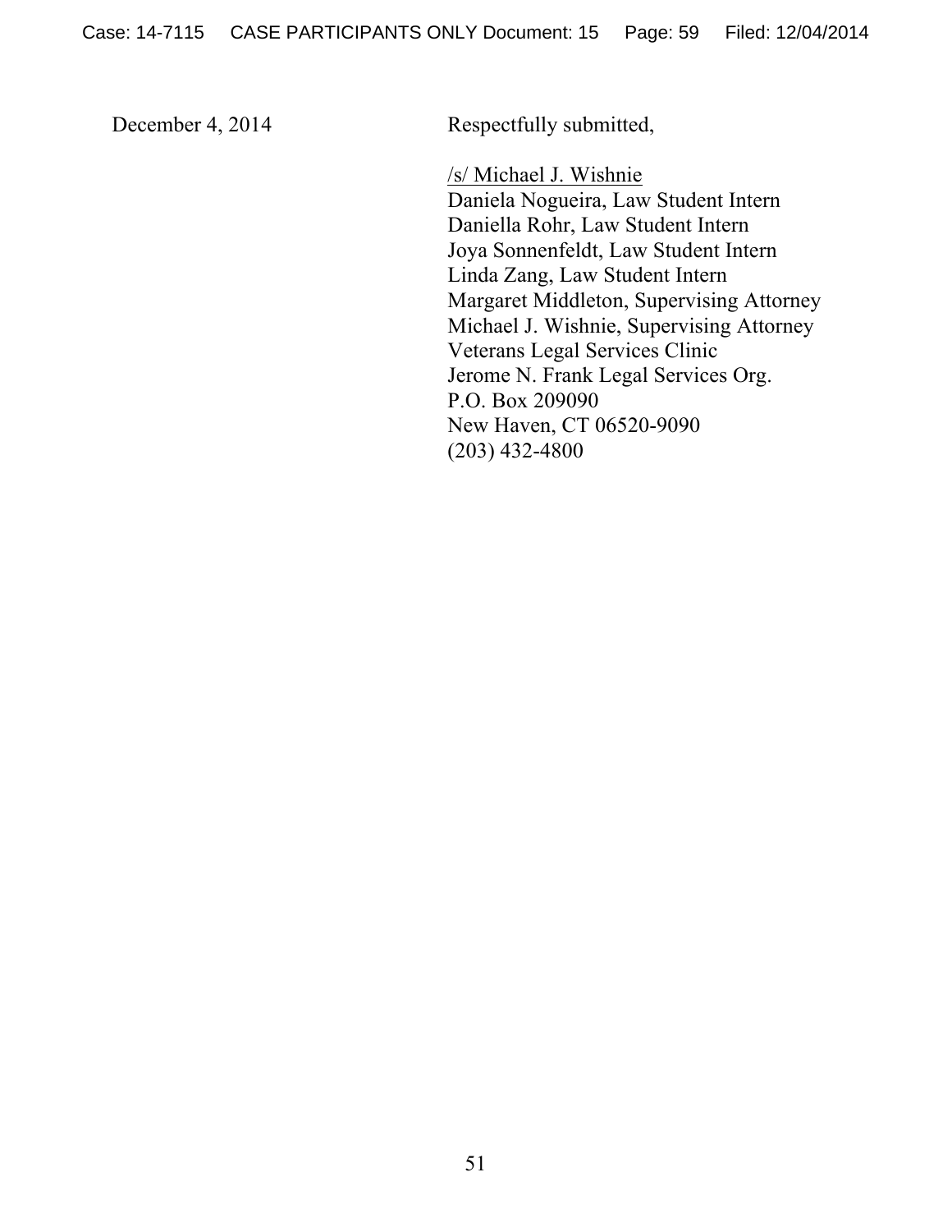December 4, 2014

Respectfully submitted,

/s/ Michael J. Wishnie
Daniela Nogueira, Law Student Intern
Daniella Rohr, Law Student Intern
Joya Sonnenfeldt, Law Student Intern
Linda Zang, Law Student Intern
Margaret Middleton, Supervising Attorney
Michael J. Wishnie, Supervising Attorney
Veterans Legal Services Clinic
Jerome N. Frank Legal Services Org.
P.O. Box 209090
New Haven, CT 06520-9090
(203) 432-4800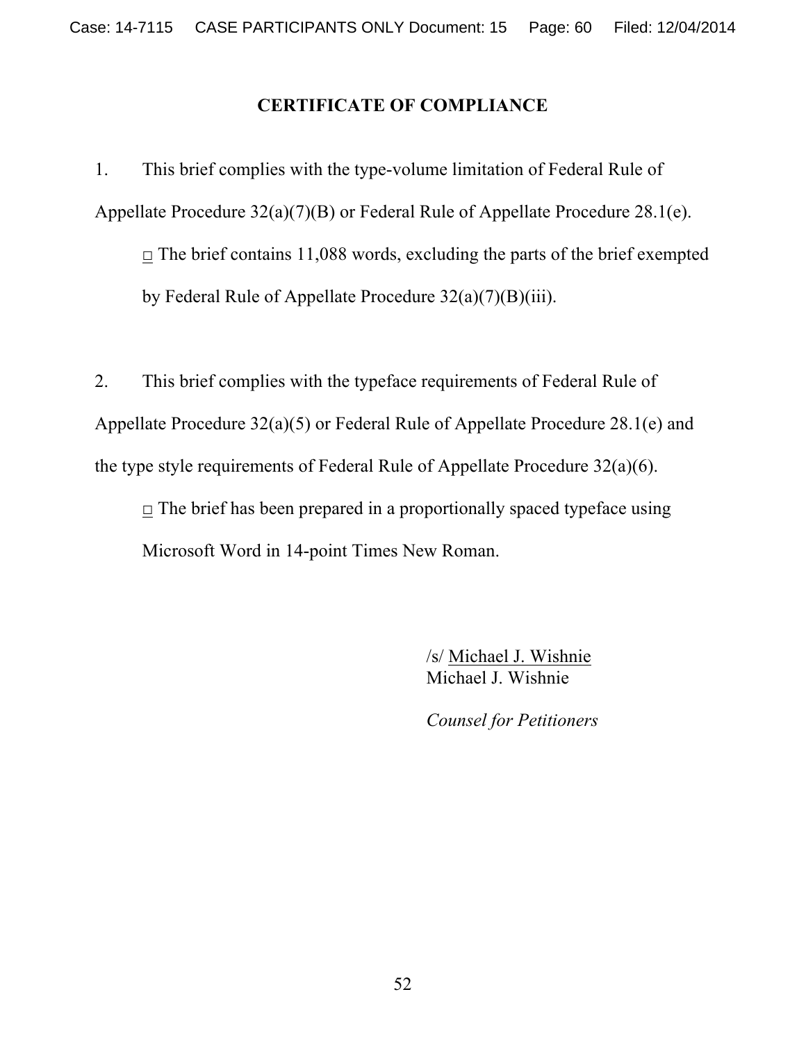## CERTIFICATE OF COMPLIANCE

1. This brief complies with the type-volume limitation of Federal Rule of Appellate Procedure 32(a)(7)(B) or Federal Rule of Appellate Procedure 28.1(e).

   □ The brief contains 11,088 words, excluding the parts of the brief exempted by Federal Rule of Appellate Procedure 32(a)(7)(B)(iii).

2. This brief complies with the typeface requirements of Federal Rule of Appellate Procedure 32(a)(5) or Federal Rule of Appellate Procedure 28.1(e) and the type style requirements of Federal Rule of Appellate Procedure 32(a)(6).

   □ The brief has been prepared in a proportionally spaced typeface using Microsoft Word in 14-point Times New Roman.

/s/ Michael J. Wishnie
Michael J. Wishnie

*Counsel for Petitioners*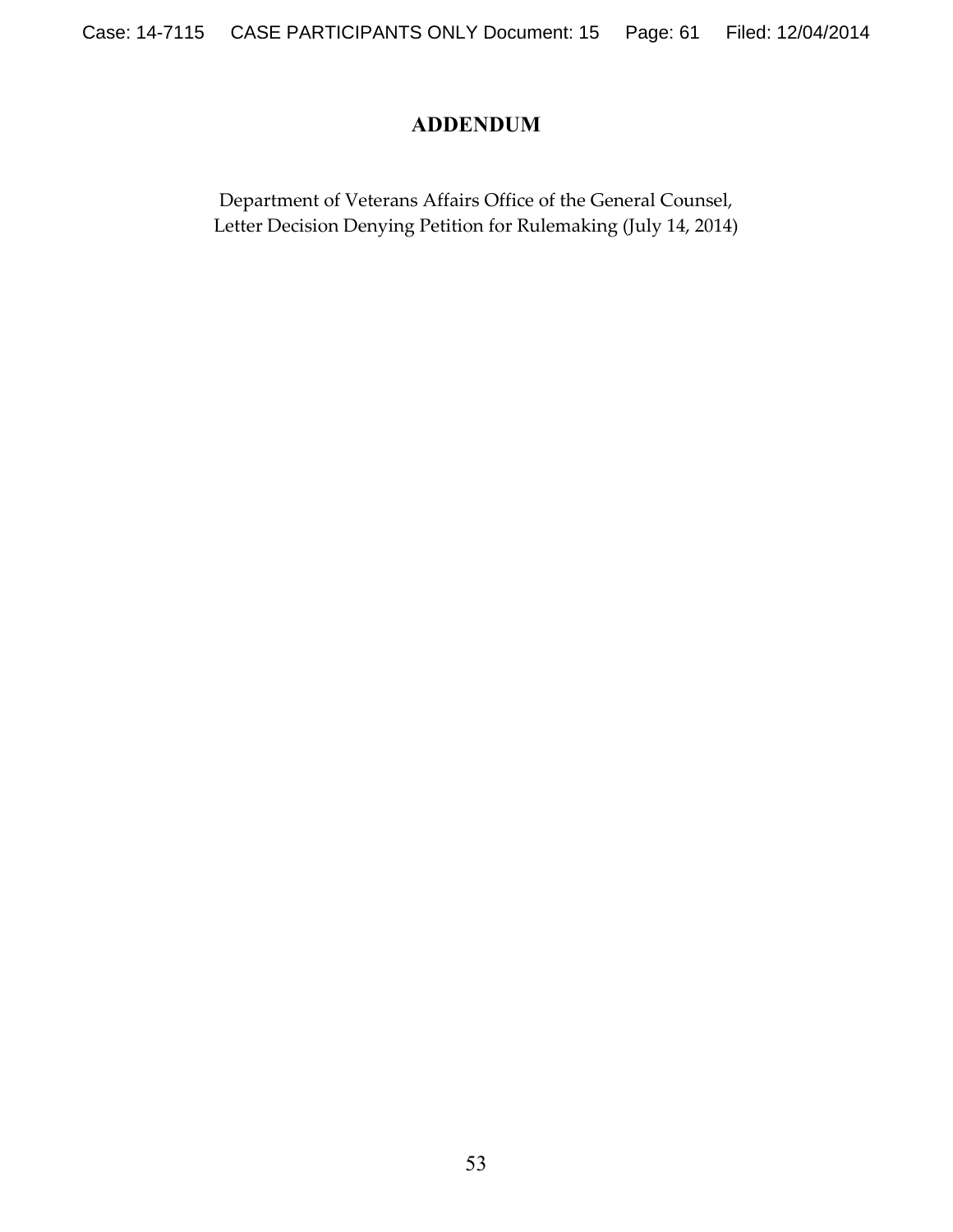# ADDENDUM

Department of Veterans Affairs Office of the General Counsel,
Letter Decision Denying Petition for Rulemaking (July 14, 2014)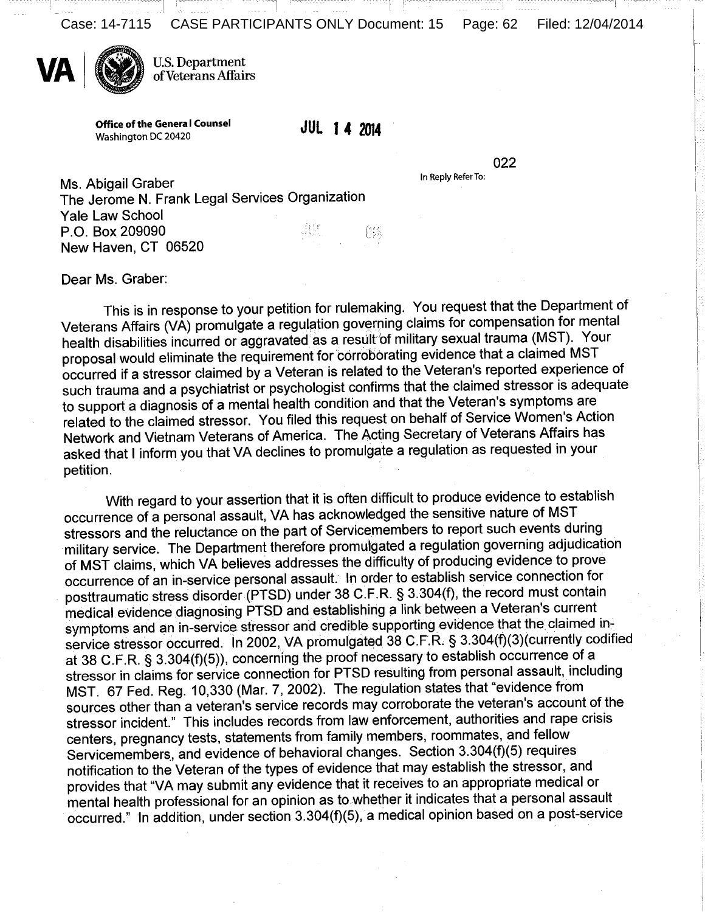VA | U.S. Department of Veterans Affairs

**Office of the General Counsel**
Washington DC 20420

**JUL 14 2014**

022

In Reply Refer To:

Ms. Abigail Graber
The Jerome N. Frank Legal Services Organization
Yale Law School
P.O. Box 209090
New Haven, CT 06520

Dear Ms. Graber:

This is in response to your petition for rulemaking. You request that the Department of Veterans Affairs (VA) promulgate a regulation governing claims for compensation for mental health disabilities incurred or aggravated as a result of military sexual trauma (MST). Your proposal would eliminate the requirement for corroborating evidence that a claimed MST occurred if a stressor claimed by a Veteran is related to the Veteran's reported experience of such trauma and a psychiatrist or psychologist confirms that the claimed stressor is adequate to support a diagnosis of a mental health condition and that the Veteran's symptoms are related to the claimed stressor. You filed this request on behalf of Service Women's Action Network and Vietnam Veterans of America. The Acting Secretary of Veterans Affairs has asked that I inform you that VA declines to promulgate a regulation as requested in your petition.

With regard to your assertion that it is often difficult to produce evidence to establish occurrence of a personal assault, VA has acknowledged the sensitive nature of MST stressors and the reluctance on the part of Servicemembers to report such events during military service. The Department therefore promulgated a regulation governing adjudication of MST claims, which VA believes addresses the difficulty of producing evidence to prove occurrence of an in-service personal assault. In order to establish service connection for posttraumatic stress disorder (PTSD) under 38 C.F.R. § 3.304(f), the record must contain medical evidence diagnosing PTSD and establishing a link between a Veteran's current symptoms and an in-service stressor and credible supporting evidence that the claimed in-service stressor occurred. In 2002, VA promulgated 38 C.F.R. § 3.304(f)(3)(currently codified at 38 C.F.R. § 3.304(f)(5)), concerning the proof necessary to establish occurrence of a stressor in claims for service connection for PTSD resulting from personal assault, including MST. 67 Fed. Reg. 10,330 (Mar. 7, 2002). The regulation states that "evidence from sources other than a veteran's service records may corroborate the veteran's account of the stressor incident." This includes records from law enforcement, authorities and rape crisis centers, pregnancy tests, statements from family members, roommates, and fellow Servicemembers, and evidence of behavioral changes. Section 3.304(f)(5) requires notification to the Veteran of the types of evidence that may establish the stressor, and provides that "VA may submit any evidence that it receives to an appropriate medical or mental health professional for an opinion as to whether it indicates that a personal assault occurred." In addition, under section 3.304(f)(5), a medical opinion based on a post-service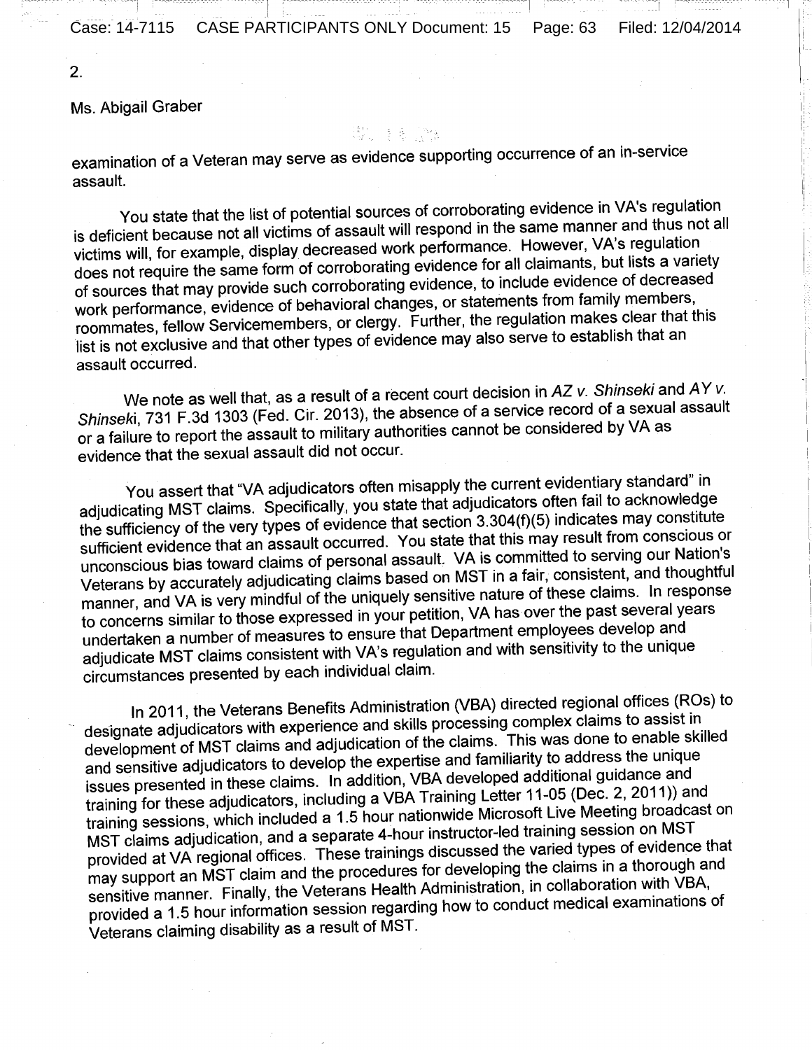2.

Ms. Abigail Graber

examination of a Veteran may serve as evidence supporting occurrence of an in-service assault.

You state that the list of potential sources of corroborating evidence in VA's regulation is deficient because not all victims of assault will respond in the same manner and thus not all victims will, for example, display decreased work performance. However, VA's regulation does not require the same form of corroborating evidence for all claimants, but lists a variety of sources that may provide such corroborating evidence, to include evidence of decreased work performance, evidence of behavioral changes, or statements from family members, roommates, fellow Servicemembers, or clergy. Further, the regulation makes clear that this list is not exclusive and that other types of evidence may also serve to establish that an assault occurred.

We note as well that, as a result of a recent court decision in *AZ v. Shinseki* and *AY v. Shinseki*, 731 F.3d 1303 (Fed. Cir. 2013), the absence of a service record of a sexual assault or a failure to report the assault to military authorities cannot be considered by VA as evidence that the sexual assault did not occur.

You assert that "VA adjudicators often misapply the current evidentiary standard" in adjudicating MST claims. Specifically, you state that adjudicators often fail to acknowledge the sufficiency of the very types of evidence that section 3.304(f)(5) indicates may constitute sufficient evidence that an assault occurred. You state that this may result from conscious or unconscious bias toward claims of personal assault. VA is committed to serving our Nation's Veterans by accurately adjudicating claims based on MST in a fair, consistent, and thoughtful manner, and VA is very mindful of the uniquely sensitive nature of these claims. In response to concerns similar to those expressed in your petition, VA has over the past several years undertaken a number of measures to ensure that Department employees develop and adjudicate MST claims consistent with VA's regulation and with sensitivity to the unique circumstances presented by each individual claim.

In 2011, the Veterans Benefits Administration (VBA) directed regional offices (ROs) to designate adjudicators with experience and skills processing complex claims to assist in development of MST claims and adjudication of the claims. This was done to enable skilled and sensitive adjudicators to develop the expertise and familiarity to address the unique issues presented in these claims. In addition, VBA developed additional guidance and training for these adjudicators, including a VBA Training Letter 11-05 (Dec. 2, 2011)) and training sessions, which included a 1.5 hour nationwide Microsoft Live Meeting broadcast on MST claims adjudication, and a separate 4-hour instructor-led training session on MST provided at VA regional offices. These trainings discussed the varied types of evidence that may support an MST claim and the procedures for developing the claims in a thorough and sensitive manner. Finally, the Veterans Health Administration, in collaboration with VBA, provided a 1.5 hour information session regarding how to conduct medical examinations of Veterans claiming disability as a result of MST.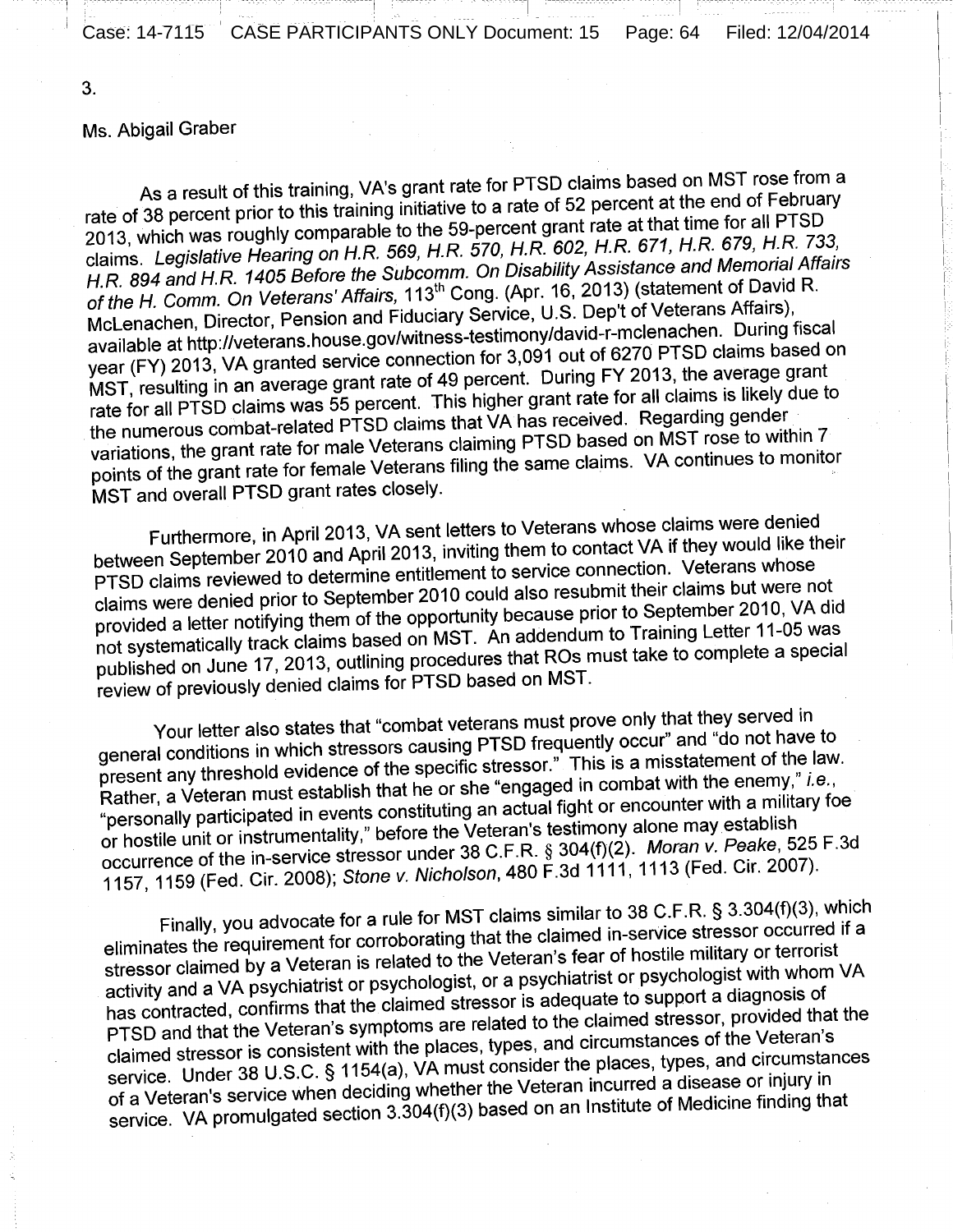3.

Ms. Abigail Graber

As a result of this training, VA's grant rate for PTSD claims based on MST rose from a rate of 38 percent prior to this training initiative to a rate of 52 percent at the end of February 2013, which was roughly comparable to the 59-percent grant rate at that time for all PTSD claims. *Legislative Hearing on H.R. 569, H.R. 570, H.R. 602, H.R. 671, H.R. 679, H.R. 733, H.R. 894 and H.R. 1405 Before the Subcomm. On Disability Assistance and Memorial Affairs of the H. Comm. On Veterans' Affairs,* 113th Cong. (Apr. 16, 2013) (statement of David R. McLenachen, Director, Pension and Fiduciary Service, U.S. Dep't of Veterans Affairs), available at http://veterans.house.gov/witness-testimony/david-r-mclenachen. During fiscal year (FY) 2013, VA granted service connection for 3,091 out of 6270 PTSD claims based on MST, resulting in an average grant rate of 49 percent. During FY 2013, the average grant rate for all PTSD claims was 55 percent. This higher grant rate for all claims is likely due to the numerous combat-related PTSD claims that VA has received. Regarding gender variations, the grant rate for male Veterans claiming PTSD based on MST rose to within 7 points of the grant rate for female Veterans filing the same claims. VA continues to monitor MST and overall PTSD grant rates closely.

Furthermore, in April 2013, VA sent letters to Veterans whose claims were denied between September 2010 and April 2013, inviting them to contact VA if they would like their PTSD claims reviewed to determine entitlement to service connection. Veterans whose claims were denied prior to September 2010 could also resubmit their claims but were not provided a letter notifying them of the opportunity because prior to September 2010, VA did not systematically track claims based on MST. An addendum to Training Letter 11-05 was published on June 17, 2013, outlining procedures that ROs must take to complete a special review of previously denied claims for PTSD based on MST.

Your letter also states that "combat veterans must prove only that they served in general conditions in which stressors causing PTSD frequently occur" and "do not have to present any threshold evidence of the specific stressor." This is a misstatement of the law. Rather, a Veteran must establish that he or she "engaged in combat with the enemy," *i.e.*, "personally participated in events constituting an actual fight or encounter with a military foe or hostile unit or instrumentality," before the Veteran's testimony alone may establish occurrence of the in-service stressor under 38 C.F.R. § 304(f)(2). *Moran v. Peake*, 525 F.3d 1157, 1159 (Fed. Cir. 2008); *Stone v. Nicholson*, 480 F.3d 1111, 1113 (Fed. Cir. 2007).

Finally, you advocate for a rule for MST claims similar to 38 C.F.R. § 3.304(f)(3), which eliminates the requirement for corroborating that the claimed in-service stressor occurred if a stressor claimed by a Veteran is related to the Veteran's fear of hostile military or terrorist activity and a VA psychiatrist or psychologist, or a psychiatrist or psychologist with whom VA has contracted, confirms that the claimed stressor is adequate to support a diagnosis of PTSD and that the Veteran's symptoms are related to the claimed stressor, provided that the claimed stressor is consistent with the places, types, and circumstances of the Veteran's service. Under 38 U.S.C. § 1154(a), VA must consider the places, types, and circumstances of a Veteran's service when deciding whether the Veteran incurred a disease or injury in service. VA promulgated section 3.304(f)(3) based on an Institute of Medicine finding that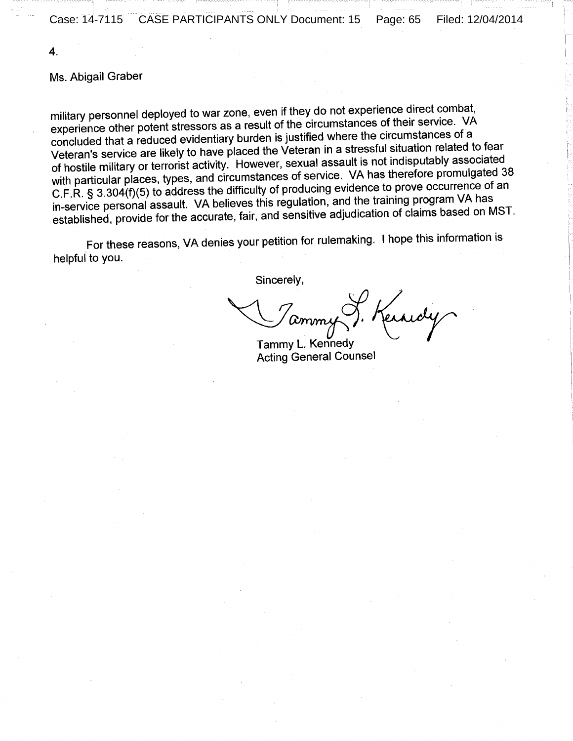4.

Ms. Abigail Graber

military personnel deployed to war zone, even if they do not experience direct combat, experience other potent stressors as a result of the circumstances of their service. VA concluded that a reduced evidentiary burden is justified where the circumstances of a Veteran's service are likely to have placed the Veteran in a stressful situation related to fear of hostile military or terrorist activity. However, sexual assault is not indisputably associated with particular places, types, and circumstances of service. VA has therefore promulgated 38 C.F.R. § 3.304(f)(5) to address the difficulty of producing evidence to prove occurrence of an in-service personal assault. VA believes this regulation, and the training program VA has established, provide for the accurate, fair, and sensitive adjudication of claims based on MST.

For these reasons, VA denies your petition for rulemaking. I hope this information is helpful to you.

Sincerely,

Tammy L. Kennedy
Acting General Counsel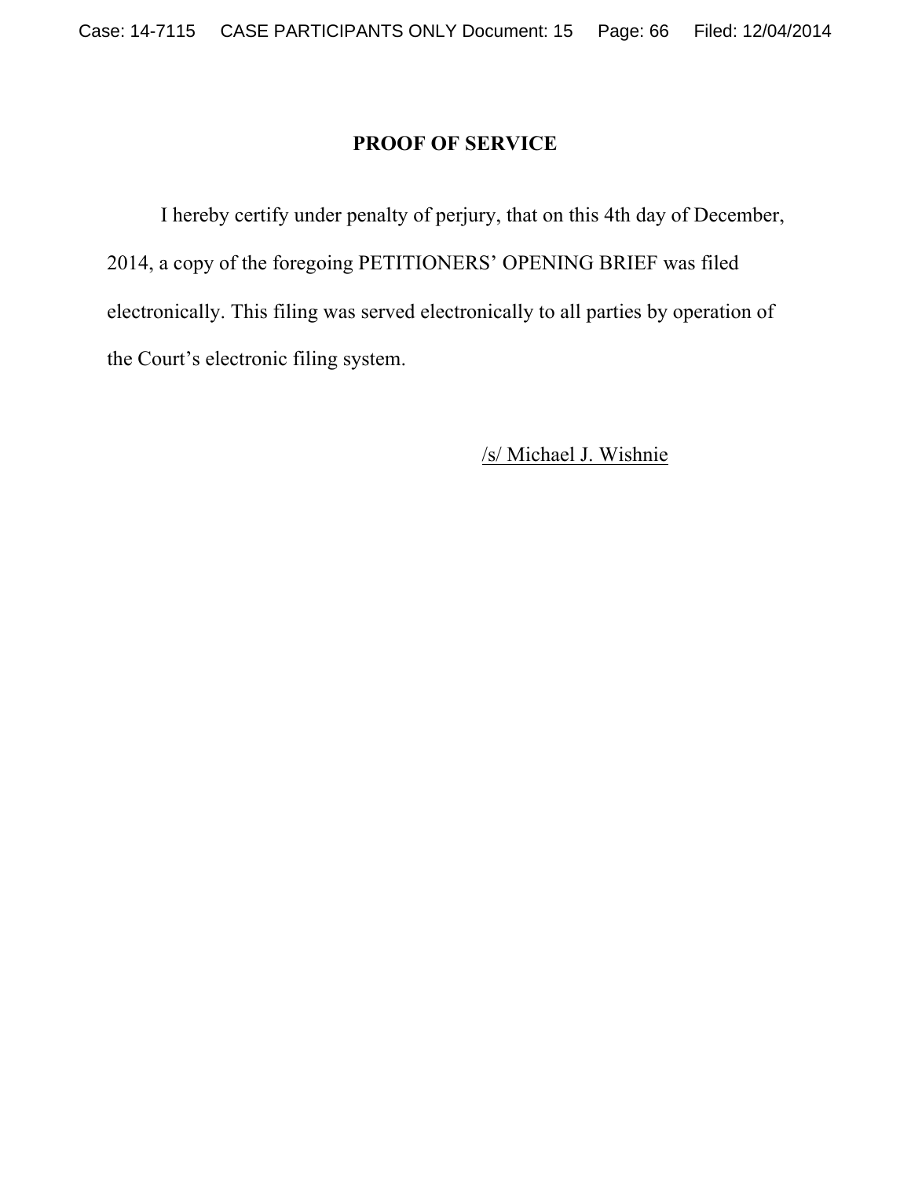## PROOF OF SERVICE

I hereby certify under penalty of perjury, that on this 4th day of December, 2014, a copy of the foregoing PETITIONERS' OPENING BRIEF was filed electronically. This filing was served electronically to all parties by operation of the Court's electronic filing system.

/s/ Michael J. Wishnie